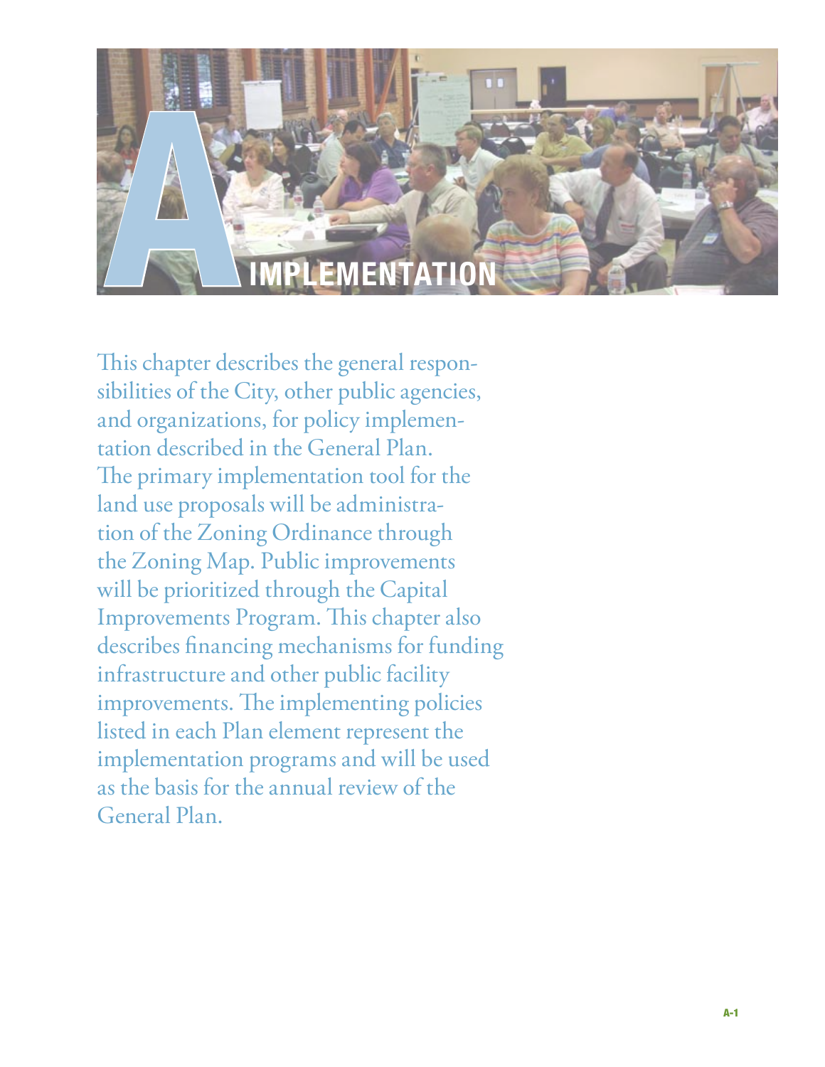# A IMPLEMENTATION

This chapter describes the general responsibilities of the City, other public agencies, and organizations, for policy implementation described in the General Plan. The primary implementation tool for the land use proposals will be administration of the Zoning Ordinance through the Zoning Map. Public improvements will be prioritized through the Capital Improvements Program. This chapter also describes financing mechanisms for funding infrastructure and other public facility improvements. The implementing policies listed in each Plan element represent the implementation programs and will be used as the basis for the annual review of the General Plan.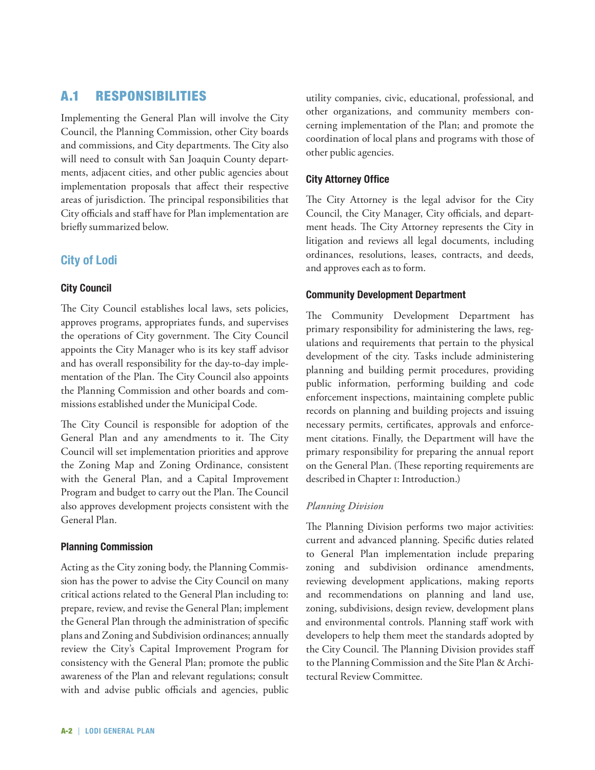## A.1 RESPONSIBILITIES

Implementing the General Plan will involve the City Council, the Planning Commission, other City boards and commissions, and City departments. The City also will need to consult with San Joaquin County departments, adjacent cities, and other public agencies about implementation proposals that affect their respective areas of jurisdiction. The principal responsibilities that City officials and staff have for Plan implementation are briefly summarized below.

### City of Lodi

#### City Council

The City Council establishes local laws, sets policies, approves programs, appropriates funds, and supervises the operations of City government. The City Council appoints the City Manager who is its key staff advisor and has overall responsibility for the day-to-day implementation of the Plan. The City Council also appoints the Planning Commission and other boards and commissions established under the Municipal Code.

The City Council is responsible for adoption of the General Plan and any amendments to it. The City Council will set implementation priorities and approve the Zoning Map and Zoning Ordinance, consistent with the General Plan, and a Capital Improvement Program and budget to carry out the Plan. The Council also approves development projects consistent with the General Plan.

#### Planning Commission

Acting as the City zoning body, the Planning Commission has the power to advise the City Council on many critical actions related to the General Plan including to: prepare, review, and revise the General Plan; implement the General Plan through the administration of specific plans and Zoning and Subdivision ordinances; annually review the City's Capital Improvement Program for consistency with the General Plan; promote the public awareness of the Plan and relevant regulations; consult with and advise public officials and agencies, public utility companies, civic, educational, professional, and other organizations, and community members concerning implementation of the Plan; and promote the coordination of local plans and programs with those of other public agencies.

#### City Attorney Office

The City Attorney is the legal advisor for the City Council, the City Manager, City officials, and department heads. The City Attorney represents the City in litigation and reviews all legal documents, including ordinances, resolutions, leases, contracts, and deeds, and approves each as to form.

#### Community Development Department

The Community Development Department has primary responsibility for administering the laws, regulations and requirements that pertain to the physical development of the city. Tasks include administering planning and building permit procedures, providing public information, performing building and code enforcement inspections, maintaining complete public records on planning and building projects and issuing necessary permits, certificates, approvals and enforcement citations. Finally, the Department will have the primary responsibility for preparing the annual report on the General Plan. (These reporting requirements are described in Chapter 1: Introduction.)

*Planning Division*

The Planning Division performs two major activities: current and advanced planning. Specific duties related to General Plan implementation include preparing zoning and subdivision ordinance amendments, reviewing development applications, making reports and recommendations on planning and land use, zoning, subdivisions, design review, development plans and environmental controls. Planning staff work with developers to help them meet the standards adopted by the City Council. The Planning Division provides staff to the Planning Commission and the Site Plan & Architectural Review Committee.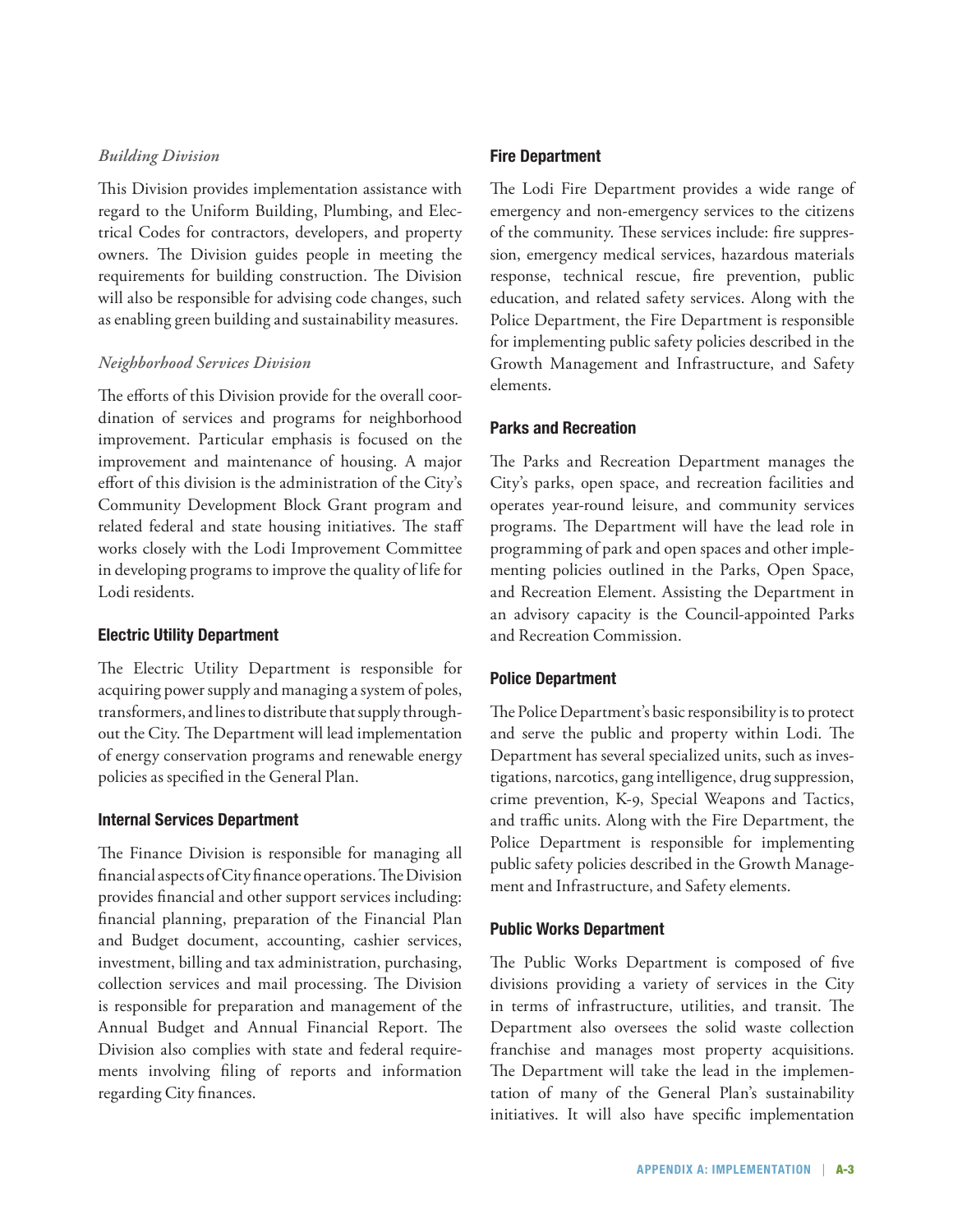*Building Division*

This Division provides implementation assistance with regard to the Uniform Building, Plumbing, and Electrical Codes for contractors, developers, and property owners. The Division guides people in meeting the requirements for building construction. The Division will also be responsible for advising code changes, such as enabling green building and sustainability measures.

*Neighborhood Services Division*

The efforts of this Division provide for the overall coordination of services and programs for neighborhood improvement. Particular emphasis is focused on the improvement and maintenance of housing. A major effort of this division is the administration of the City's Community Development Block Grant program and related federal and state housing initiatives. The staff works closely with the Lodi Improvement Committee in developing programs to improve the quality of life for Lodi residents.

### Electric Utility Department

The Electric Utility Department is responsible for acquiring power supply and managing a system of poles, transformers, and lines to distribute that supply throughout the City. The Department will lead implementation of energy conservation programs and renewable energy policies as specified in the General Plan.

### Internal Services Department

The Finance Division is responsible for managing all financial aspects of City finance operations. The Division provides financial and other support services including: financial planning, preparation of the Financial Plan and Budget document, accounting, cashier services, investment, billing and tax administration, purchasing, collection services and mail processing. The Division is responsible for preparation and management of the Annual Budget and Annual Financial Report. The Division also complies with state and federal requirements involving filing of reports and information regarding City finances.

### Fire Department

The Lodi Fire Department provides a wide range of emergency and non-emergency services to the citizens of the community. These services include: fire suppression, emergency medical services, hazardous materials response, technical rescue, fire prevention, public education, and related safety services. Along with the Police Department, the Fire Department is responsible for implementing public safety policies described in the Growth Management and Infrastructure, and Safety elements.

### Parks and Recreation

The Parks and Recreation Department manages the City's parks, open space, and recreation facilities and operates year-round leisure, and community services programs. The Department will have the lead role in programming of park and open spaces and other implementing policies outlined in the Parks, Open Space, and Recreation Element. Assisting the Department in an advisory capacity is the Council-appointed Parks and Recreation Commission.

### Police Department

The Police Department's basic responsibility is to protect and serve the public and property within Lodi. The Department has several specialized units, such as investigations, narcotics, gang intelligence, drug suppression, crime prevention, K-9, Special Weapons and Tactics, and traffic units. Along with the Fire Department, the Police Department is responsible for implementing public safety policies described in the Growth Management and Infrastructure, and Safety elements.

### Public Works Department

The Public Works Department is composed of five divisions providing a variety of services in the City in terms of infrastructure, utilities, and transit. The Department also oversees the solid waste collection franchise and manages most property acquisitions. The Department will take the lead in the implementation of many of the General Plan's sustainability initiatives. It will also have specific implementation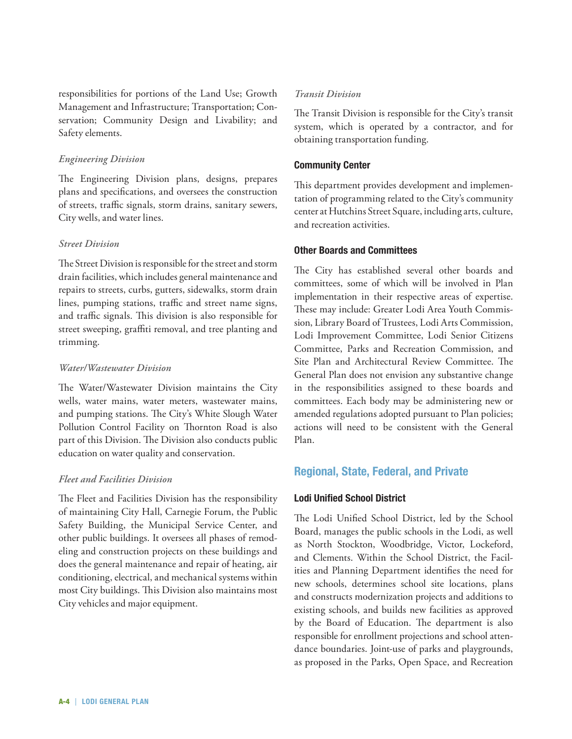responsibilities for portions of the Land Use; Growth Management and Infrastructure; Transportation; Conservation; Community Design and Livability; and Safety elements.

#### *Engineering Division*

The Engineering Division plans, designs, prepares plans and specifications, and oversees the construction of streets, traffic signals, storm drains, sanitary sewers, City wells, and water lines.

#### *Street Division*

The Street Division is responsible for the street and storm drain facilities, which includes general maintenance and repairs to streets, curbs, gutters, sidewalks, storm drain lines, pumping stations, traffic and street name signs, and traffic signals. This division is also responsible for street sweeping, graffiti removal, and tree planting and trimming.

#### *Water/Wastewater Division*

The Water/Wastewater Division maintains the City wells, water mains, water meters, wastewater mains, and pumping stations. The City's White Slough Water Pollution Control Facility on Thornton Road is also part of this Division. The Division also conducts public education on water quality and conservation.

#### *Fleet and Facilities Division*

The Fleet and Facilities Division has the responsibility of maintaining City Hall, Carnegie Forum, the Public Safety Building, the Municipal Service Center, and other public buildings. It oversees all phases of remodeling and construction projects on these buildings and does the general maintenance and repair of heating, air conditioning, electrical, and mechanical systems within most City buildings. This Division also maintains most City vehicles and major equipment.

#### *Transit Division*

The Transit Division is responsible for the City's transit system, which is operated by a contractor, and for obtaining transportation funding.

### Community Center

This department provides development and implementation of programming related to the City's community center at Hutchins Street Square, including arts, culture, and recreation activities.

### Other Boards and Committees

The City has established several other boards and committees, some of which will be involved in Plan implementation in their respective areas of expertise. These may include: Greater Lodi Area Youth Commission, Library Board of Trustees, Lodi Arts Commission, Lodi Improvement Committee, Lodi Senior Citizens Committee, Parks and Recreation Commission, and Site Plan and Architectural Review Committee. The General Plan does not envision any substantive change in the responsibilities assigned to these boards and committees. Each body may be administering new or amended regulations adopted pursuant to Plan policies; actions will need to be consistent with the General Plan.

## Regional, State, Federal, and Private

### Lodi Unified School District

The Lodi Unified School District, led by the School Board, manages the public schools in the Lodi, as well as North Stockton, Woodbridge, Victor, Lockeford, and Clements. Within the School District, the Facilities and Planning Department identifies the need for new schools, determines school site locations, plans and constructs modernization projects and additions to existing schools, and builds new facilities as approved by the Board of Education. The department is also responsible for enrollment projections and school attendance boundaries. Joint-use of parks and playgrounds, as proposed in the Parks, Open Space, and Recreation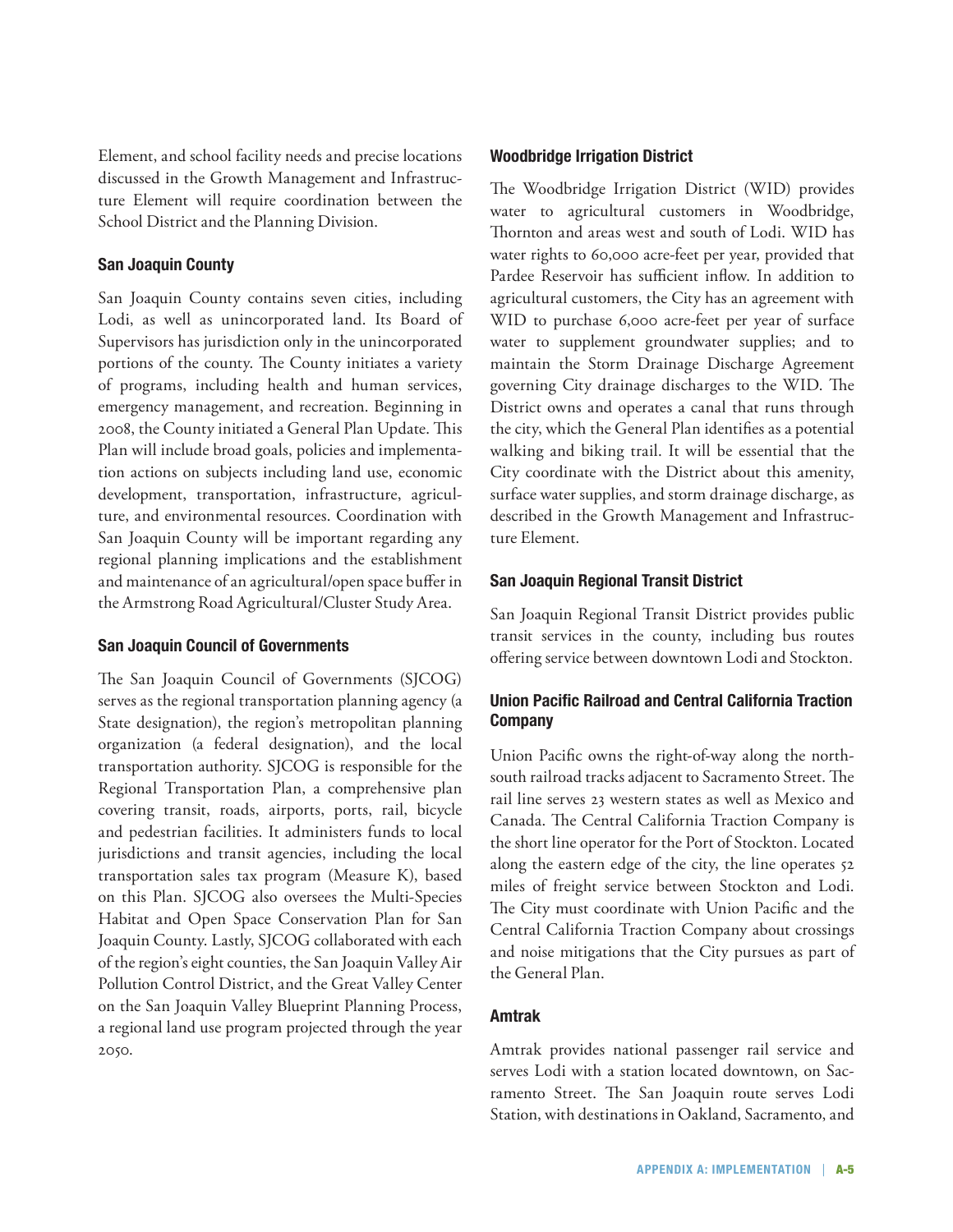Element, and school facility needs and precise locations discussed in the Growth Management and Infrastructure Element will require coordination between the School District and the Planning Division.

### San Joaquin County

San Joaquin County contains seven cities, including Lodi, as well as unincorporated land. Its Board of Supervisors has jurisdiction only in the unincorporated portions of the county. The County initiates a variety of programs, including health and human services, emergency management, and recreation. Beginning in 2008, the County initiated a General Plan Update. This Plan will include broad goals, policies and implementation actions on subjects including land use, economic development, transportation, infrastructure, agriculture, and environmental resources. Coordination with San Joaquin County will be important regarding any regional planning implications and the establishment and maintenance of an agricultural/open space buffer in the Armstrong Road Agricultural/Cluster Study Area.

### San Joaquin Council of Governments

The San Joaquin Council of Governments (SJCOG) serves as the regional transportation planning agency (a State designation), the region's metropolitan planning organization (a federal designation), and the local transportation authority. SJCOG is responsible for the Regional Transportation Plan, a comprehensive plan covering transit, roads, airports, ports, rail, bicycle and pedestrian facilities. It administers funds to local jurisdictions and transit agencies, including the local transportation sales tax program (Measure K), based on this Plan. SJCOG also oversees the Multi-Species Habitat and Open Space Conservation Plan for San Joaquin County. Lastly, SJCOG collaborated with each of the region's eight counties, the San Joaquin Valley Air Pollution Control District, and the Great Valley Center on the San Joaquin Valley Blueprint Planning Process, a regional land use program projected through the year 2050.

### Woodbridge Irrigation District

The Woodbridge Irrigation District (WID) provides water to agricultural customers in Woodbridge, Thornton and areas west and south of Lodi. WID has water rights to 60,000 acre-feet per year, provided that Pardee Reservoir has sufficient inflow. In addition to agricultural customers, the City has an agreement with WID to purchase 6,000 acre-feet per year of surface water to supplement groundwater supplies; and to maintain the Storm Drainage Discharge Agreement governing City drainage discharges to the WID. The District owns and operates a canal that runs through the city, which the General Plan identifies as a potential walking and biking trail. It will be essential that the City coordinate with the District about this amenity, surface water supplies, and storm drainage discharge, as described in the Growth Management and Infrastructure Element.

### San Joaquin Regional Transit District

San Joaquin Regional Transit District provides public transit services in the county, including bus routes offering service between downtown Lodi and Stockton.

### Union Pacific Railroad and Central California Traction Company

Union Pacific owns the right-of-way along the north-south railroad tracks adjacent to Sacramento Street. The rail line serves 23 western states as well as Mexico and Canada. The Central California Traction Company is the short line operator for the Port of Stockton. Located along the eastern edge of the city, the line operates 52 miles of freight service between Stockton and Lodi. The City must coordinate with Union Pacific and the Central California Traction Company about crossings and noise mitigations that the City pursues as part of the General Plan.

### Amtrak

Amtrak provides national passenger rail service and serves Lodi with a station located downtown, on Sacramento Street. The San Joaquin route serves Lodi Station, with destinations in Oakland, Sacramento, and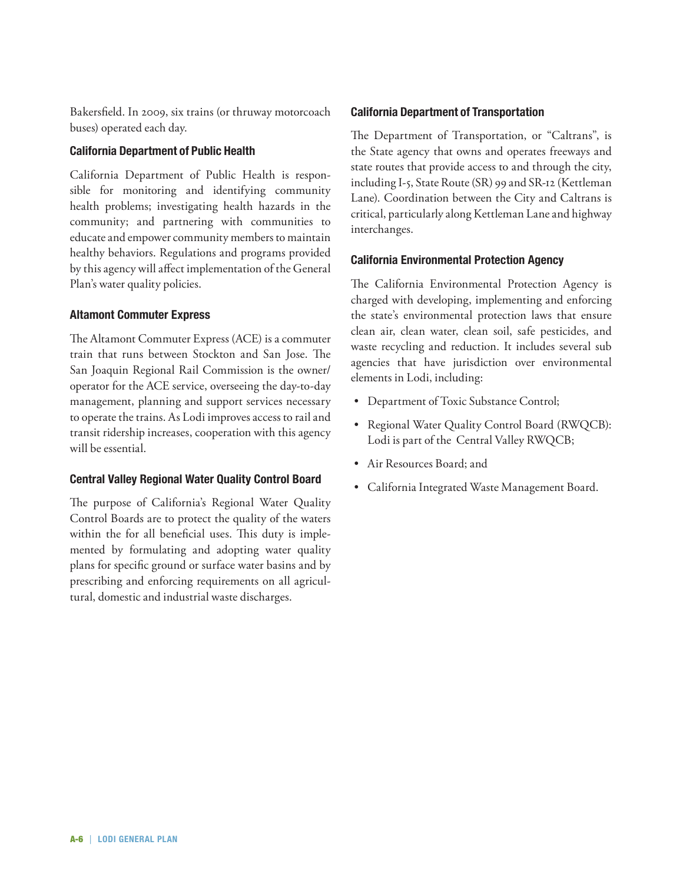Bakersfield. In 2009, six trains (or thruway motorcoach buses) operated each day.

### California Department of Public Health

California Department of Public Health is responsible for monitoring and identifying community health problems; investigating health hazards in the community; and partnering with communities to educate and empower community members to maintain healthy behaviors. Regulations and programs provided by this agency will affect implementation of the General Plan's water quality policies.

### Altamont Commuter Express

The Altamont Commuter Express (ACE) is a commuter train that runs between Stockton and San Jose. The San Joaquin Regional Rail Commission is the owner/operator for the ACE service, overseeing the day-to-day management, planning and support services necessary to operate the trains. As Lodi improves access to rail and transit ridership increases, cooperation with this agency will be essential.

### Central Valley Regional Water Quality Control Board

The purpose of California's Regional Water Quality Control Boards are to protect the quality of the waters within the for all beneficial uses. This duty is implemented by formulating and adopting water quality plans for specific ground or surface water basins and by prescribing and enforcing requirements on all agricultural, domestic and industrial waste discharges.

### California Department of Transportation

The Department of Transportation, or "Caltrans", is the State agency that owns and operates freeways and state routes that provide access to and through the city, including I-5, State Route (SR) 99 and SR-12 (Kettleman Lane). Coordination between the City and Caltrans is critical, particularly along Kettleman Lane and highway interchanges.

### California Environmental Protection Agency

The California Environmental Protection Agency is charged with developing, implementing and enforcing the state's environmental protection laws that ensure clean air, clean water, clean soil, safe pesticides, and waste recycling and reduction. It includes several sub agencies that have jurisdiction over environmental elements in Lodi, including:

- Department of Toxic Substance Control;
- Regional Water Quality Control Board (RWQCB): Lodi is part of the Central Valley RWQCB;
- Air Resources Board; and
- California Integrated Waste Management Board.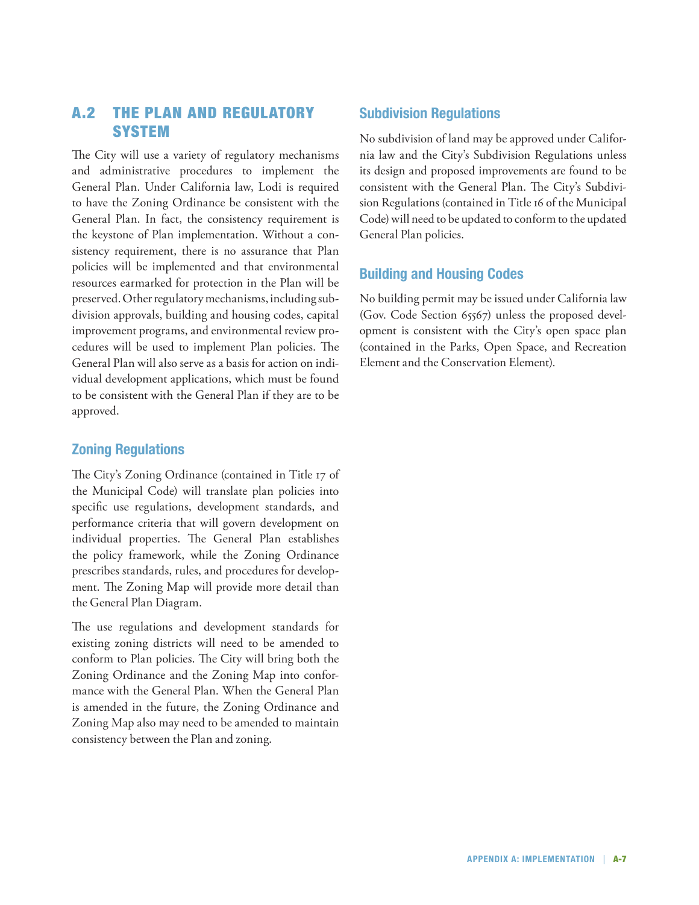## A.2 THE PLAN AND REGULATORY SYSTEM

The City will use a variety of regulatory mechanisms and administrative procedures to implement the General Plan. Under California law, Lodi is required to have the Zoning Ordinance be consistent with the General Plan. In fact, the consistency requirement is the keystone of Plan implementation. Without a consistency requirement, there is no assurance that Plan policies will be implemented and that environmental resources earmarked for protection in the Plan will be preserved. Other regulatory mechanisms, including subdivision approvals, building and housing codes, capital improvement programs, and environmental review procedures will be used to implement Plan policies. The General Plan will also serve as a basis for action on individual development applications, which must be found to be consistent with the General Plan if they are to be approved.

### Zoning Regulations

The City's Zoning Ordinance (contained in Title 17 of the Municipal Code) will translate plan policies into specific use regulations, development standards, and performance criteria that will govern development on individual properties. The General Plan establishes the policy framework, while the Zoning Ordinance prescribes standards, rules, and procedures for development. The Zoning Map will provide more detail than the General Plan Diagram.

The use regulations and development standards for existing zoning districts will need to be amended to conform to Plan policies. The City will bring both the Zoning Ordinance and the Zoning Map into conformance with the General Plan. When the General Plan is amended in the future, the Zoning Ordinance and Zoning Map also may need to be amended to maintain consistency between the Plan and zoning.

### Subdivision Regulations

No subdivision of land may be approved under California law and the City's Subdivision Regulations unless its design and proposed improvements are found to be consistent with the General Plan. The City's Subdivision Regulations (contained in Title 16 of the Municipal Code) will need to be updated to conform to the updated General Plan policies.

### Building and Housing Codes

No building permit may be issued under California law (Gov. Code Section 65567) unless the proposed development is consistent with the City's open space plan (contained in the Parks, Open Space, and Recreation Element and the Conservation Element).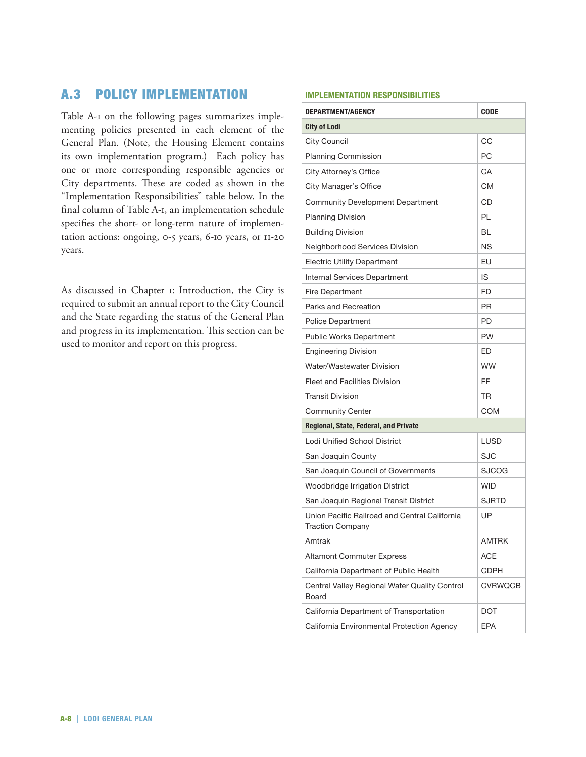## A.3 POLICY IMPLEMENTATION

Table A-1 on the following pages summarizes implementing policies presented in each element of the General Plan. (Note, the Housing Element contains its own implementation program.) Each policy has one or more corresponding responsible agencies or City departments. These are coded as shown in the "Implementation Responsibilities" table below. In the final column of Table A-1, an implementation schedule specifies the short- or long-term nature of implementation actions: ongoing, 0-5 years, 6-10 years, or 11-20 years.

As discussed in Chapter 1: Introduction, the City is required to submit an annual report to the City Council and the State regarding the status of the General Plan and progress in its implementation. This section can be used to monitor and report on this progress.

### IMPLEMENTATION RESPONSIBILITIES

| DEPARTMENT/AGENCY | CODE |
|---|---|
| **City of Lodi** | |
| City Council | CC |
| Planning Commission | PC |
| City Attorney's Office | CA |
| City Manager's Office | CM |
| Community Development Department | CD |
| Planning Division | PL |
| Building Division | BL |
| Neighborhood Services Division | NS |
| Electric Utility Department | EU |
| Internal Services Department | IS |
| Fire Department | FD |
| Parks and Recreation | PR |
| Police Department | PD |
| Public Works Department | PW |
| Engineering Division | ED |
| Water/Wastewater Division | WW |
| Fleet and Facilities Division | FF |
| Transit Division | TR |
| Community Center | COM |
| **Regional, State, Federal, and Private** | |
| Lodi Unified School District | LUSD |
| San Joaquin County | SJC |
| San Joaquin Council of Governments | SJCOG |
| Woodbridge Irrigation District | WID |
| San Joaquin Regional Transit District | SJRTD |
| Union Pacific Railroad and Central California Traction Company | UP |
| Amtrak | AMTRK |
| Altamont Commuter Express | ACE |
| California Department of Public Health | CDPH |
| Central Valley Regional Water Quality Control Board | CVRWQCB |
| California Department of Transportation | DOT |
| California Environmental Protection Agency | EPA |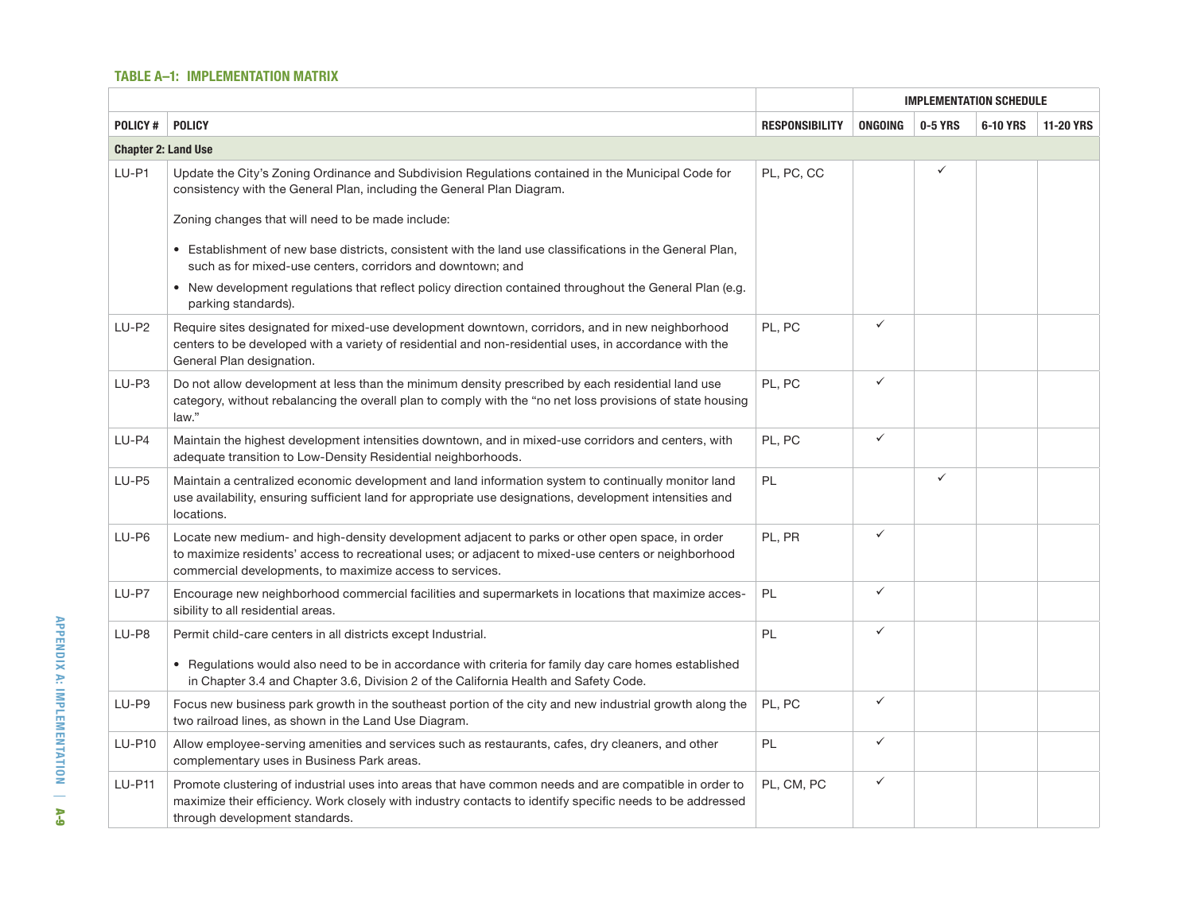**TABLE A–1: IMPLEMENTATION MATRIX**

| | | | IMPLEMENTATION SCHEDULE | | | |
|---|---|---|---|---|---|---|
| **POLICY #** | **POLICY** | **RESPONSIBILITY** | **ONGOING** | **0-5 YRS** | **6-10 YRS** | **11-20 YRS** |
| **Chapter 2: Land Use** | | | | | | |
| LU-P1 | Update the City's Zoning Ordinance and Subdivision Regulations contained in the Municipal Code for consistency with the General Plan, including the General Plan Diagram.<br><br>Zoning changes that will need to be made include:<br><br>• Establishment of new base districts, consistent with the land use classifications in the General Plan, such as for mixed-use centers, corridors and downtown; and<br>• New development regulations that reflect policy direction contained throughout the General Plan (e.g. parking standards). | PL, PC, CC | | ✓ | | |
| LU-P2 | Require sites designated for mixed-use development downtown, corridors, and in new neighborhood centers to be developed with a variety of residential and non-residential uses, in accordance with the General Plan designation. | PL, PC | ✓ | | | |
| LU-P3 | Do not allow development at less than the minimum density prescribed by each residential land use category, without rebalancing the overall plan to comply with the "no net loss provisions of state housing law." | PL, PC | ✓ | | | |
| LU-P4 | Maintain the highest development intensities downtown, and in mixed-use corridors and centers, with adequate transition to Low-Density Residential neighborhoods. | PL, PC | ✓ | | | |
| LU-P5 | Maintain a centralized economic development and land information system to continually monitor land use availability, ensuring sufficient land for appropriate use designations, development intensities and locations. | PL | | ✓ | | |
| LU-P6 | Locate new medium- and high-density development adjacent to parks or other open space, in order to maximize residents' access to recreational uses; or adjacent to mixed-use centers or neighborhood commercial developments, to maximize access to services. | PL, PR | ✓ | | | |
| LU-P7 | Encourage new neighborhood commercial facilities and supermarkets in locations that maximize accessibility to all residential areas. | PL | ✓ | | | |
| LU-P8 | Permit child-care centers in all districts except Industrial.<br><br>• Regulations would also need to be in accordance with criteria for family day care homes established in Chapter 3.4 and Chapter 3.6, Division 2 of the California Health and Safety Code. | PL | ✓ | | | |
| LU-P9 | Focus new business park growth in the southeast portion of the city and new industrial growth along the two railroad lines, as shown in the Land Use Diagram. | PL, PC | ✓ | | | |
| LU-P10 | Allow employee-serving amenities and services such as restaurants, cafes, dry cleaners, and other complementary uses in Business Park areas. | PL | ✓ | | | |
| LU-P11 | Promote clustering of industrial uses into areas that have common needs and are compatible in order to maximize their efficiency. Work closely with industry contacts to identify specific needs to be addressed through development standards. | PL, CM, PC | ✓ | | | |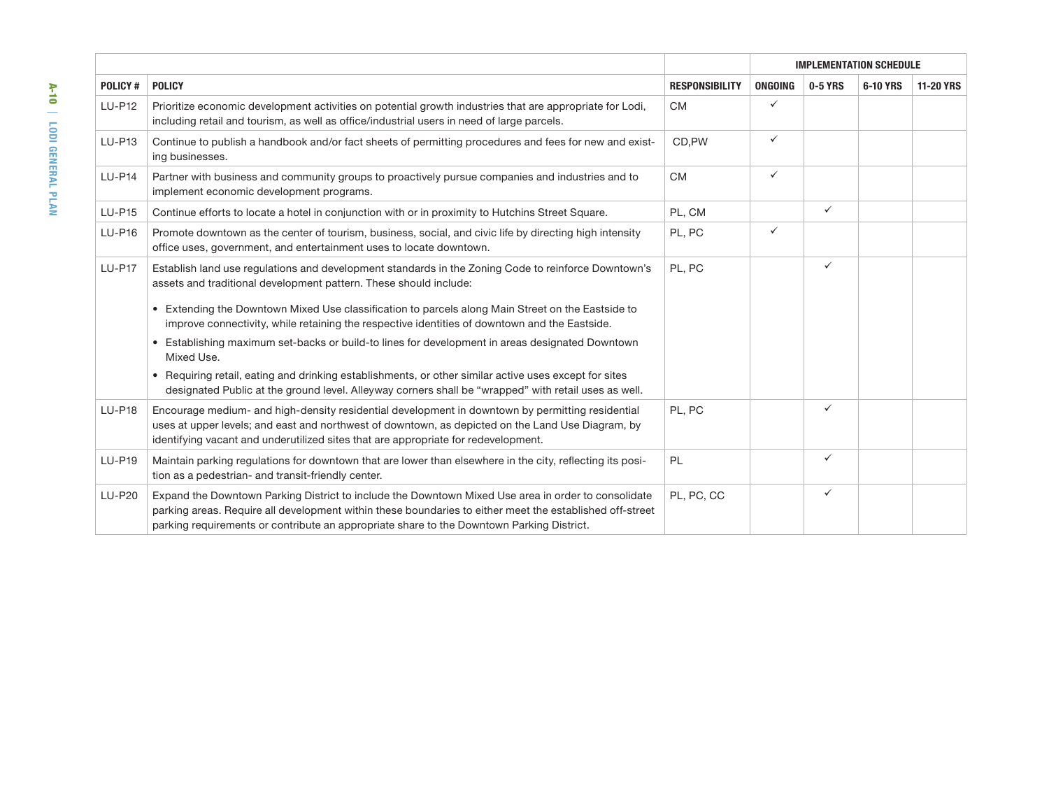| | | | IMPLEMENTATION SCHEDULE | | | |
|---|---|---|---|---|---|---|
| **POLICY #** | **POLICY** | **RESPONSIBILITY** | **ONGOING** | **0-5 YRS** | **6-10 YRS** | **11-20 YRS** |
| LU-P12 | Prioritize economic development activities on potential growth industries that are appropriate for Lodi, including retail and tourism, as well as office/industrial users in need of large parcels. | CM | ✓ | | | |
| LU-P13 | Continue to publish a handbook and/or fact sheets of permitting procedures and fees for new and existing businesses. | CD,PW | ✓ | | | |
| LU-P14 | Partner with business and community groups to proactively pursue companies and industries and to implement economic development programs. | CM | ✓ | | | |
| LU-P15 | Continue efforts to locate a hotel in conjunction with or in proximity to Hutchins Street Square. | PL, CM | | ✓ | | |
| LU-P16 | Promote downtown as the center of tourism, business, social, and civic life by directing high intensity office uses, government, and entertainment uses to locate downtown. | PL, PC | ✓ | | | |
| LU-P17 | Establish land use regulations and development standards in the Zoning Code to reinforce Downtown's assets and traditional development pattern. These should include: <br>• Extending the Downtown Mixed Use classification to parcels along Main Street on the Eastside to improve connectivity, while retaining the respective identities of downtown and the Eastside. <br>• Establishing maximum set-backs or build-to lines for development in areas designated Downtown Mixed Use. <br>• Requiring retail, eating and drinking establishments, or other similar active uses except for sites designated Public at the ground level. Alleyway corners shall be "wrapped" with retail uses as well. | PL, PC | | ✓ | | |
| LU-P18 | Encourage medium- and high-density residential development in downtown by permitting residential uses at upper levels; and east and northwest of downtown, as depicted on the Land Use Diagram, by identifying vacant and underutilized sites that are appropriate for redevelopment. | PL, PC | | ✓ | | |
| LU-P19 | Maintain parking regulations for downtown that are lower than elsewhere in the city, reflecting its position as a pedestrian- and transit-friendly center. | PL | | ✓ | | |
| LU-P20 | Expand the Downtown Parking District to include the Downtown Mixed Use area in order to consolidate parking areas. Require all development within these boundaries to either meet the established off-street parking requirements or contribute an appropriate share to the Downtown Parking District. | PL, PC, CC | | ✓ | | |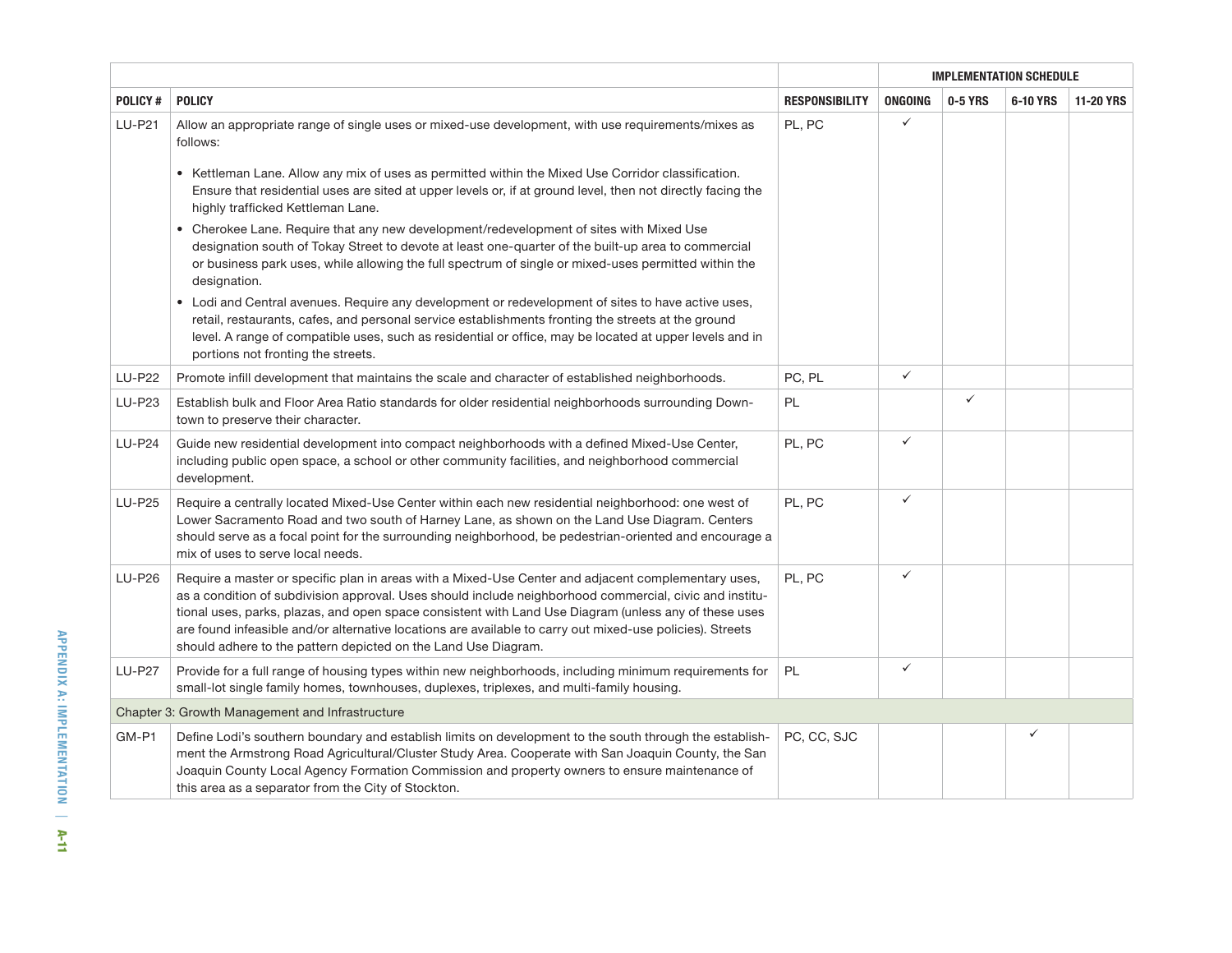| | | | IMPLEMENTATION SCHEDULE | | | |
|---|---|---|---|---|---|---|
| **POLICY #** | **POLICY** | **RESPONSIBILITY** | **ONGOING** | **0-5 YRS** | **6-10 YRS** | **11-20 YRS** |
| LU-P21 | Allow an appropriate range of single uses or mixed-use development, with use requirements/mixes as follows:<br><br>• Kettleman Lane. Allow any mix of uses as permitted within the Mixed Use Corridor classification. Ensure that residential uses are sited at upper levels or, if at ground level, then not directly facing the highly trafficked Kettleman Lane.<br>• Cherokee Lane. Require that any new development/redevelopment of sites with Mixed Use designation south of Tokay Street to devote at least one-quarter of the built-up area to commercial or business park uses, while allowing the full spectrum of single or mixed-uses permitted within the designation.<br>• Lodi and Central avenues. Require any development or redevelopment of sites to have active uses, retail, restaurants, cafes, and personal service establishments fronting the streets at the ground level. A range of compatible uses, such as residential or office, may be located at upper levels and in portions not fronting the streets. | PL, PC | ✓ | | | |
| LU-P22 | Promote infill development that maintains the scale and character of established neighborhoods. | PC, PL | ✓ | | | |
| LU-P23 | Establish bulk and Floor Area Ratio standards for older residential neighborhoods surrounding Downtown to preserve their character. | PL | | ✓ | | |
| LU-P24 | Guide new residential development into compact neighborhoods with a defined Mixed-Use Center, including public open space, a school or other community facilities, and neighborhood commercial development. | PL, PC | ✓ | | | |
| LU-P25 | Require a centrally located Mixed-Use Center within each new residential neighborhood: one west of Lower Sacramento Road and two south of Harney Lane, as shown on the Land Use Diagram. Centers should serve as a focal point for the surrounding neighborhood, be pedestrian-oriented and encourage a mix of uses to serve local needs. | PL, PC | ✓ | | | |
| LU-P26 | Require a master or specific plan in areas with a Mixed-Use Center and adjacent complementary uses, as a condition of subdivision approval. Uses should include neighborhood commercial, civic and institutional uses, parks, plazas, and open space consistent with Land Use Diagram (unless any of these uses are found infeasible and/or alternative locations are available to carry out mixed-use policies). Streets should adhere to the pattern depicted on the Land Use Diagram. | PL, PC | ✓ | | | |
| LU-P27 | Provide for a full range of housing types within new neighborhoods, including minimum requirements for small-lot single family homes, townhouses, duplexes, triplexes, and multi-family housing. | PL | ✓ | | | |
| Chapter 3: Growth Management and Infrastructure | | | | | | |
| GM-P1 | Define Lodi's southern boundary and establish limits on development to the south through the establishment the Armstrong Road Agricultural/Cluster Study Area. Cooperate with San Joaquin County, the San Joaquin County Local Agency Formation Commission and property owners to ensure maintenance of this area as a separator from the City of Stockton. | PC, CC, SJC | | | ✓ | |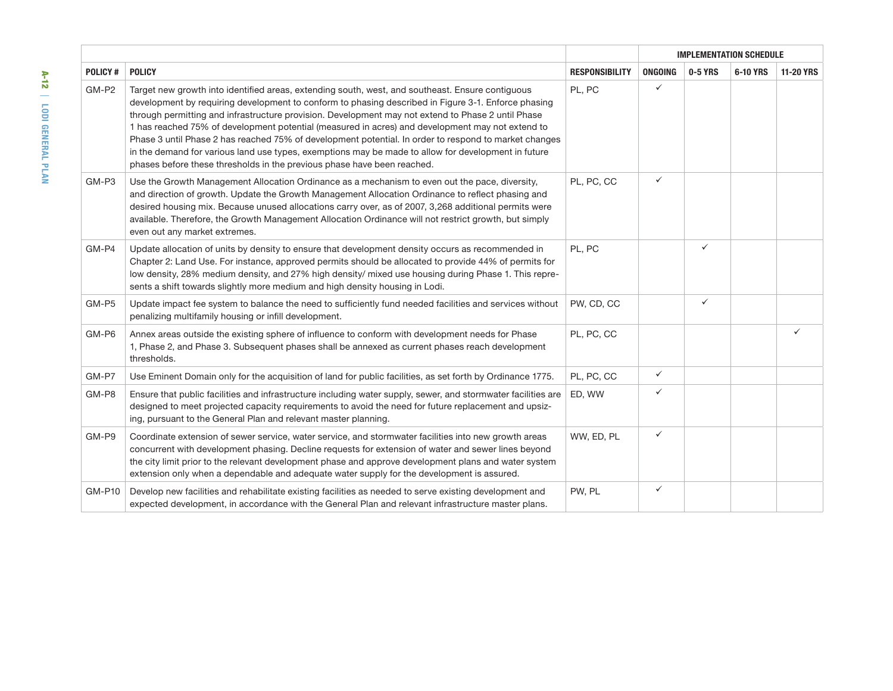| POLICY # | POLICY | RESPONSIBILITY | IMPLEMENTATION SCHEDULE | | | |
|---|---|---|---|---|---|---|
| | | | ONGOING | 0-5 YRS | 6-10 YRS | 11-20 YRS |
| GM-P2 | Target new growth into identified areas, extending south, west, and southeast. Ensure contiguous development by requiring development to conform to phasing described in Figure 3-1. Enforce phasing through permitting and infrastructure provision. Development may not extend to Phase 2 until Phase 1 has reached 75% of development potential (measured in acres) and development may not extend to Phase 3 until Phase 2 has reached 75% of development potential. In order to respond to market changes in the demand for various land use types, exemptions may be made to allow for development in future phases before these thresholds in the previous phase have been reached. | PL, PC | ✓ | | | |
| GM-P3 | Use the Growth Management Allocation Ordinance as a mechanism to even out the pace, diversity, and direction of growth. Update the Growth Management Allocation Ordinance to reflect phasing and desired housing mix. Because unused allocations carry over, as of 2007, 3,268 additional permits were available. Therefore, the Growth Management Allocation Ordinance will not restrict growth, but simply even out any market extremes. | PL, PC, CC | ✓ | | | |
| GM-P4 | Update allocation of units by density to ensure that development density occurs as recommended in Chapter 2: Land Use. For instance, approved permits should be allocated to provide 44% of permits for low density, 28% medium density, and 27% high density/ mixed use housing during Phase 1. This represents a shift towards slightly more medium and high density housing in Lodi. | PL, PC | | ✓ | | |
| GM-P5 | Update impact fee system to balance the need to sufficiently fund needed facilities and services without penalizing multifamily housing or infill development. | PW, CD, CC | | ✓ | | |
| GM-P6 | Annex areas outside the existing sphere of influence to conform with development needs for Phase 1, Phase 2, and Phase 3. Subsequent phases shall be annexed as current phases reach development thresholds. | PL, PC, CC | | | | ✓ |
| GM-P7 | Use Eminent Domain only for the acquisition of land for public facilities, as set forth by Ordinance 1775. | PL, PC, CC | ✓ | | | |
| GM-P8 | Ensure that public facilities and infrastructure including water supply, sewer, and stormwater facilities are designed to meet projected capacity requirements to avoid the need for future replacement and upsizing, pursuant to the General Plan and relevant master planning. | ED, WW | ✓ | | | |
| GM-P9 | Coordinate extension of sewer service, water service, and stormwater facilities into new growth areas concurrent with development phasing. Decline requests for extension of water and sewer lines beyond the city limit prior to the relevant development phase and approve development plans and water system extension only when a dependable and adequate water supply for the development is assured. | WW, ED, PL | ✓ | | | |
| GM-P10 | Develop new facilities and rehabilitate existing facilities as needed to serve existing development and expected development, in accordance with the General Plan and relevant infrastructure master plans. | PW, PL | ✓ | | | |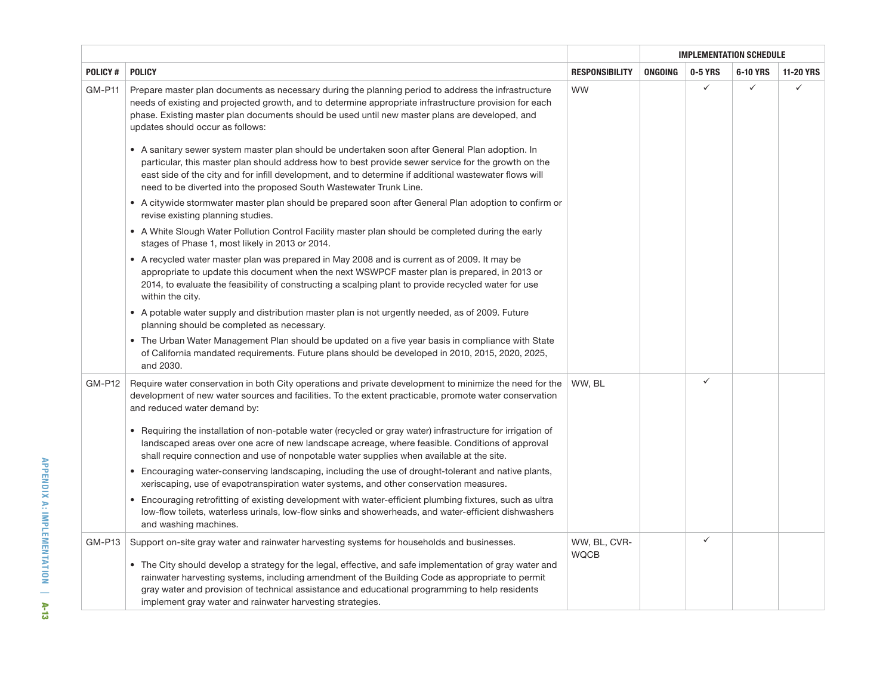| | | | IMPLEMENTATION SCHEDULE | | | |
|---|---|---|---|---|---|---|
| POLICY # | POLICY | RESPONSIBILITY | ONGOING | 0-5 YRS | 6-10 YRS | 11-20 YRS |
| GM-P11 | Prepare master plan documents as necessary during the planning period to address the infrastructure needs of existing and projected growth, and to determine appropriate infrastructure provision for each phase. Existing master plan documents should be used until new master plans are developed, and updates should occur as follows:<br><br>• A sanitary sewer system master plan should be undertaken soon after General Plan adoption. In particular, this master plan should address how to best provide sewer service for the growth on the east side of the city and for infill development, and to determine if additional wastewater flows will need to be diverted into the proposed South Wastewater Trunk Line.<br>• A citywide stormwater master plan should be prepared soon after General Plan adoption to confirm or revise existing planning studies.<br>• A White Slough Water Pollution Control Facility master plan should be completed during the early stages of Phase 1, most likely in 2013 or 2014.<br>• A recycled water master plan was prepared in May 2008 and is current as of 2009. It may be appropriate to update this document when the next WSWPCF master plan is prepared, in 2013 or 2014, to evaluate the feasibility of constructing a scalping plant to provide recycled water for use within the city.<br>• A potable water supply and distribution master plan is not urgently needed, as of 2009. Future planning should be completed as necessary.<br>• The Urban Water Management Plan should be updated on a five year basis in compliance with State of California mandated requirements. Future plans should be developed in 2010, 2015, 2020, 2025, and 2030. | WW | | ✓ | ✓ | ✓ |
| GM-P12 | Require water conservation in both City operations and private development to minimize the need for the development of new water sources and facilities. To the extent practicable, promote water conservation and reduced water demand by:<br><br>• Requiring the installation of non-potable water (recycled or gray water) infrastructure for irrigation of landscaped areas over one acre of new landscape acreage, where feasible. Conditions of approval shall require connection and use of nonpotable water supplies when available at the site.<br>• Encouraging water-conserving landscaping, including the use of drought-tolerant and native plants, xeriscaping, use of evapotranspiration water systems, and other conservation measures.<br>• Encouraging retrofitting of existing development with water-efficient plumbing fixtures, such as ultra low-flow toilets, waterless urinals, low-flow sinks and showerheads, and water-efficient dishwashers and washing machines. | WW, BL | | ✓ | | |
| GM-P13 | Support on-site gray water and rainwater harvesting systems for households and businesses.<br><br>• The City should develop a strategy for the legal, effective, and safe implementation of gray water and rainwater harvesting systems, including amendment of the Building Code as appropriate to permit gray water and provision of technical assistance and educational programming to help residents implement gray water and rainwater harvesting strategies. | WW, BL, CVR-WQCB | | ✓ | | |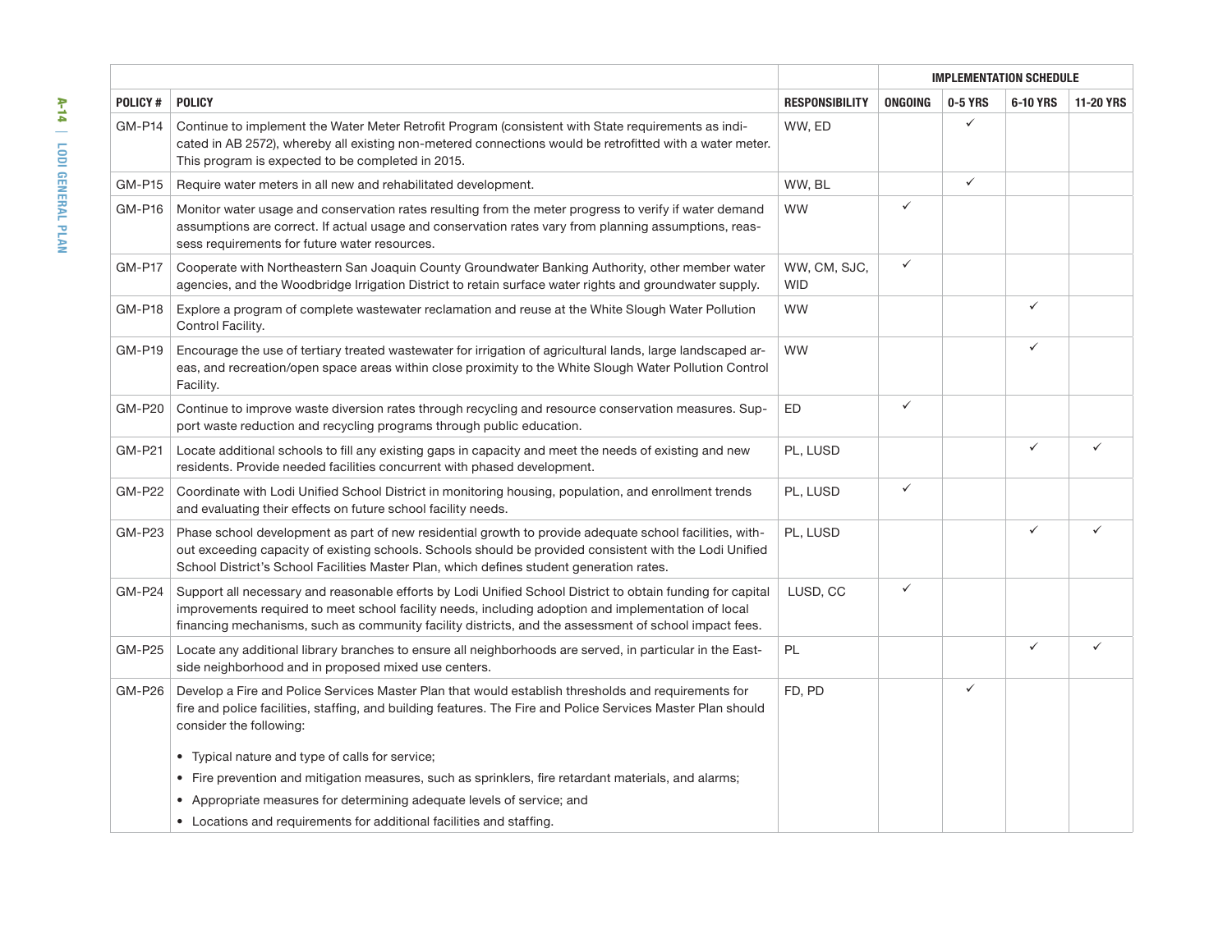| | | | IMPLEMENTATION SCHEDULE | | | |
|---|---|---|---|---|---|---|
| POLICY # | POLICY | RESPONSIBILITY | ONGOING | 0-5 YRS | 6-10 YRS | 11-20 YRS |
| GM-P14 | Continue to implement the Water Meter Retrofit Program (consistent with State requirements as indicated in AB 2572), whereby all existing non-metered connections would be retrofitted with a water meter. This program is expected to be completed in 2015. | WW, ED | | ✓ | | |
| GM-P15 | Require water meters in all new and rehabilitated development. | WW, BL | | ✓ | | |
| GM-P16 | Monitor water usage and conservation rates resulting from the meter progress to verify if water demand assumptions are correct. If actual usage and conservation rates vary from planning assumptions, reassess requirements for future water resources. | WW | ✓ | | | |
| GM-P17 | Cooperate with Northeastern San Joaquin County Groundwater Banking Authority, other member water agencies, and the Woodbridge Irrigation District to retain surface water rights and groundwater supply. | WW, CM, SJC, WID | ✓ | | | |
| GM-P18 | Explore a program of complete wastewater reclamation and reuse at the White Slough Water Pollution Control Facility. | WW | | | ✓ | |
| GM-P19 | Encourage the use of tertiary treated wastewater for irrigation of agricultural lands, large landscaped areas, and recreation/open space areas within close proximity to the White Slough Water Pollution Control Facility. | WW | | | ✓ | |
| GM-P20 | Continue to improve waste diversion rates through recycling and resource conservation measures. Support waste reduction and recycling programs through public education. | ED | ✓ | | | |
| GM-P21 | Locate additional schools to fill any existing gaps in capacity and meet the needs of existing and new residents. Provide needed facilities concurrent with phased development. | PL, LUSD | | | ✓ | ✓ |
| GM-P22 | Coordinate with Lodi Unified School District in monitoring housing, population, and enrollment trends and evaluating their effects on future school facility needs. | PL, LUSD | ✓ | | | |
| GM-P23 | Phase school development as part of new residential growth to provide adequate school facilities, without exceeding capacity of existing schools. Schools should be provided consistent with the Lodi Unified School District's School Facilities Master Plan, which defines student generation rates. | PL, LUSD | | | ✓ | ✓ |
| GM-P24 | Support all necessary and reasonable efforts by Lodi Unified School District to obtain funding for capital improvements required to meet school facility needs, including adoption and implementation of local financing mechanisms, such as community facility districts, and the assessment of school impact fees. | LUSD, CC | ✓ | | | |
| GM-P25 | Locate any additional library branches to ensure all neighborhoods are served, in particular in the Eastside neighborhood and in proposed mixed use centers. | PL | | | ✓ | ✓ |
| GM-P26 | Develop a Fire and Police Services Master Plan that would establish thresholds and requirements for fire and police facilities, staffing, and building features. The Fire and Police Services Master Plan should consider the following: <br>• Typical nature and type of calls for service; <br>• Fire prevention and mitigation measures, such as sprinklers, fire retardant materials, and alarms; <br>• Appropriate measures for determining adequate levels of service; and <br>• Locations and requirements for additional facilities and staffing. | FD, PD | | ✓ | | |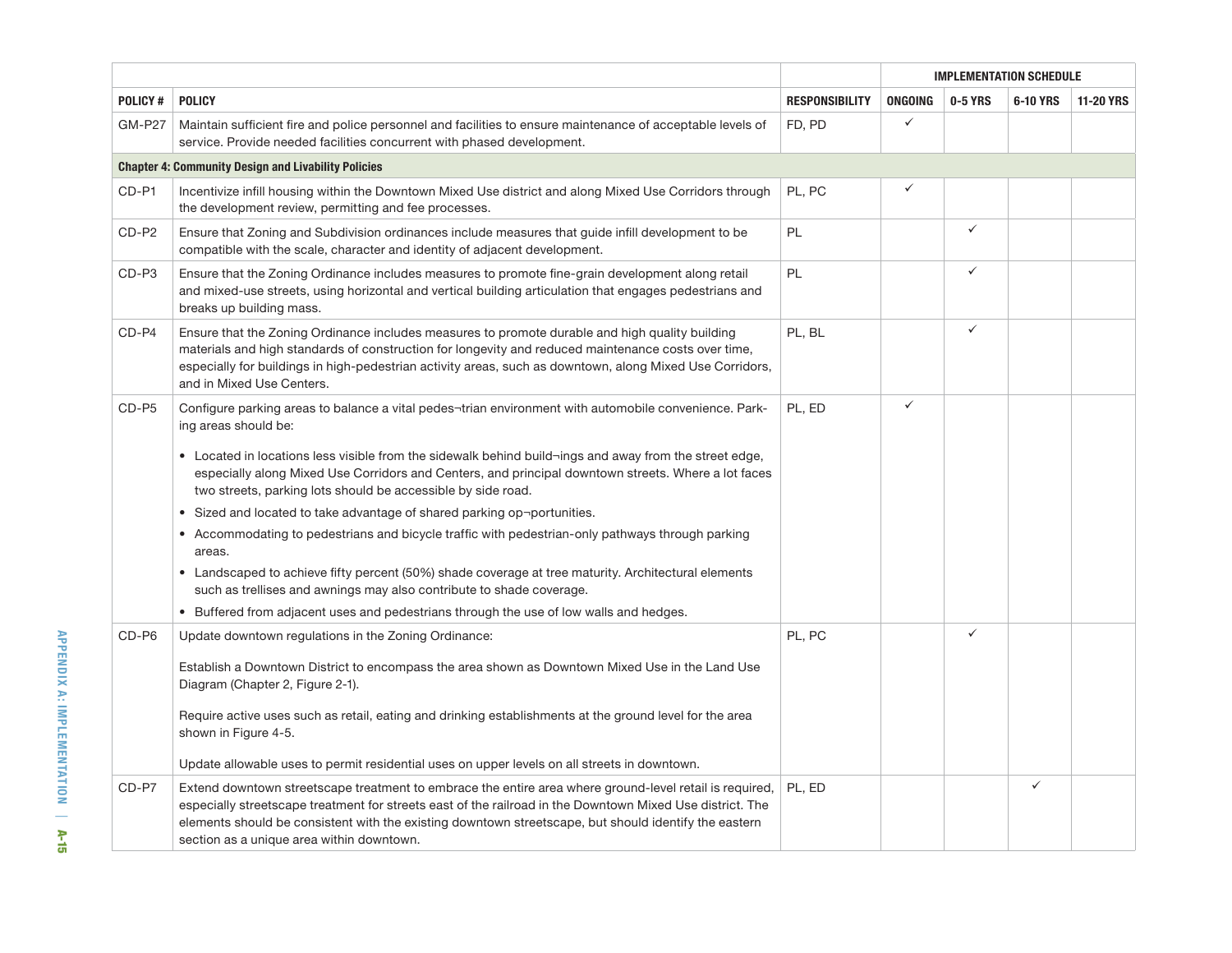| | | | IMPLEMENTATION SCHEDULE | | | |
|---|---|---|---|---|---|---|
| POLICY # | POLICY | RESPONSIBILITY | ONGOING | 0-5 YRS | 6-10 YRS | 11-20 YRS |
| GM-P27 | Maintain sufficient fire and police personnel and facilities to ensure maintenance of acceptable levels of service. Provide needed facilities concurrent with phased development. | FD, PD | ✓ | | | |
| **Chapter 4: Community Design and Livability Policies** | | | | | | |
| CD-P1 | Incentivize infill housing within the Downtown Mixed Use district and along Mixed Use Corridors through the development review, permitting and fee processes. | PL, PC | ✓ | | | |
| CD-P2 | Ensure that Zoning and Subdivision ordinances include measures that guide infill development to be compatible with the scale, character and identity of adjacent development. | PL | | ✓ | | |
| CD-P3 | Ensure that the Zoning Ordinance includes measures to promote fine-grain development along retail and mixed-use streets, using horizontal and vertical building articulation that engages pedestrians and breaks up building mass. | PL | | ✓ | | |
| CD-P4 | Ensure that the Zoning Ordinance includes measures to promote durable and high quality building materials and high standards of construction for longevity and reduced maintenance costs over time, especially for buildings in high-pedestrian activity areas, such as downtown, along Mixed Use Corridors, and in Mixed Use Centers. | PL, BL | | ✓ | | |
| CD-P5 | Configure parking areas to balance a vital pedes¬trian environment with automobile convenience. Parking areas should be:<br><br>• Located in locations less visible from the sidewalk behind build¬ings and away from the street edge, especially along Mixed Use Corridors and Centers, and principal downtown streets. Where a lot faces two streets, parking lots should be accessible by side road.<br>• Sized and located to take advantage of shared parking op¬portunities.<br>• Accommodating to pedestrians and bicycle traffic with pedestrian-only pathways through parking areas.<br>• Landscaped to achieve fifty percent (50%) shade coverage at tree maturity. Architectural elements such as trellises and awnings may also contribute to shade coverage.<br>• Buffered from adjacent uses and pedestrians through the use of low walls and hedges. | PL, ED | ✓ | | | |
| CD-P6 | Update downtown regulations in the Zoning Ordinance:<br><br>Establish a Downtown District to encompass the area shown as Downtown Mixed Use in the Land Use Diagram (Chapter 2, Figure 2-1).<br><br>Require active uses such as retail, eating and drinking establishments at the ground level for the area shown in Figure 4-5.<br><br>Update allowable uses to permit residential uses on upper levels on all streets in downtown. | PL, PC | | ✓ | | |
| CD-P7 | Extend downtown streetscape treatment to embrace the entire area where ground-level retail is required, especially streetscape treatment for streets east of the railroad in the Downtown Mixed Use district. The elements should be consistent with the existing downtown streetscape, but should identify the eastern section as a unique area within downtown. | PL, ED | | | ✓ | |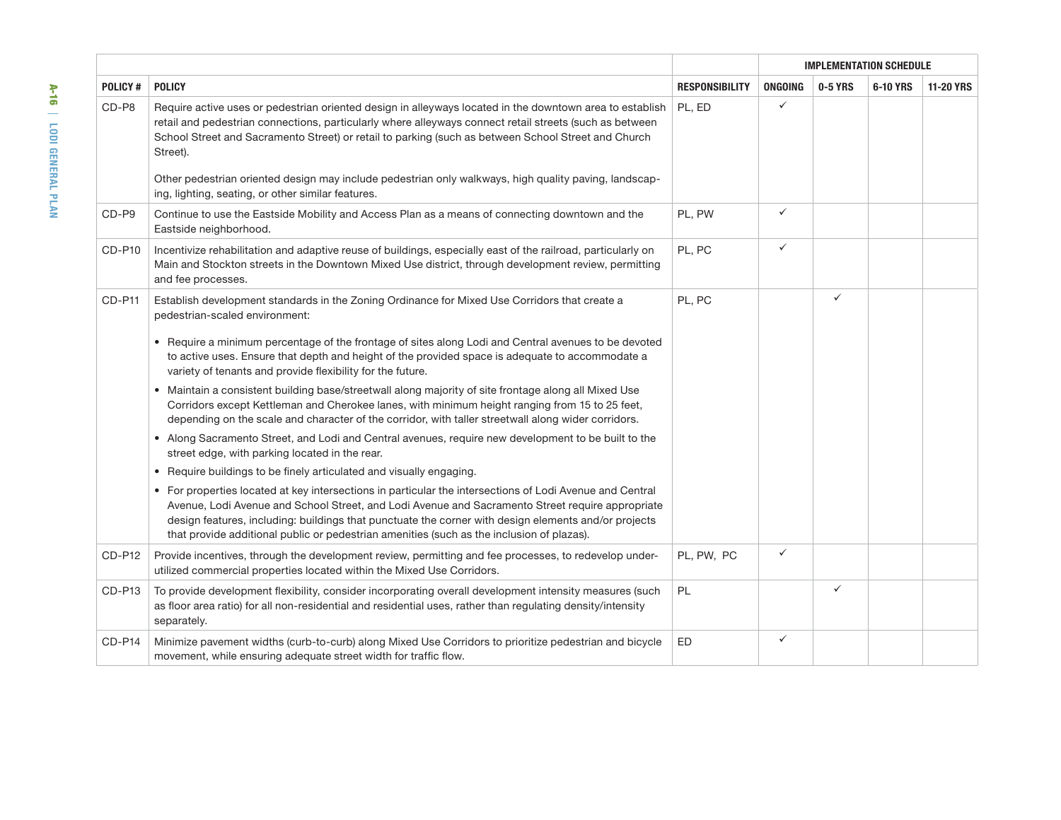| POLICY # | POLICY | RESPONSIBILITY | IMPLEMENTATION SCHEDULE | | | |
|---|---|---|---|---|---|---|
| | | | ONGOING | 0-5 YRS | 6-10 YRS | 11-20 YRS |
| CD-P8 | Require active uses or pedestrian oriented design in alleyways located in the downtown area to establish retail and pedestrian connections, particularly where alleyways connect retail streets (such as between School Street and Sacramento Street) or retail to parking (such as between School Street and Church Street).<br><br>Other pedestrian oriented design may include pedestrian only walkways, high quality paving, landscaping, lighting, seating, or other similar features. | PL, ED | ✓ | | | |
| CD-P9 | Continue to use the Eastside Mobility and Access Plan as a means of connecting downtown and the Eastside neighborhood. | PL, PW | ✓ | | | |
| CD-P10 | Incentivize rehabilitation and adaptive reuse of buildings, especially east of the railroad, particularly on Main and Stockton streets in the Downtown Mixed Use district, through development review, permitting and fee processes. | PL, PC | ✓ | | | |
| CD-P11 | Establish development standards in the Zoning Ordinance for Mixed Use Corridors that create a pedestrian-scaled environment:<br><br>• Require a minimum percentage of the frontage of sites along Lodi and Central avenues to be devoted to active uses. Ensure that depth and height of the provided space is adequate to accommodate a variety of tenants and provide flexibility for the future.<br>• Maintain a consistent building base/streetwall along majority of site frontage along all Mixed Use Corridors except Kettleman and Cherokee lanes, with minimum height ranging from 15 to 25 feet, depending on the scale and character of the corridor, with taller streetwall along wider corridors.<br>• Along Sacramento Street, and Lodi and Central avenues, require new development to be built to the street edge, with parking located in the rear.<br>• Require buildings to be finely articulated and visually engaging.<br>• For properties located at key intersections in particular the intersections of Lodi Avenue and Central Avenue, Lodi Avenue and School Street, and Lodi Avenue and Sacramento Street require appropriate design features, including: buildings that punctuate the corner with design elements and/or projects that provide additional public or pedestrian amenities (such as the inclusion of plazas). | PL, PC | | ✓ | | |
| CD-P12 | Provide incentives, through the development review, permitting and fee processes, to redevelop under-utilized commercial properties located within the Mixed Use Corridors. | PL, PW, PC | ✓ | | | |
| CD-P13 | To provide development flexibility, consider incorporating overall development intensity measures (such as floor area ratio) for all non-residential and residential uses, rather than regulating density/intensity separately. | PL | | ✓ | | |
| CD-P14 | Minimize pavement widths (curb-to-curb) along Mixed Use Corridors to prioritize pedestrian and bicycle movement, while ensuring adequate street width for traffic flow. | ED | ✓ | | | |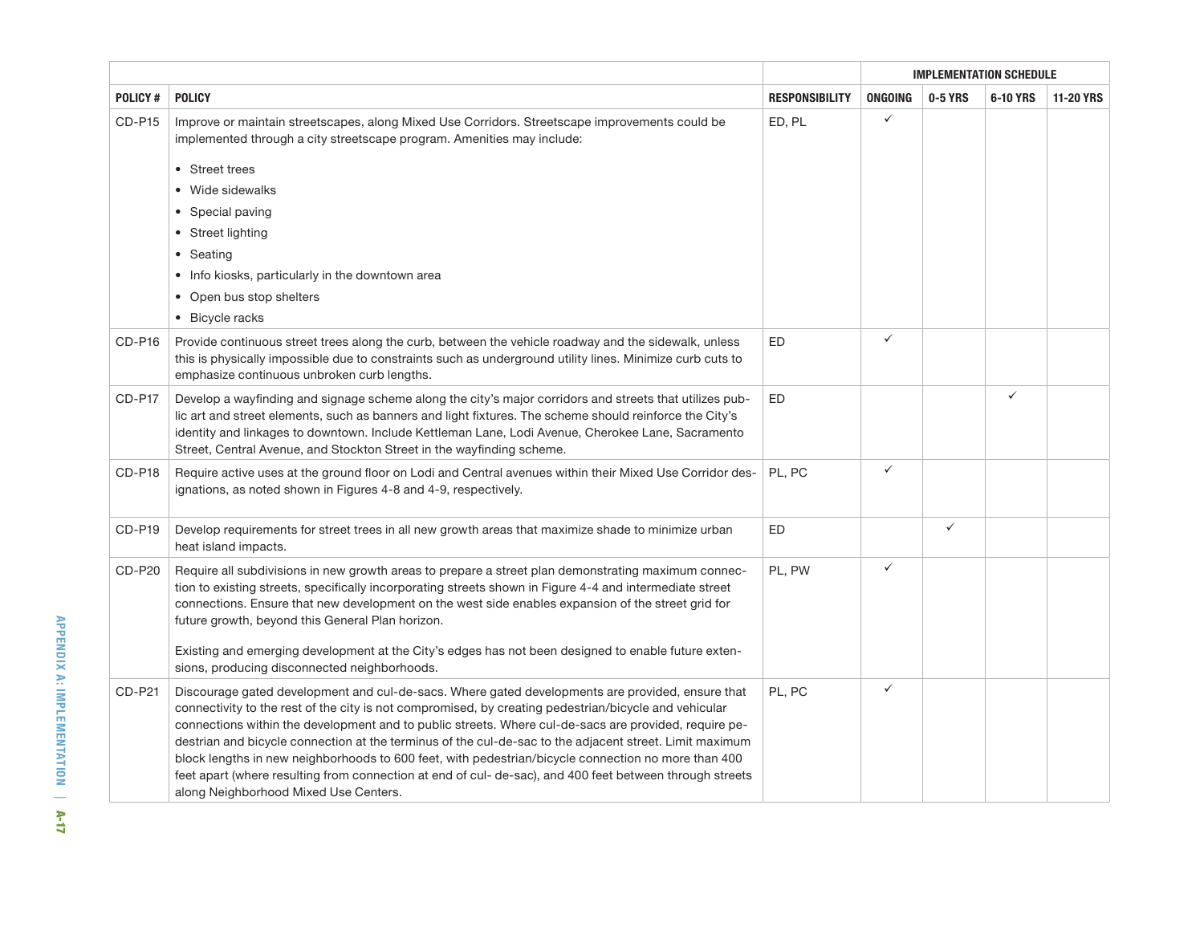| | | | IMPLEMENTATION SCHEDULE | | | |
|---|---|---|---|---|---|---|
| POLICY # | POLICY | RESPONSIBILITY | ONGOING | 0-5 YRS | 6-10 YRS | 11-20 YRS |
| CD-P15 | Improve or maintain streetscapes, along Mixed Use Corridors. Streetscape improvements could be implemented through a city streetscape program. Amenities may include:<br>• Street trees<br>• Wide sidewalks<br>• Special paving<br>• Street lighting<br>• Seating<br>• Info kiosks, particularly in the downtown area<br>• Open bus stop shelters<br>• Bicycle racks | ED, PL | ✓ | | | |
| CD-P16 | Provide continuous street trees along the curb, between the vehicle roadway and the sidewalk, unless this is physically impossible due to constraints such as underground utility lines. Minimize curb cuts to emphasize continuous unbroken curb lengths. | ED | ✓ | | | |
| CD-P17 | Develop a wayfinding and signage scheme along the city's major corridors and streets that utilizes public art and street elements, such as banners and light fixtures. The scheme should reinforce the City's identity and linkages to downtown. Include Kettleman Lane, Lodi Avenue, Cherokee Lane, Sacramento Street, Central Avenue, and Stockton Street in the wayfinding scheme. | ED | | | ✓ | |
| CD-P18 | Require active uses at the ground floor on Lodi and Central avenues within their Mixed Use Corridor designations, as noted shown in Figures 4-8 and 4-9, respectively. | PL, PC | ✓ | | | |
| CD-P19 | Develop requirements for street trees in all new growth areas that maximize shade to minimize urban heat island impacts. | ED | | ✓ | | |
| CD-P20 | Require all subdivisions in new growth areas to prepare a street plan demonstrating maximum connection to existing streets, specifically incorporating streets shown in Figure 4-4 and intermediate street connections. Ensure that new development on the west side enables expansion of the street grid for future growth, beyond this General Plan horizon.<br><br>Existing and emerging development at the City's edges has not been designed to enable future extensions, producing disconnected neighborhoods. | PL, PW | ✓ | | | |
| CD-P21 | Discourage gated development and cul-de-sacs. Where gated developments are provided, ensure that connectivity to the rest of the city is not compromised, by creating pedestrian/bicycle and vehicular connections within the development and to public streets. Where cul-de-sacs are provided, require pedestrian and bicycle connection at the terminus of the cul-de-sac to the adjacent street. Limit maximum block lengths in new neighborhoods to 600 feet, with pedestrian/bicycle connection no more than 400 feet apart (where resulting from connection at end of cul- de-sac), and 400 feet between through streets along Neighborhood Mixed Use Centers. | PL, PC | ✓ | | | |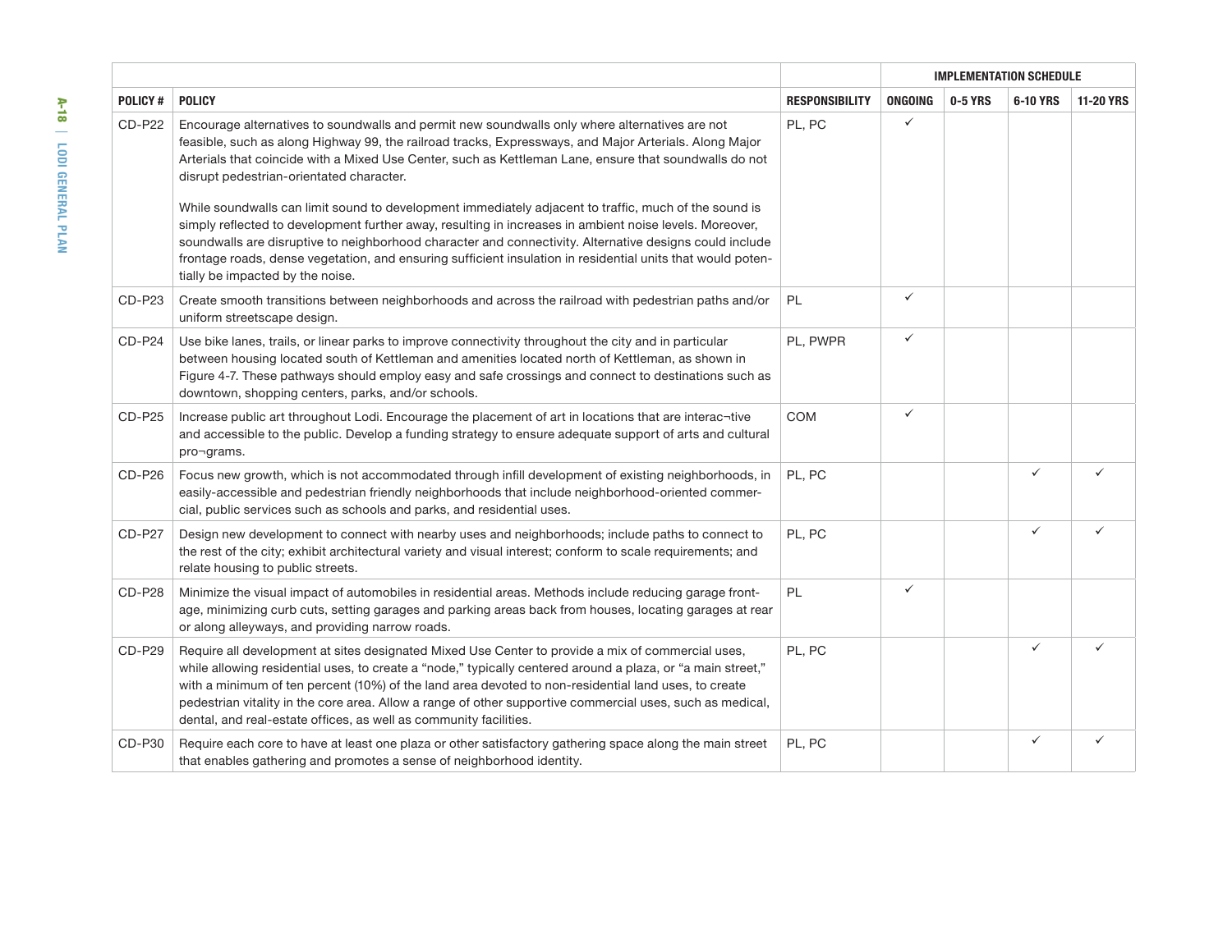| POLICY # | POLICY | RESPONSIBILITY | IMPLEMENTATION SCHEDULE | | | |
|---|---|---|---|---|---|---|
| | | | ONGOING | 0-5 YRS | 6-10 YRS | 11-20 YRS |
| CD-P22 | Encourage alternatives to soundwalls and permit new soundwalls only where alternatives are not feasible, such as along Highway 99, the railroad tracks, Expressways, and Major Arterials. Along Major Arterials that coincide with a Mixed Use Center, such as Kettleman Lane, ensure that soundwalls do not disrupt pedestrian-orientated character.<br><br>While soundwalls can limit sound to development immediately adjacent to traffic, much of the sound is simply reflected to development further away, resulting in increases in ambient noise levels. Moreover, soundwalls are disruptive to neighborhood character and connectivity. Alternative designs could include frontage roads, dense vegetation, and ensuring sufficient insulation in residential units that would potentially be impacted by the noise. | PL, PC | ✓ | | | |
| CD-P23 | Create smooth transitions between neighborhoods and across the railroad with pedestrian paths and/or uniform streetscape design. | PL | ✓ | | | |
| CD-P24 | Use bike lanes, trails, or linear parks to improve connectivity throughout the city and in particular between housing located south of Kettleman and amenities located north of Kettleman, as shown in Figure 4-7. These pathways should employ easy and safe crossings and connect to destinations such as downtown, shopping centers, parks, and/or schools. | PL, PWPR | ✓ | | | |
| CD-P25 | Increase public art throughout Lodi. Encourage the placement of art in locations that are interac¬tive and accessible to the public. Develop a funding strategy to ensure adequate support of arts and cultural pro¬grams. | COM | ✓ | | | |
| CD-P26 | Focus new growth, which is not accommodated through infill development of existing neighborhoods, in easily-accessible and pedestrian friendly neighborhoods that include neighborhood-oriented commercial, public services such as schools and parks, and residential uses. | PL, PC | | | ✓ | ✓ |
| CD-P27 | Design new development to connect with nearby uses and neighborhoods; include paths to connect to the rest of the city; exhibit architectural variety and visual interest; conform to scale requirements; and relate housing to public streets. | PL, PC | | | ✓ | ✓ |
| CD-P28 | Minimize the visual impact of automobiles in residential areas. Methods include reducing garage frontage, minimizing curb cuts, setting garages and parking areas back from houses, locating garages at rear or along alleyways, and providing narrow roads. | PL | ✓ | | | |
| CD-P29 | Require all development at sites designated Mixed Use Center to provide a mix of commercial uses, while allowing residential uses, to create a "node," typically centered around a plaza, or "a main street," with a minimum of ten percent (10%) of the land area devoted to non-residential land uses, to create pedestrian vitality in the core area. Allow a range of other supportive commercial uses, such as medical, dental, and real-estate offices, as well as community facilities. | PL, PC | | | ✓ | ✓ |
| CD-P30 | Require each core to have at least one plaza or other satisfactory gathering space along the main street that enables gathering and promotes a sense of neighborhood identity. | PL, PC | | | ✓ | ✓ |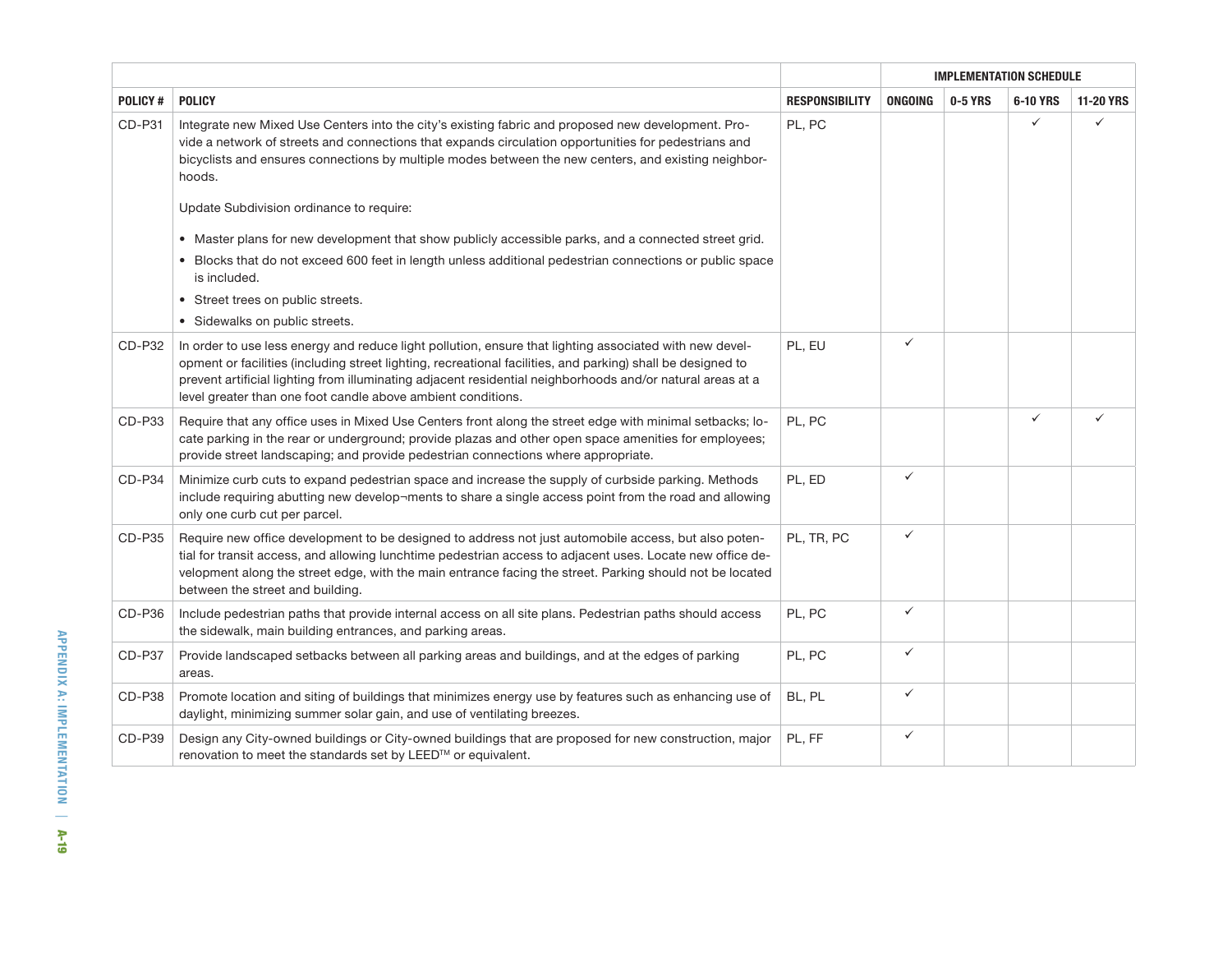| | | | IMPLEMENTATION SCHEDULE | | | |
|---|---|---|---|---|---|---|
| **POLICY #** | **POLICY** | **RESPONSIBILITY** | **ONGOING** | **0-5 YRS** | **6-10 YRS** | **11-20 YRS** |
| CD-P31 | Integrate new Mixed Use Centers into the city's existing fabric and proposed new development. Provide a network of streets and connections that expands circulation opportunities for pedestrians and bicyclists and ensures connections by multiple modes between the new centers, and existing neighborhoods.<br><br>Update Subdivision ordinance to require:<br><br>• Master plans for new development that show publicly accessible parks, and a connected street grid.<br>• Blocks that do not exceed 600 feet in length unless additional pedestrian connections or public space is included.<br>• Street trees on public streets.<br>• Sidewalks on public streets. | PL, PC | | | ✓ | ✓ |
| CD-P32 | In order to use less energy and reduce light pollution, ensure that lighting associated with new development or facilities (including street lighting, recreational facilities, and parking) shall be designed to prevent artificial lighting from illuminating adjacent residential neighborhoods and/or natural areas at a level greater than one foot candle above ambient conditions. | PL, EU | ✓ | | | |
| CD-P33 | Require that any office uses in Mixed Use Centers front along the street edge with minimal setbacks; locate parking in the rear or underground; provide plazas and other open space amenities for employees; provide street landscaping; and provide pedestrian connections where appropriate. | PL, PC | | | ✓ | ✓ |
| CD-P34 | Minimize curb cuts to expand pedestrian space and increase the supply of curbside parking. Methods include requiring abutting new develop¬ments to share a single access point from the road and allowing only one curb cut per parcel. | PL, ED | ✓ | | | |
| CD-P35 | Require new office development to be designed to address not just automobile access, but also potential for transit access, and allowing lunchtime pedestrian access to adjacent uses. Locate new office development along the street edge, with the main entrance facing the street. Parking should not be located between the street and building. | PL, TR, PC | ✓ | | | |
| CD-P36 | Include pedestrian paths that provide internal access on all site plans. Pedestrian paths should access the sidewalk, main building entrances, and parking areas. | PL, PC | ✓ | | | |
| CD-P37 | Provide landscaped setbacks between all parking areas and buildings, and at the edges of parking areas. | PL, PC | ✓ | | | |
| CD-P38 | Promote location and siting of buildings that minimizes energy use by features such as enhancing use of daylight, minimizing summer solar gain, and use of ventilating breezes. | BL, PL | ✓ | | | |
| CD-P39 | Design any City-owned buildings or City-owned buildings that are proposed for new construction, major renovation to meet the standards set by LEED™ or equivalent. | PL, FF | ✓ | | | |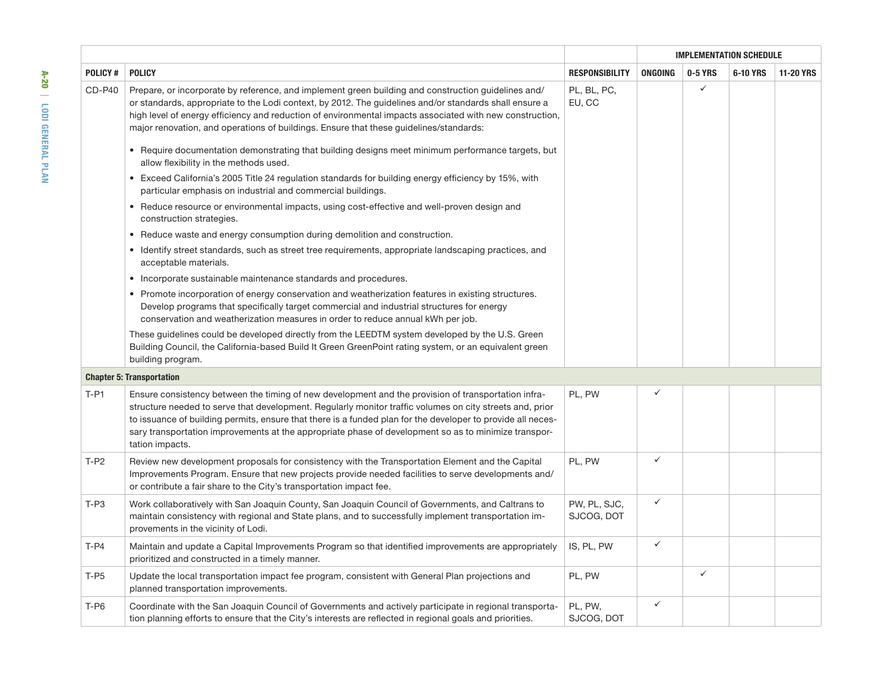| POLICY # | POLICY | RESPONSIBILITY | IMPLEMENTATION SCHEDULE | | | |
|---|---|---|---|---|---|---|
| | | | ONGOING | 0-5 YRS | 6-10 YRS | 11-20 YRS |
| CD-P40 | Prepare, or incorporate by reference, and implement green building and construction guidelines and/or standards, appropriate to the Lodi context, by 2012. The guidelines and/or standards shall ensure a high level of energy efficiency and reduction of environmental impacts associated with new construction, major renovation, and operations of buildings. Ensure that these guidelines/standards:<br>• Require documentation demonstrating that building designs meet minimum performance targets, but allow flexibility in the methods used.<br>• Exceed California's 2005 Title 24 regulation standards for building energy efficiency by 15%, with particular emphasis on industrial and commercial buildings.<br>• Reduce resource or environmental impacts, using cost-effective and well-proven design and construction strategies.<br>• Reduce waste and energy consumption during demolition and construction.<br>• Identify street standards, such as street tree requirements, appropriate landscaping practices, and acceptable materials.<br>• Incorporate sustainable maintenance standards and procedures.<br>• Promote incorporation of energy conservation and weatherization features in existing structures. Develop programs that specifically target commercial and industrial structures for energy conservation and weatherization measures in order to reduce annual kWh per job.<br>These guidelines could be developed directly from the LEEDTM system developed by the U.S. Green Building Council, the California-based Build It Green GreenPoint rating system, or an equivalent green building program. | PL, BL, PC, EU, CC | | ✓ | | |
| **Chapter 5: Transportation** | | | | | | |
| T-P1 | Ensure consistency between the timing of new development and the provision of transportation infrastructure needed to serve that development. Regularly monitor traffic volumes on city streets and, prior to issuance of building permits, ensure that there is a funded plan for the developer to provide all necessary transportation improvements at the appropriate phase of development so as to minimize transportation impacts. | PL, PW | ✓ | | | |
| T-P2 | Review new development proposals for consistency with the Transportation Element and the Capital Improvements Program. Ensure that new projects provide needed facilities to serve developments and/or contribute a fair share to the City's transportation impact fee. | PL, PW | ✓ | | | |
| T-P3 | Work collaboratively with San Joaquin County, San Joaquin Council of Governments, and Caltrans to maintain consistency with regional and State plans, and to successfully implement transportation improvements in the vicinity of Lodi. | PW, PL, SJC, SJCOG, DOT | ✓ | | | |
| T-P4 | Maintain and update a Capital Improvements Program so that identified improvements are appropriately prioritized and constructed in a timely manner. | IS, PL, PW | ✓ | | | |
| T-P5 | Update the local transportation impact fee program, consistent with General Plan projections and planned transportation improvements. | PL, PW | | ✓ | | |
| T-P6 | Coordinate with the San Joaquin Council of Governments and actively participate in regional transportation planning efforts to ensure that the City's interests are reflected in regional goals and priorities. | PL, PW, SJCOG, DOT | ✓ | | | |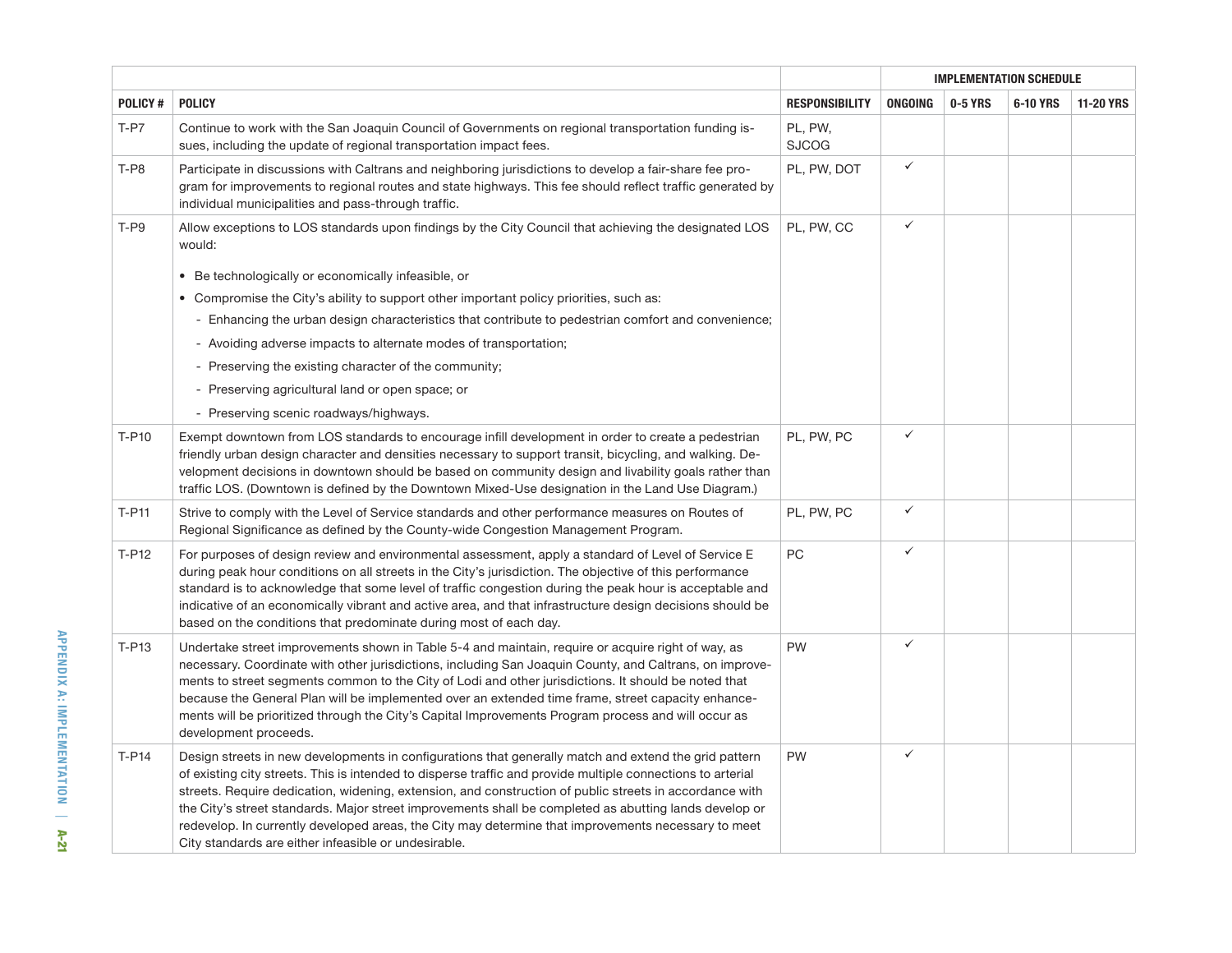| | | | IMPLEMENTATION SCHEDULE | | | |
|---|---|---|---|---|---|---|
| POLICY # | POLICY | RESPONSIBILITY | ONGOING | 0-5 YRS | 6-10 YRS | 11-20 YRS |
| T-P7 | Continue to work with the San Joaquin Council of Governments on regional transportation funding issues, including the update of regional transportation impact fees. | PL, PW, SJCOG | | | | |
| T-P8 | Participate in discussions with Caltrans and neighboring jurisdictions to develop a fair-share fee program for improvements to regional routes and state highways. This fee should reflect traffic generated by individual municipalities and pass-through traffic. | PL, PW, DOT | ✓ | | | |
| T-P9 | Allow exceptions to LOS standards upon findings by the City Council that achieving the designated LOS would:<br>• Be technologically or economically infeasible, or<br>• Compromise the City's ability to support other important policy priorities, such as:<br>- Enhancing the urban design characteristics that contribute to pedestrian comfort and convenience;<br>- Avoiding adverse impacts to alternate modes of transportation;<br>- Preserving the existing character of the community;<br>- Preserving agricultural land or open space; or<br>- Preserving scenic roadways/highways. | PL, PW, CC | ✓ | | | |
| T-P10 | Exempt downtown from LOS standards to encourage infill development in order to create a pedestrian friendly urban design character and densities necessary to support transit, bicycling, and walking. Development decisions in downtown should be based on community design and livability goals rather than traffic LOS. (Downtown is defined by the Downtown Mixed-Use designation in the Land Use Diagram.) | PL, PW, PC | ✓ | | | |
| T-P11 | Strive to comply with the Level of Service standards and other performance measures on Routes of Regional Significance as defined by the County-wide Congestion Management Program. | PL, PW, PC | ✓ | | | |
| T-P12 | For purposes of design review and environmental assessment, apply a standard of Level of Service E during peak hour conditions on all streets in the City's jurisdiction. The objective of this performance standard is to acknowledge that some level of traffic congestion during the peak hour is acceptable and indicative of an economically vibrant and active area, and that infrastructure design decisions should be based on the conditions that predominate during most of each day. | PC | ✓ | | | |
| T-P13 | Undertake street improvements shown in Table 5-4 and maintain, require or acquire right of way, as necessary. Coordinate with other jurisdictions, including San Joaquin County, and Caltrans, on improvements to street segments common to the City of Lodi and other jurisdictions. It should be noted that because the General Plan will be implemented over an extended time frame, street capacity enhancements will be prioritized through the City's Capital Improvements Program process and will occur as development proceeds. | PW | ✓ | | | |
| T-P14 | Design streets in new developments in configurations that generally match and extend the grid pattern of existing city streets. This is intended to disperse traffic and provide multiple connections to arterial streets. Require dedication, widening, extension, and construction of public streets in accordance with the City's street standards. Major street improvements shall be completed as abutting lands develop or redevelop. In currently developed areas, the City may determine that improvements necessary to meet City standards are either infeasible or undesirable. | PW | ✓ | | | |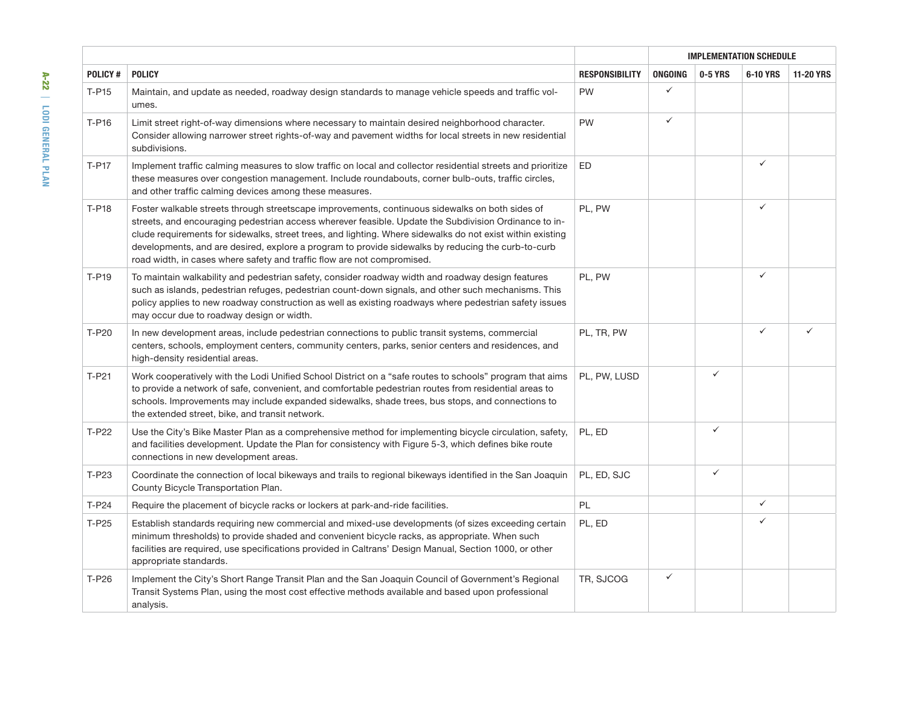| POLICY # | POLICY | RESPONSIBILITY | IMPLEMENTATION SCHEDULE | | | |
|---|---|---|---|---|---|---|
| | | | ONGOING | 0-5 YRS | 6-10 YRS | 11-20 YRS |
| T-P15 | Maintain, and update as needed, roadway design standards to manage vehicle speeds and traffic volumes. | PW | ✓ | | | |
| T-P16 | Limit street right-of-way dimensions where necessary to maintain desired neighborhood character. Consider allowing narrower street rights-of-way and pavement widths for local streets in new residential subdivisions. | PW | ✓ | | | |
| T-P17 | Implement traffic calming measures to slow traffic on local and collector residential streets and prioritize these measures over congestion management. Include roundabouts, corner bulb-outs, traffic circles, and other traffic calming devices among these measures. | ED | | | ✓ | |
| T-P18 | Foster walkable streets through streetscape improvements, continuous sidewalks on both sides of streets, and encouraging pedestrian access wherever feasible. Update the Subdivision Ordinance to include requirements for sidewalks, street trees, and lighting. Where sidewalks do not exist within existing developments, and are desired, explore a program to provide sidewalks by reducing the curb-to-curb road width, in cases where safety and traffic flow are not compromised. | PL, PW | | | ✓ | |
| T-P19 | To maintain walkability and pedestrian safety, consider roadway width and roadway design features such as islands, pedestrian refuges, pedestrian count-down signals, and other such mechanisms. This policy applies to new roadway construction as well as existing roadways where pedestrian safety issues may occur due to roadway design or width. | PL, PW | | | ✓ | |
| T-P20 | In new development areas, include pedestrian connections to public transit systems, commercial centers, schools, employment centers, community centers, parks, senior centers and residences, and high-density residential areas. | PL, TR, PW | | | ✓ | ✓ |
| T-P21 | Work cooperatively with the Lodi Unified School District on a "safe routes to schools" program that aims to provide a network of safe, convenient, and comfortable pedestrian routes from residential areas to schools. Improvements may include expanded sidewalks, shade trees, bus stops, and connections to the extended street, bike, and transit network. | PL, PW, LUSD | | ✓ | | |
| T-P22 | Use the City's Bike Master Plan as a comprehensive method for implementing bicycle circulation, safety, and facilities development. Update the Plan for consistency with Figure 5-3, which defines bike route connections in new development areas. | PL, ED | | ✓ | | |
| T-P23 | Coordinate the connection of local bikeways and trails to regional bikeways identified in the San Joaquin County Bicycle Transportation Plan. | PL, ED, SJC | | ✓ | | |
| T-P24 | Require the placement of bicycle racks or lockers at park-and-ride facilities. | PL | | | ✓ | |
| T-P25 | Establish standards requiring new commercial and mixed-use developments (of sizes exceeding certain minimum thresholds) to provide shaded and convenient bicycle racks, as appropriate. When such facilities are required, use specifications provided in Caltrans' Design Manual, Section 1000, or other appropriate standards. | PL, ED | | | ✓ | |
| T-P26 | Implement the City's Short Range Transit Plan and the San Joaquin Council of Government's Regional Transit Systems Plan, using the most cost effective methods available and based upon professional analysis. | TR, SJCOG | ✓ | | | |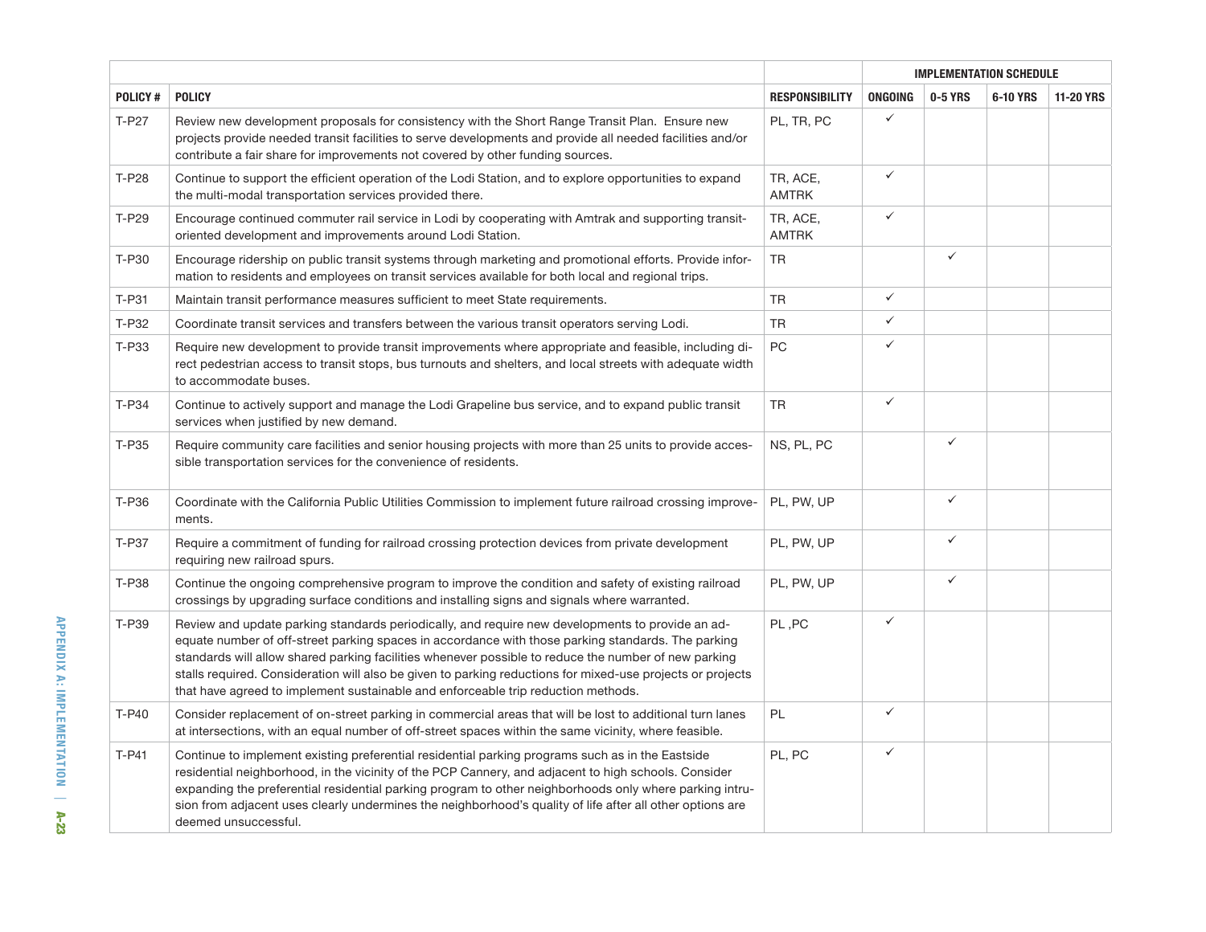| | | | IMPLEMENTATION SCHEDULE | | | |
|---|---|---|---|---|---|---|
| POLICY # | POLICY | RESPONSIBILITY | ONGOING | 0-5 YRS | 6-10 YRS | 11-20 YRS |
| T-P27 | Review new development proposals for consistency with the Short Range Transit Plan. Ensure new projects provide needed transit facilities to serve developments and provide all needed facilities and/or contribute a fair share for improvements not covered by other funding sources. | PL, TR, PC | ✓ | | | |
| T-P28 | Continue to support the efficient operation of the Lodi Station, and to explore opportunities to expand the multi-modal transportation services provided there. | TR, ACE, AMTRK | ✓ | | | |
| T-P29 | Encourage continued commuter rail service in Lodi by cooperating with Amtrak and supporting transit-oriented development and improvements around Lodi Station. | TR, ACE, AMTRK | ✓ | | | |
| T-P30 | Encourage ridership on public transit systems through marketing and promotional efforts. Provide information to residents and employees on transit services available for both local and regional trips. | TR | | ✓ | | |
| T-P31 | Maintain transit performance measures sufficient to meet State requirements. | TR | ✓ | | | |
| T-P32 | Coordinate transit services and transfers between the various transit operators serving Lodi. | TR | ✓ | | | |
| T-P33 | Require new development to provide transit improvements where appropriate and feasible, including direct pedestrian access to transit stops, bus turnouts and shelters, and local streets with adequate width to accommodate buses. | PC | ✓ | | | |
| T-P34 | Continue to actively support and manage the Lodi Grapeline bus service, and to expand public transit services when justified by new demand. | TR | ✓ | | | |
| T-P35 | Require community care facilities and senior housing projects with more than 25 units to provide accessible transportation services for the convenience of residents. | NS, PL, PC | | ✓ | | |
| T-P36 | Coordinate with the California Public Utilities Commission to implement future railroad crossing improvements. | PL, PW, UP | | ✓ | | |
| T-P37 | Require a commitment of funding for railroad crossing protection devices from private development requiring new railroad spurs. | PL, PW, UP | | ✓ | | |
| T-P38 | Continue the ongoing comprehensive program to improve the condition and safety of existing railroad crossings by upgrading surface conditions and installing signs and signals where warranted. | PL, PW, UP | | ✓ | | |
| T-P39 | Review and update parking standards periodically, and require new developments to provide an adequate number of off-street parking spaces in accordance with those parking standards. The parking standards will allow shared parking facilities whenever possible to reduce the number of new parking stalls required. Consideration will also be given to parking reductions for mixed-use projects or projects that have agreed to implement sustainable and enforceable trip reduction methods. | PL ,PC | ✓ | | | |
| T-P40 | Consider replacement of on-street parking in commercial areas that will be lost to additional turn lanes at intersections, with an equal number of off-street spaces within the same vicinity, where feasible. | PL | ✓ | | | |
| T-P41 | Continue to implement existing preferential residential parking programs such as in the Eastside residential neighborhood, in the vicinity of the PCP Cannery, and adjacent to high schools. Consider expanding the preferential residential parking program to other neighborhoods only where parking intrusion from adjacent uses clearly undermines the neighborhood's quality of life after all other options are deemed unsuccessful. | PL, PC | ✓ | | | |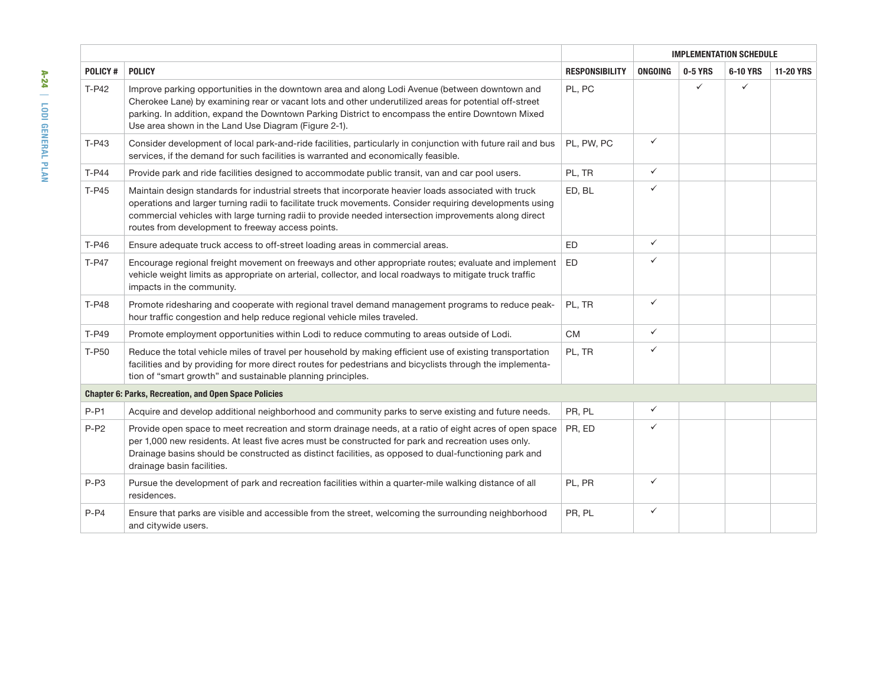| POLICY # | POLICY | RESPONSIBILITY | IMPLEMENTATION SCHEDULE | | | |
|---|---|---|---|---|---|---|
| | | | ONGOING | 0-5 YRS | 6-10 YRS | 11-20 YRS |
| T-P42 | Improve parking opportunities in the downtown area and along Lodi Avenue (between downtown and Cherokee Lane) by examining rear or vacant lots and other underutilized areas for potential off-street parking. In addition, expand the Downtown Parking District to encompass the entire Downtown Mixed Use area shown in the Land Use Diagram (Figure 2-1). | PL, PC | | ✓ | ✓ | |
| T-P43 | Consider development of local park-and-ride facilities, particularly in conjunction with future rail and bus services, if the demand for such facilities is warranted and economically feasible. | PL, PW, PC | ✓ | | | |
| T-P44 | Provide park and ride facilities designed to accommodate public transit, van and car pool users. | PL, TR | ✓ | | | |
| T-P45 | Maintain design standards for industrial streets that incorporate heavier loads associated with truck operations and larger turning radii to facilitate truck movements. Consider requiring developments using commercial vehicles with large turning radii to provide needed intersection improvements along direct routes from development to freeway access points. | ED, BL | ✓ | | | |
| T-P46 | Ensure adequate truck access to off-street loading areas in commercial areas. | ED | ✓ | | | |
| T-P47 | Encourage regional freight movement on freeways and other appropriate routes; evaluate and implement vehicle weight limits as appropriate on arterial, collector, and local roadways to mitigate truck traffic impacts in the community. | ED | ✓ | | | |
| T-P48 | Promote ridesharing and cooperate with regional travel demand management programs to reduce peak-hour traffic congestion and help reduce regional vehicle miles traveled. | PL, TR | ✓ | | | |
| T-P49 | Promote employment opportunities within Lodi to reduce commuting to areas outside of Lodi. | CM | ✓ | | | |
| T-P50 | Reduce the total vehicle miles of travel per household by making efficient use of existing transportation facilities and by providing for more direct routes for pedestrians and bicyclists through the implementation of "smart growth" and sustainable planning principles. | PL, TR | ✓ | | | |
| **Chapter 6: Parks, Recreation, and Open Space Policies** | | | | | | |
| P-P1 | Acquire and develop additional neighborhood and community parks to serve existing and future needs. | PR, PL | ✓ | | | |
| P-P2 | Provide open space to meet recreation and storm drainage needs, at a ratio of eight acres of open space per 1,000 new residents. At least five acres must be constructed for park and recreation uses only. Drainage basins should be constructed as distinct facilities, as opposed to dual-functioning park and drainage basin facilities. | PR, ED | ✓ | | | |
| P-P3 | Pursue the development of park and recreation facilities within a quarter-mile walking distance of all residences. | PL, PR | ✓ | | | |
| P-P4 | Ensure that parks are visible and accessible from the street, welcoming the surrounding neighborhood and citywide users. | PR, PL | ✓ | | | |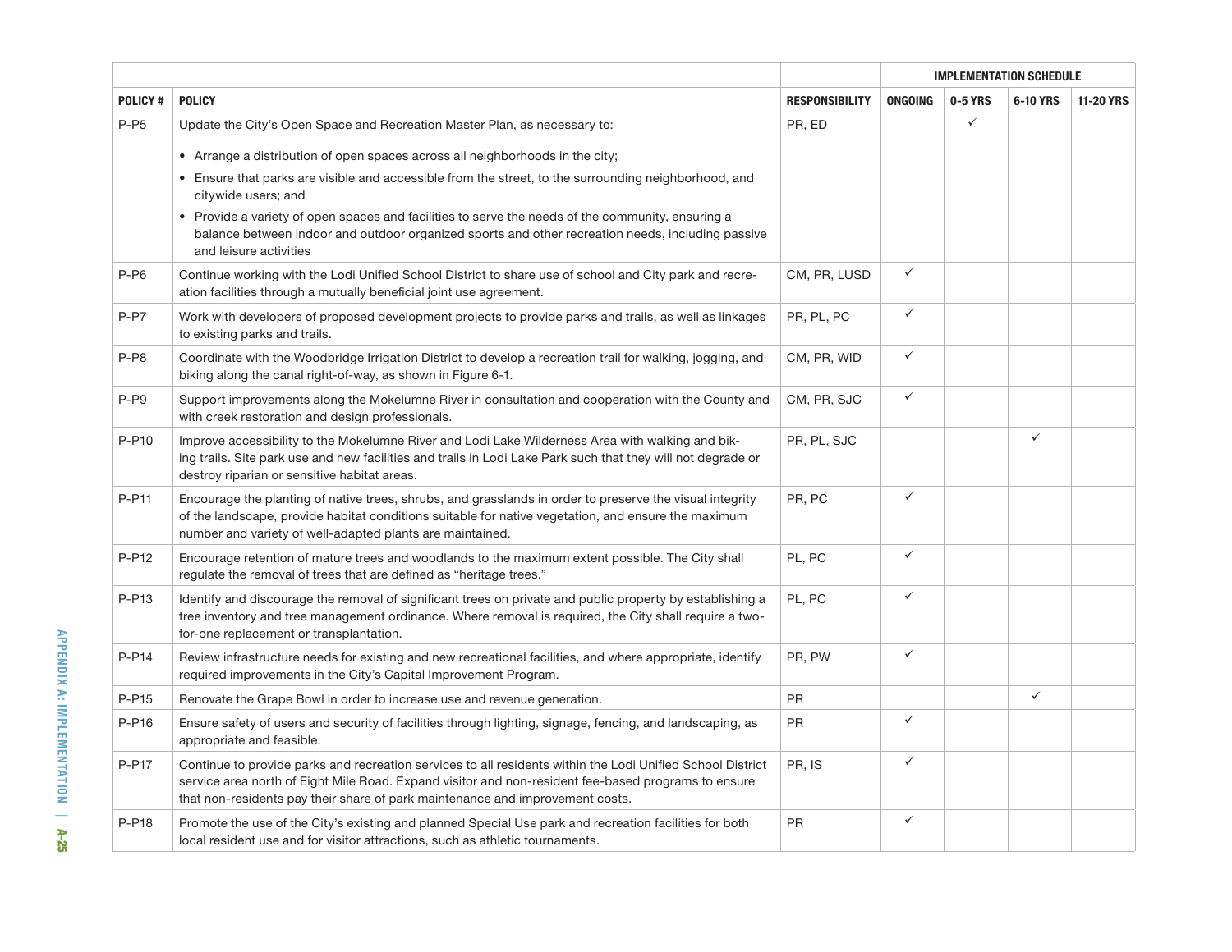| | | | IMPLEMENTATION SCHEDULE | | | |
|---|---|---|---|---|---|---|
| POLICY # | POLICY | RESPONSIBILITY | ONGOING | 0-5 YRS | 6-10 YRS | 11-20 YRS |
| P-P5 | Update the City's Open Space and Recreation Master Plan, as necessary to:<br>• Arrange a distribution of open spaces across all neighborhoods in the city;<br>• Ensure that parks are visible and accessible from the street, to the surrounding neighborhood, and citywide users; and<br>• Provide a variety of open spaces and facilities to serve the needs of the community, ensuring a balance between indoor and outdoor organized sports and other recreation needs, including passive and leisure activities | PR, ED | | ✓ | | |
| P-P6 | Continue working with the Lodi Unified School District to share use of school and City park and recreation facilities through a mutually beneficial joint use agreement. | CM, PR, LUSD | ✓ | | | |
| P-P7 | Work with developers of proposed development projects to provide parks and trails, as well as linkages to existing parks and trails. | PR, PL, PC | ✓ | | | |
| P-P8 | Coordinate with the Woodbridge Irrigation District to develop a recreation trail for walking, jogging, and biking along the canal right-of-way, as shown in Figure 6-1. | CM, PR, WID | ✓ | | | |
| P-P9 | Support improvements along the Mokelumne River in consultation and cooperation with the County and with creek restoration and design professionals. | CM, PR, SJC | ✓ | | | |
| P-P10 | Improve accessibility to the Mokelumne River and Lodi Lake Wilderness Area with walking and biking trails. Site park use and new facilities and trails in Lodi Lake Park such that they will not degrade or destroy riparian or sensitive habitat areas. | PR, PL, SJC | | | ✓ | |
| P-P11 | Encourage the planting of native trees, shrubs, and grasslands in order to preserve the visual integrity of the landscape, provide habitat conditions suitable for native vegetation, and ensure the maximum number and variety of well-adapted plants are maintained. | PR, PC | ✓ | | | |
| P-P12 | Encourage retention of mature trees and woodlands to the maximum extent possible. The City shall regulate the removal of trees that are defined as "heritage trees." | PL, PC | ✓ | | | |
| P-P13 | Identify and discourage the removal of significant trees on private and public property by establishing a tree inventory and tree management ordinance. Where removal is required, the City shall require a two-for-one replacement or transplantation. | PL, PC | ✓ | | | |
| P-P14 | Review infrastructure needs for existing and new recreational facilities, and where appropriate, identify required improvements in the City's Capital Improvement Program. | PR, PW | ✓ | | | |
| P-P15 | Renovate the Grape Bowl in order to increase use and revenue generation. | PR | | | ✓ | |
| P-P16 | Ensure safety of users and security of facilities through lighting, signage, fencing, and landscaping, as appropriate and feasible. | PR | ✓ | | | |
| P-P17 | Continue to provide parks and recreation services to all residents within the Lodi Unified School District service area north of Eight Mile Road. Expand visitor and non-resident fee-based programs to ensure that non-residents pay their share of park maintenance and improvement costs. | PR, IS | ✓ | | | |
| P-P18 | Promote the use of the City's existing and planned Special Use park and recreation facilities for both local resident use and for visitor attractions, such as athletic tournaments. | PR | ✓ | | | |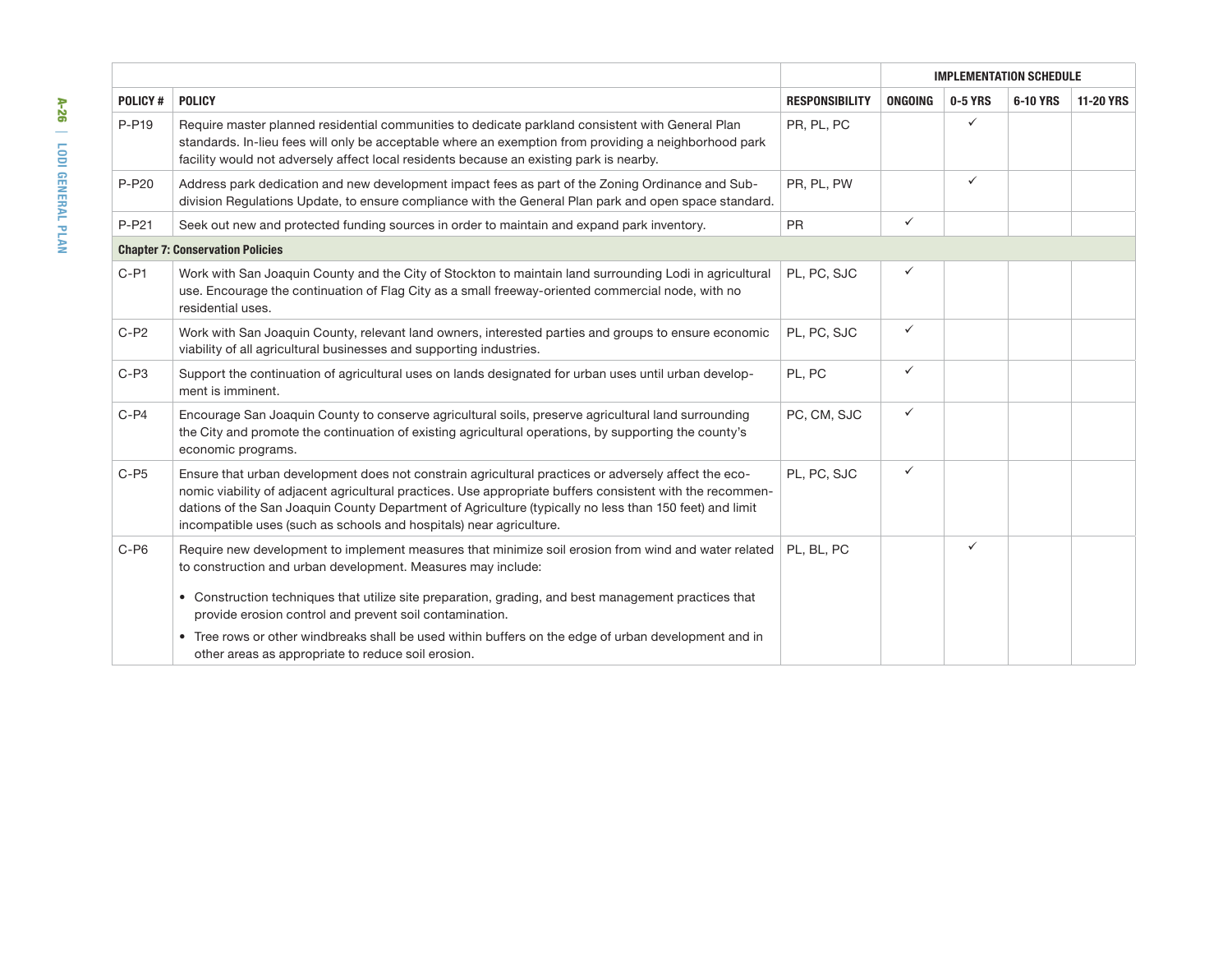| | | | IMPLEMENTATION SCHEDULE | | | |
|---|---|---|---|---|---|---|
| **POLICY #** | **POLICY** | **RESPONSIBILITY** | **ONGOING** | **0-5 YRS** | **6-10 YRS** | **11-20 YRS** |
| P-P19 | Require master planned residential communities to dedicate parkland consistent with General Plan standards. In-lieu fees will only be acceptable where an exemption from providing a neighborhood park facility would not adversely affect local residents because an existing park is nearby. | PR, PL, PC | | ✓ | | |
| P-P20 | Address park dedication and new development impact fees as part of the Zoning Ordinance and Subdivision Regulations Update, to ensure compliance with the General Plan park and open space standard. | PR, PL, PW | | ✓ | | |
| P-P21 | Seek out new and protected funding sources in order to maintain and expand park inventory. | PR | ✓ | | | |
| **Chapter 7: Conservation Policies** | | | | | | |
| C-P1 | Work with San Joaquin County and the City of Stockton to maintain land surrounding Lodi in agricultural use. Encourage the continuation of Flag City as a small freeway-oriented commercial node, with no residential uses. | PL, PC, SJC | ✓ | | | |
| C-P2 | Work with San Joaquin County, relevant land owners, interested parties and groups to ensure economic viability of all agricultural businesses and supporting industries. | PL, PC, SJC | ✓ | | | |
| C-P3 | Support the continuation of agricultural uses on lands designated for urban uses until urban development is imminent. | PL, PC | ✓ | | | |
| C-P4 | Encourage San Joaquin County to conserve agricultural soils, preserve agricultural land surrounding the City and promote the continuation of existing agricultural operations, by supporting the county's economic programs. | PC, CM, SJC | ✓ | | | |
| C-P5 | Ensure that urban development does not constrain agricultural practices or adversely affect the economic viability of adjacent agricultural practices. Use appropriate buffers consistent with the recommendations of the San Joaquin County Department of Agriculture (typically no less than 150 feet) and limit incompatible uses (such as schools and hospitals) near agriculture. | PL, PC, SJC | ✓ | | | |
| C-P6 | Require new development to implement measures that minimize soil erosion from wind and water related to construction and urban development. Measures may include:<br>• Construction techniques that utilize site preparation, grading, and best management practices that provide erosion control and prevent soil contamination.<br>• Tree rows or other windbreaks shall be used within buffers on the edge of urban development and in other areas as appropriate to reduce soil erosion. | PL, BL, PC | | ✓ | | |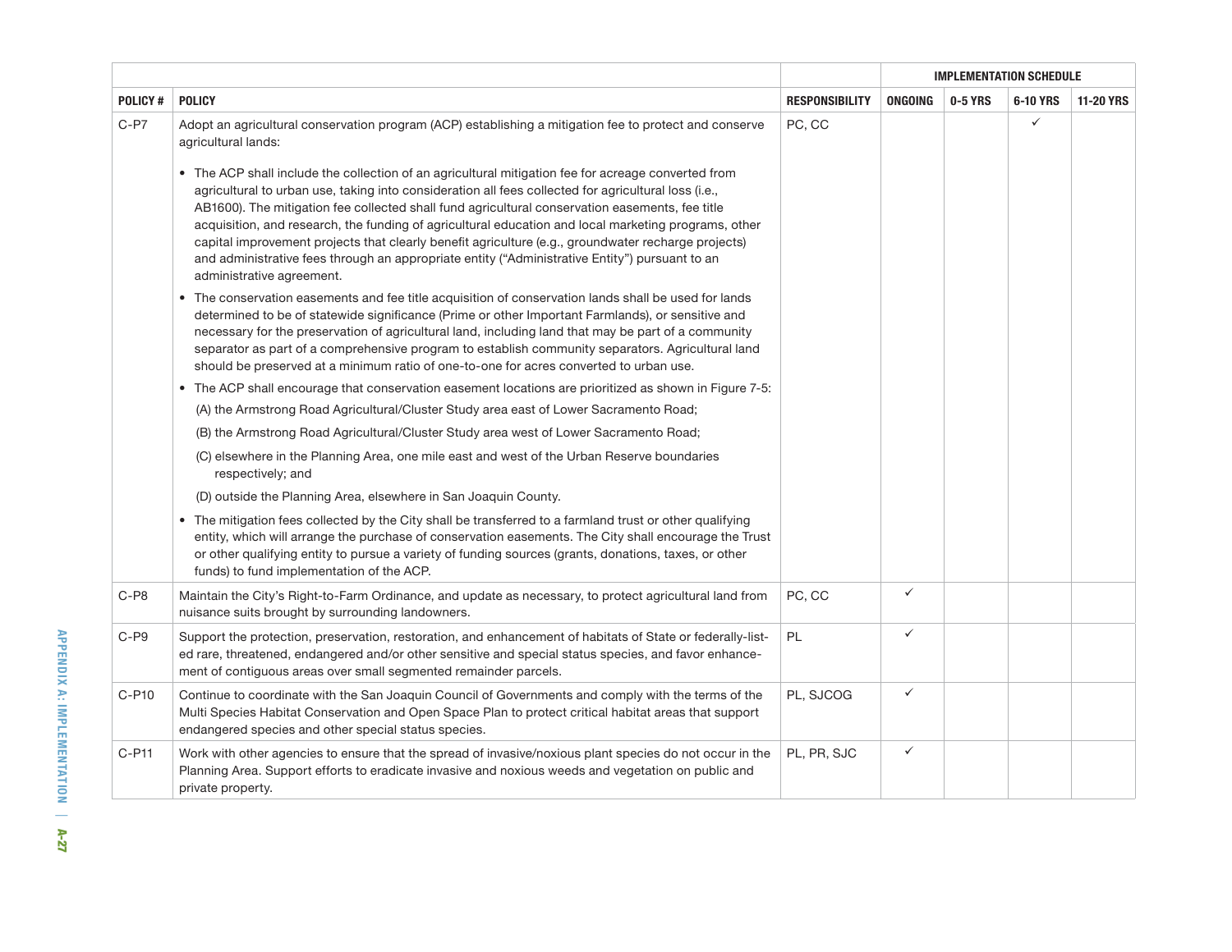| POLICY # | POLICY | RESPONSIBILITY | IMPLEMENTATION SCHEDULE | | | |
|---|---|---|---|---|---|---|
| | | | ONGOING | 0-5 YRS | 6-10 YRS | 11-20 YRS |
| C-P7 | Adopt an agricultural conservation program (ACP) establishing a mitigation fee to protect and conserve agricultural lands:<br><br>• The ACP shall include the collection of an agricultural mitigation fee for acreage converted from agricultural to urban use, taking into consideration all fees collected for agricultural loss (i.e., AB1600). The mitigation fee collected shall fund agricultural conservation easements, fee title acquisition, and research, the funding of agricultural education and local marketing programs, other capital improvement projects that clearly benefit agriculture (e.g., groundwater recharge projects) and administrative fees through an appropriate entity ("Administrative Entity") pursuant to an administrative agreement.<br>• The conservation easements and fee title acquisition of conservation lands shall be used for lands determined to be of statewide significance (Prime or other Important Farmlands), or sensitive and necessary for the preservation of agricultural land, including land that may be part of a community separator as part of a comprehensive program to establish community separators. Agricultural land should be preserved at a minimum ratio of one-to-one for acres converted to urban use.<br>• The ACP shall encourage that conservation easement locations are prioritized as shown in Figure 7-5:<br>(A) the Armstrong Road Agricultural/Cluster Study area east of Lower Sacramento Road;<br>(B) the Armstrong Road Agricultural/Cluster Study area west of Lower Sacramento Road;<br>(C) elsewhere in the Planning Area, one mile east and west of the Urban Reserve boundaries respectively; and<br>(D) outside the Planning Area, elsewhere in San Joaquin County.<br>• The mitigation fees collected by the City shall be transferred to a farmland trust or other qualifying entity, which will arrange the purchase of conservation easements. The City shall encourage the Trust or other qualifying entity to pursue a variety of funding sources (grants, donations, taxes, or other funds) to fund implementation of the ACP. | PC, CC | | | ✓ | |
| C-P8 | Maintain the City's Right-to-Farm Ordinance, and update as necessary, to protect agricultural land from nuisance suits brought by surrounding landowners. | PC, CC | ✓ | | | |
| C-P9 | Support the protection, preservation, restoration, and enhancement of habitats of State or federally-listed rare, threatened, endangered and/or other sensitive and special status species, and favor enhancement of contiguous areas over small segmented remainder parcels. | PL | ✓ | | | |
| C-P10 | Continue to coordinate with the San Joaquin Council of Governments and comply with the terms of the Multi Species Habitat Conservation and Open Space Plan to protect critical habitat areas that support endangered species and other special status species. | PL, SJCOG | ✓ | | | |
| C-P11 | Work with other agencies to ensure that the spread of invasive/noxious plant species do not occur in the Planning Area. Support efforts to eradicate invasive and noxious weeds and vegetation on public and private property. | PL, PR, SJC | ✓ | | | |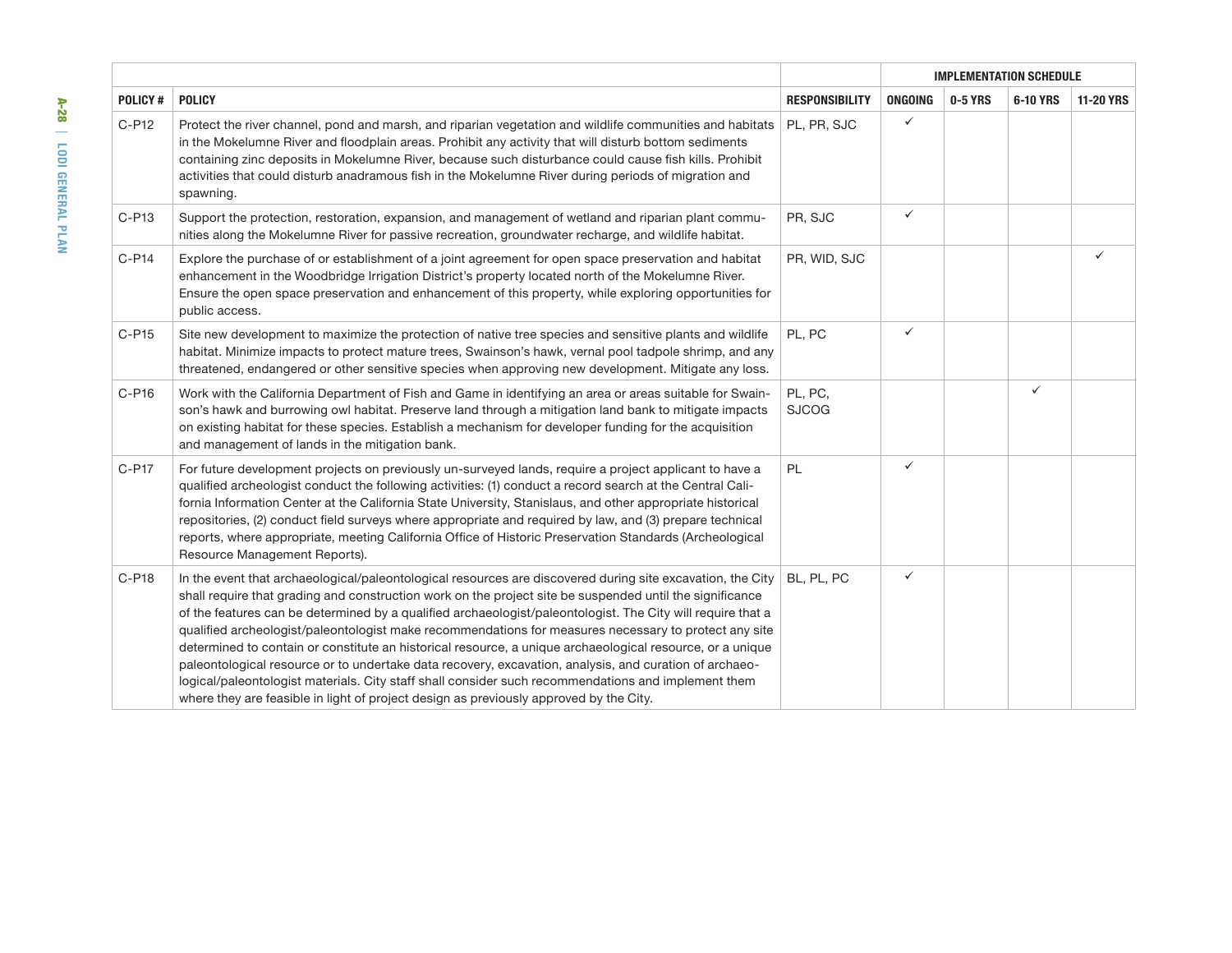| | | | IMPLEMENTATION SCHEDULE | | | |
|---|---|---|---|---|---|---|
| POLICY # | POLICY | RESPONSIBILITY | ONGOING | 0-5 YRS | 6-10 YRS | 11-20 YRS |
| C-P12 | Protect the river channel, pond and marsh, and riparian vegetation and wildlife communities and habitats in the Mokelumne River and floodplain areas. Prohibit any activity that will disturb bottom sediments containing zinc deposits in Mokelumne River, because such disturbance could cause fish kills. Prohibit activities that could disturb anadramous fish in the Mokelumne River during periods of migration and spawning. | PL, PR, SJC | ✓ | | | |
| C-P13 | Support the protection, restoration, expansion, and management of wetland and riparian plant communities along the Mokelumne River for passive recreation, groundwater recharge, and wildlife habitat. | PR, SJC | ✓ | | | |
| C-P14 | Explore the purchase of or establishment of a joint agreement for open space preservation and habitat enhancement in the Woodbridge Irrigation District's property located north of the Mokelumne River. Ensure the open space preservation and enhancement of this property, while exploring opportunities for public access. | PR, WID, SJC | | | | ✓ |
| C-P15 | Site new development to maximize the protection of native tree species and sensitive plants and wildlife habitat. Minimize impacts to protect mature trees, Swainson's hawk, vernal pool tadpole shrimp, and any threatened, endangered or other sensitive species when approving new development. Mitigate any loss. | PL, PC | ✓ | | | |
| C-P16 | Work with the California Department of Fish and Game in identifying an area or areas suitable for Swainson's hawk and burrowing owl habitat. Preserve land through a mitigation land bank to mitigate impacts on existing habitat for these species. Establish a mechanism for developer funding for the acquisition and management of lands in the mitigation bank. | PL, PC, SJCOG | | | ✓ | |
| C-P17 | For future development projects on previously un-surveyed lands, require a project applicant to have a qualified archeologist conduct the following activities: (1) conduct a record search at the Central California Information Center at the California State University, Stanislaus, and other appropriate historical repositories, (2) conduct field surveys where appropriate and required by law, and (3) prepare technical reports, where appropriate, meeting California Office of Historic Preservation Standards (Archeological Resource Management Reports). | PL | ✓ | | | |
| C-P18 | In the event that archaeological/paleontological resources are discovered during site excavation, the City shall require that grading and construction work on the project site be suspended until the significance of the features can be determined by a qualified archaeologist/paleontologist. The City will require that a qualified archeologist/paleontologist make recommendations for measures necessary to protect any site determined to contain or constitute an historical resource, a unique archaeological resource, or a unique paleontological resource or to undertake data recovery, excavation, analysis, and curation of archaeological/paleontologist materials. City staff shall consider such recommendations and implement them where they are feasible in light of project design as previously approved by the City. | BL, PL, PC | ✓ | | | |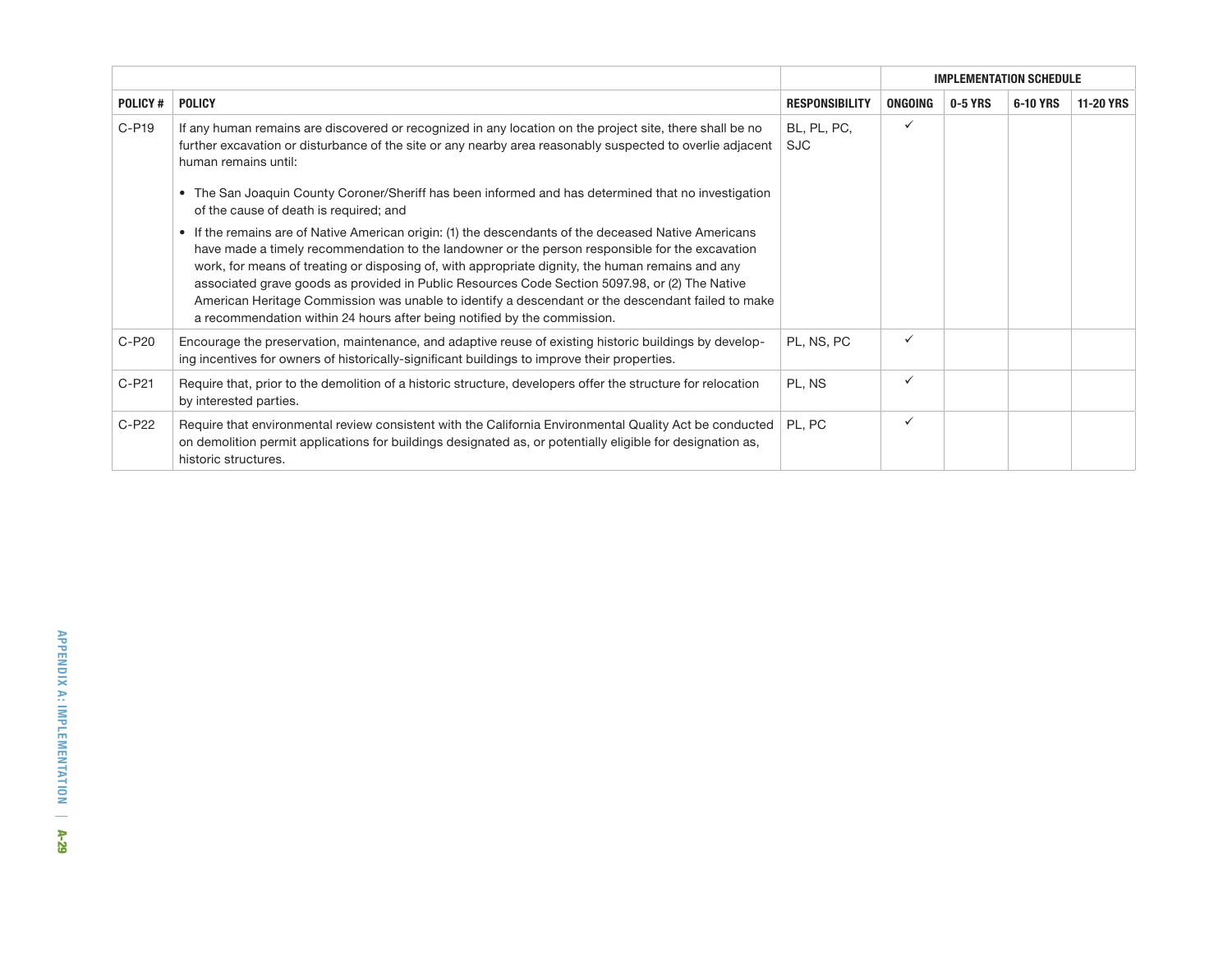| | | | IMPLEMENTATION SCHEDULE | | | |
|---|---|---|---|---|---|---|
| **POLICY #** | **POLICY** | **RESPONSIBILITY** | **ONGOING** | **0-5 YRS** | **6-10 YRS** | **11-20 YRS** |
| C-P19 | If any human remains are discovered or recognized in any location on the project site, there shall be no further excavation or disturbance of the site or any nearby area reasonably suspected to overlie adjacent human remains until:<br>• The San Joaquin County Coroner/Sheriff has been informed and has determined that no investigation of the cause of death is required; and<br>• If the remains are of Native American origin: (1) the descendants of the deceased Native Americans have made a timely recommendation to the landowner or the person responsible for the excavation work, for means of treating or disposing of, with appropriate dignity, the human remains and any associated grave goods as provided in Public Resources Code Section 5097.98, or (2) The Native American Heritage Commission was unable to identify a descendant or the descendant failed to make a recommendation within 24 hours after being notified by the commission. | BL, PL, PC, SJC | ✓ | | | |
| C-P20 | Encourage the preservation, maintenance, and adaptive reuse of existing historic buildings by developing incentives for owners of historically-significant buildings to improve their properties. | PL, NS, PC | ✓ | | | |
| C-P21 | Require that, prior to the demolition of a historic structure, developers offer the structure for relocation by interested parties. | PL, NS | ✓ | | | |
| C-P22 | Require that environmental review consistent with the California Environmental Quality Act be conducted on demolition permit applications for buildings designated as, or potentially eligible for designation as, historic structures. | PL, PC | ✓ | | | |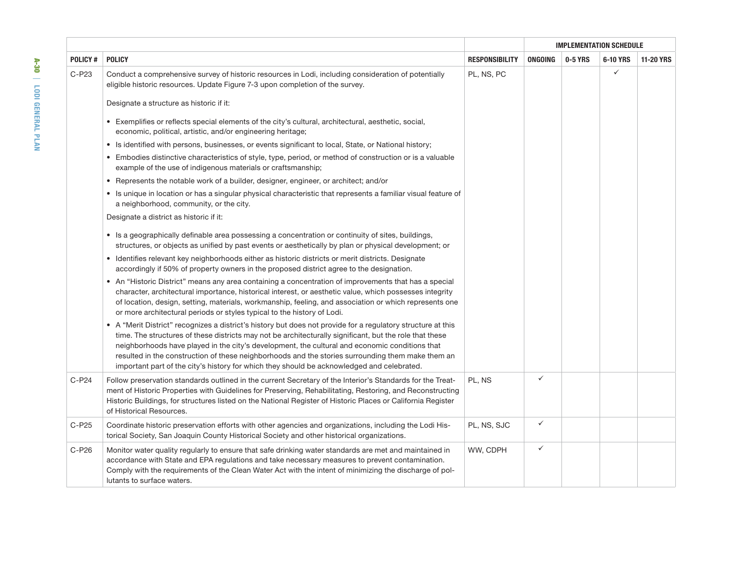| POLICY # | POLICY | RESPONSIBILITY | IMPLEMENTATION SCHEDULE | | | |
|---|---|---|---|---|---|---|
| | | | ONGOING | 0-5 YRS | 6-10 YRS | 11-20 YRS |
| C-P23 | Conduct a comprehensive survey of historic resources in Lodi, including consideration of potentially eligible historic resources. Update Figure 7-3 upon completion of the survey.<br><br>Designate a structure as historic if it:<br><br>• Exemplifies or reflects special elements of the city's cultural, architectural, aesthetic, social, economic, political, artistic, and/or engineering heritage;<br>• Is identified with persons, businesses, or events significant to local, State, or National history;<br>• Embodies distinctive characteristics of style, type, period, or method of construction or is a valuable example of the use of indigenous materials or craftsmanship;<br>• Represents the notable work of a builder, designer, engineer, or architect; and/or<br>• Is unique in location or has a singular physical characteristic that represents a familiar visual feature of a neighborhood, community, or the city.<br><br>Designate a district as historic if it:<br><br>• Is a geographically definable area possessing a concentration or continuity of sites, buildings, structures, or objects as unified by past events or aesthetically by plan or physical development; or<br>• Identifies relevant key neighborhoods either as historic districts or merit districts. Designate accordingly if 50% of property owners in the proposed district agree to the designation.<br>• An "Historic District" means any area containing a concentration of improvements that has a special character, architectural importance, historical interest, or aesthetic value, which possesses integrity of location, design, setting, materials, workmanship, feeling, and association or which represents one or more architectural periods or styles typical to the history of Lodi.<br>• A "Merit District" recognizes a district's history but does not provide for a regulatory structure at this time. The structures of these districts may not be architecturally significant, but the role that these neighborhoods have played in the city's development, the cultural and economic conditions that resulted in the construction of these neighborhoods and the stories surrounding them make them an important part of the city's history for which they should be acknowledged and celebrated. | PL, NS, PC | | | ✓ | |
| C-P24 | Follow preservation standards outlined in the current Secretary of the Interior's Standards for the Treatment of Historic Properties with Guidelines for Preserving, Rehabilitating, Restoring, and Reconstructing Historic Buildings, for structures listed on the National Register of Historic Places or California Register of Historical Resources. | PL, NS | ✓ | | | |
| C-P25 | Coordinate historic preservation efforts with other agencies and organizations, including the Lodi Historical Society, San Joaquin County Historical Society and other historical organizations. | PL, NS, SJC | ✓ | | | |
| C-P26 | Monitor water quality regularly to ensure that safe drinking water standards are met and maintained in accordance with State and EPA regulations and take necessary measures to prevent contamination. Comply with the requirements of the Clean Water Act with the intent of minimizing the discharge of pollutants to surface waters. | WW, CDPH | ✓ | | | |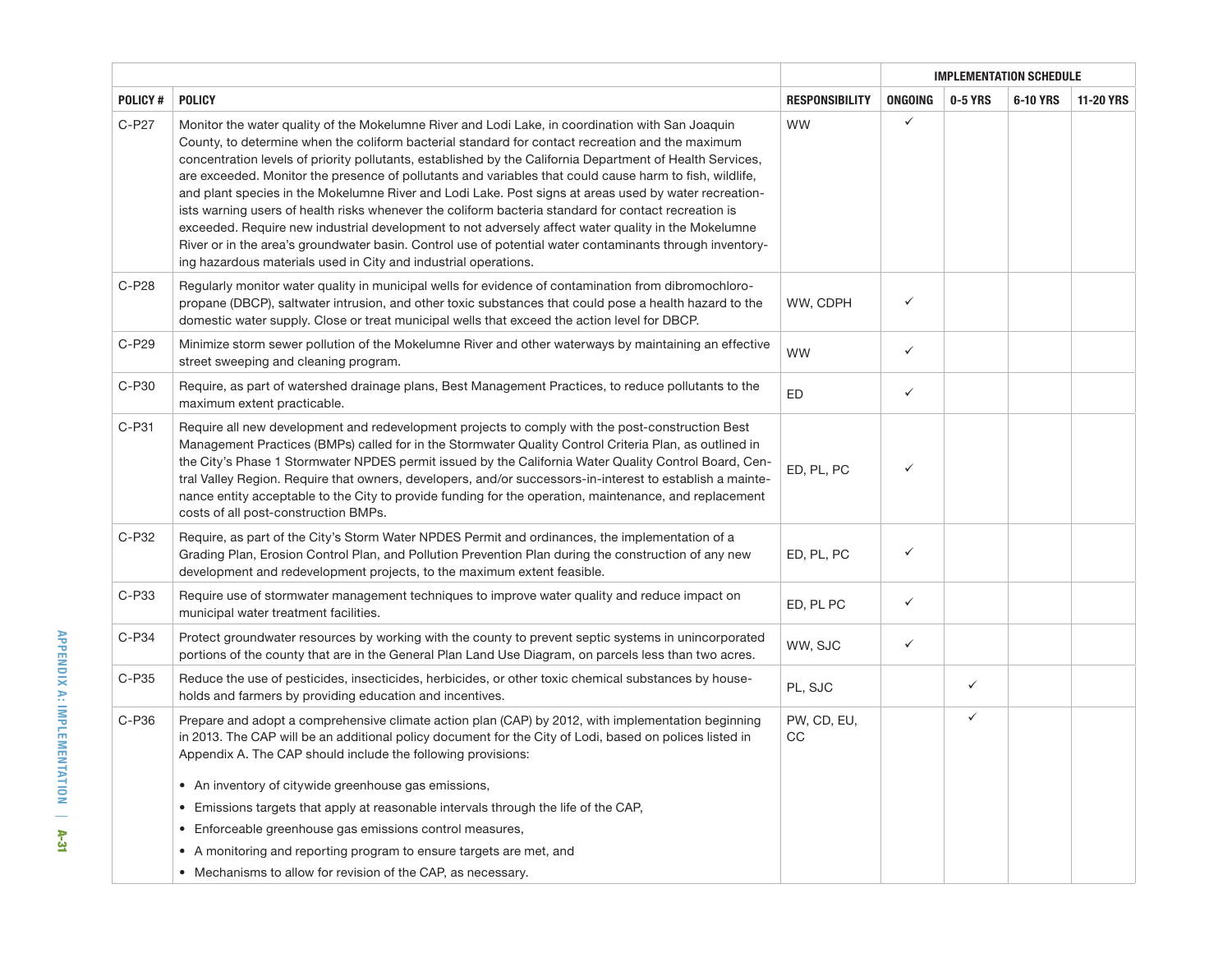| POLICY # | POLICY | RESPONSIBILITY | IMPLEMENTATION SCHEDULE | | | |
|---|---|---|---|---|---|---|
| | | | ONGOING | 0-5 YRS | 6-10 YRS | 11-20 YRS |
| C-P27 | Monitor the water quality of the Mokelumne River and Lodi Lake, in coordination with San Joaquin County, to determine when the coliform bacterial standard for contact recreation and the maximum concentration levels of priority pollutants, established by the California Department of Health Services, are exceeded. Monitor the presence of pollutants and variables that could cause harm to fish, wildlife, and plant species in the Mokelumne River and Lodi Lake. Post signs at areas used by water recreationists warning users of health risks whenever the coliform bacteria standard for contact recreation is exceeded. Require new industrial development to not adversely affect water quality in the Mokelumne River or in the area's groundwater basin. Control use of potential water contaminants through inventorying hazardous materials used in City and industrial operations. | WW | ✓ | | | |
| C-P28 | Regularly monitor water quality in municipal wells for evidence of contamination from dibromochloropropane (DBCP), saltwater intrusion, and other toxic substances that could pose a health hazard to the domestic water supply. Close or treat municipal wells that exceed the action level for DBCP. | WW, CDPH | ✓ | | | |
| C-P29 | Minimize storm sewer pollution of the Mokelumne River and other waterways by maintaining an effective street sweeping and cleaning program. | WW | ✓ | | | |
| C-P30 | Require, as part of watershed drainage plans, Best Management Practices, to reduce pollutants to the maximum extent practicable. | ED | ✓ | | | |
| C-P31 | Require all new development and redevelopment projects to comply with the post-construction Best Management Practices (BMPs) called for in the Stormwater Quality Control Criteria Plan, as outlined in the City's Phase 1 Stormwater NPDES permit issued by the California Water Quality Control Board, Central Valley Region. Require that owners, developers, and/or successors-in-interest to establish a maintenance entity acceptable to the City to provide funding for the operation, maintenance, and replacement costs of all post-construction BMPs. | ED, PL, PC | ✓ | | | |
| C-P32 | Require, as part of the City's Storm Water NPDES Permit and ordinances, the implementation of a Grading Plan, Erosion Control Plan, and Pollution Prevention Plan during the construction of any new development and redevelopment projects, to the maximum extent feasible. | ED, PL, PC | ✓ | | | |
| C-P33 | Require use of stormwater management techniques to improve water quality and reduce impact on municipal water treatment facilities. | ED, PL PC | ✓ | | | |
| C-P34 | Protect groundwater resources by working with the county to prevent septic systems in unincorporated portions of the county that are in the General Plan Land Use Diagram, on parcels less than two acres. | WW, SJC | ✓ | | | |
| C-P35 | Reduce the use of pesticides, insecticides, herbicides, or other toxic chemical substances by households and farmers by providing education and incentives. | PL, SJC | | ✓ | | |
| C-P36 | Prepare and adopt a comprehensive climate action plan (CAP) by 2012, with implementation beginning in 2013. The CAP will be an additional policy document for the City of Lodi, based on polices listed in Appendix A. The CAP should include the following provisions:<br>• An inventory of citywide greenhouse gas emissions,<br>• Emissions targets that apply at reasonable intervals through the life of the CAP,<br>• Enforceable greenhouse gas emissions control measures,<br>• A monitoring and reporting program to ensure targets are met, and<br>• Mechanisms to allow for revision of the CAP, as necessary. | PW, CD, EU, CC | | ✓ | | |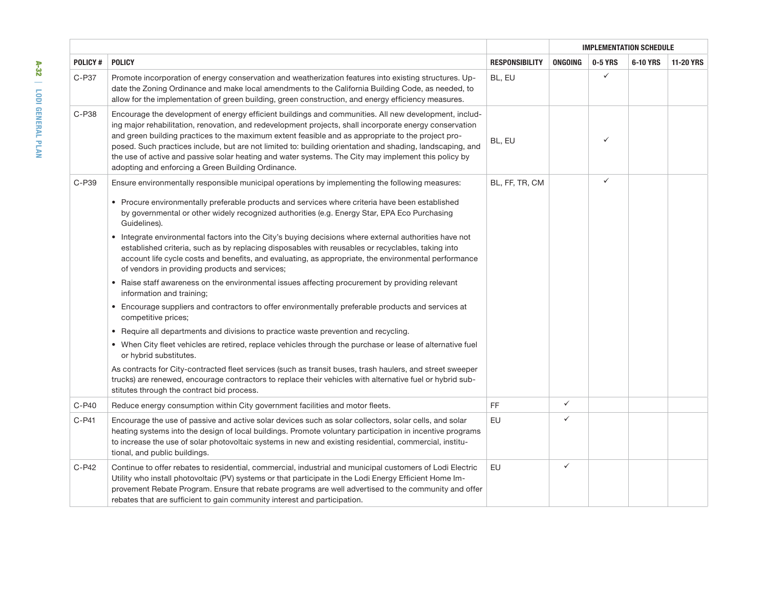| POLICY # | POLICY | RESPONSIBILITY | IMPLEMENTATION SCHEDULE | | | |
|---|---|---|---|---|---|---|
| | | | ONGOING | 0-5 YRS | 6-10 YRS | 11-20 YRS |
| C-P37 | Promote incorporation of energy conservation and weatherization features into existing structures. Update the Zoning Ordinance and make local amendments to the California Building Code, as needed, to allow for the implementation of green building, green construction, and energy efficiency measures. | BL, EU | | ✓ | | |
| C-P38 | Encourage the development of energy efficient buildings and communities. All new development, including major rehabilitation, renovation, and redevelopment projects, shall incorporate energy conservation and green building practices to the maximum extent feasible and as appropriate to the project proposed. Such practices include, but are not limited to: building orientation and shading, landscaping, and the use of active and passive solar heating and water systems. The City may implement this policy by adopting and enforcing a Green Building Ordinance. | BL, EU | | ✓ | | |
| C-P39 | Ensure environmentally responsible municipal operations by implementing the following measures:<br>• Procure environmentally preferable products and services where criteria have been established by governmental or other widely recognized authorities (e.g. Energy Star, EPA Eco Purchasing Guidelines).<br>• Integrate environmental factors into the City's buying decisions where external authorities have not established criteria, such as by replacing disposables with reusables or recyclables, taking into account life cycle costs and benefits, and evaluating, as appropriate, the environmental performance of vendors in providing products and services;<br>• Raise staff awareness on the environmental issues affecting procurement by providing relevant information and training;<br>• Encourage suppliers and contractors to offer environmentally preferable products and services at competitive prices;<br>• Require all departments and divisions to practice waste prevention and recycling.<br>• When City fleet vehicles are retired, replace vehicles through the purchase or lease of alternative fuel or hybrid substitutes.<br>As contracts for City-contracted fleet services (such as transit buses, trash haulers, and street sweeper trucks) are renewed, encourage contractors to replace their vehicles with alternative fuel or hybrid substitutes through the contract bid process. | BL, FF, TR, CM | | ✓ | | |
| C-P40 | Reduce energy consumption within City government facilities and motor fleets. | FF | ✓ | | | |
| C-P41 | Encourage the use of passive and active solar devices such as solar collectors, solar cells, and solar heating systems into the design of local buildings. Promote voluntary participation in incentive programs to increase the use of solar photovoltaic systems in new and existing residential, commercial, institutional, and public buildings. | EU | ✓ | | | |
| C-P42 | Continue to offer rebates to residential, commercial, industrial and municipal customers of Lodi Electric Utility who install photovoltaic (PV) systems or that participate in the Lodi Energy Efficient Home Improvement Rebate Program. Ensure that rebate programs are well advertised to the community and offer rebates that are sufficient to gain community interest and participation. | EU | ✓ | | | |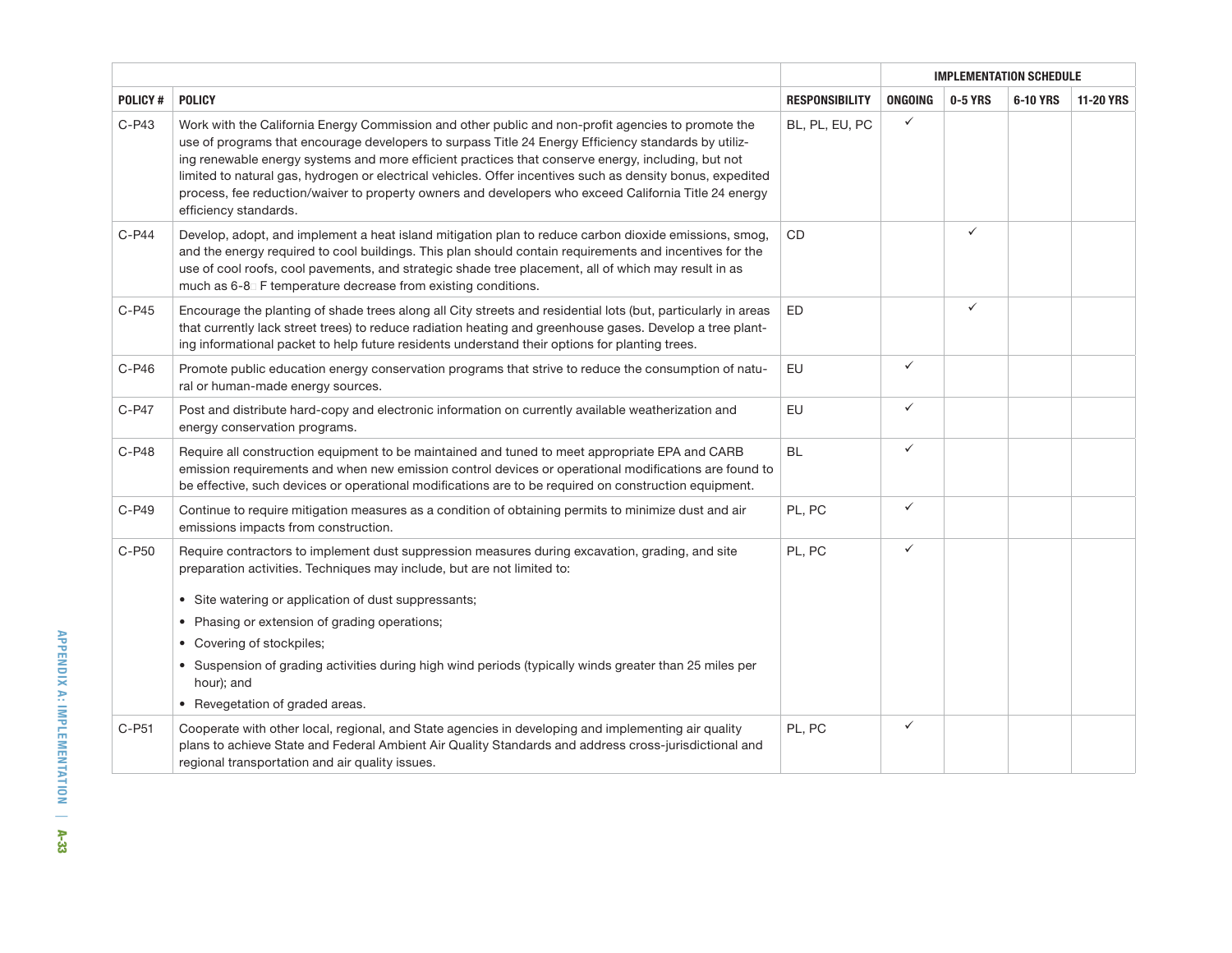| | | | IMPLEMENTATION SCHEDULE | | | |
|---|---|---|---|---|---|---|
| POLICY # | POLICY | RESPONSIBILITY | ONGOING | 0-5 YRS | 6-10 YRS | 11-20 YRS |
| C-P43 | Work with the California Energy Commission and other public and non-profit agencies to promote the use of programs that encourage developers to surpass Title 24 Energy Efficiency standards by utilizing renewable energy systems and more efficient practices that conserve energy, including, but not limited to natural gas, hydrogen or electrical vehicles. Offer incentives such as density bonus, expedited process, fee reduction/waiver to property owners and developers who exceed California Title 24 energy efficiency standards. | BL, PL, EU, PC | ✓ | | | |
| C-P44 | Develop, adopt, and implement a heat island mitigation plan to reduce carbon dioxide emissions, smog, and the energy required to cool buildings. This plan should contain requirements and incentives for the use of cool roofs, cool pavements, and strategic shade tree placement, all of which may result in as much as 6-8 F temperature decrease from existing conditions. | CD | | ✓ | | |
| C-P45 | Encourage the planting of shade trees along all City streets and residential lots (but, particularly in areas that currently lack street trees) to reduce radiation heating and greenhouse gases. Develop a tree planting informational packet to help future residents understand their options for planting trees. | ED | | ✓ | | |
| C-P46 | Promote public education energy conservation programs that strive to reduce the consumption of natural or human-made energy sources. | EU | ✓ | | | |
| C-P47 | Post and distribute hard-copy and electronic information on currently available weatherization and energy conservation programs. | EU | ✓ | | | |
| C-P48 | Require all construction equipment to be maintained and tuned to meet appropriate EPA and CARB emission requirements and when new emission control devices or operational modifications are found to be effective, such devices or operational modifications are to be required on construction equipment. | BL | ✓ | | | |
| C-P49 | Continue to require mitigation measures as a condition of obtaining permits to minimize dust and air emissions impacts from construction. | PL, PC | ✓ | | | |
| C-P50 | Require contractors to implement dust suppression measures during excavation, grading, and site preparation activities. Techniques may include, but are not limited to:<br>• Site watering or application of dust suppressants;<br>• Phasing or extension of grading operations;<br>• Covering of stockpiles;<br>• Suspension of grading activities during high wind periods (typically winds greater than 25 miles per hour); and<br>• Revegetation of graded areas. | PL, PC | ✓ | | | |
| C-P51 | Cooperate with other local, regional, and State agencies in developing and implementing air quality plans to achieve State and Federal Ambient Air Quality Standards and address cross-jurisdictional and regional transportation and air quality issues. | PL, PC | ✓ | | | |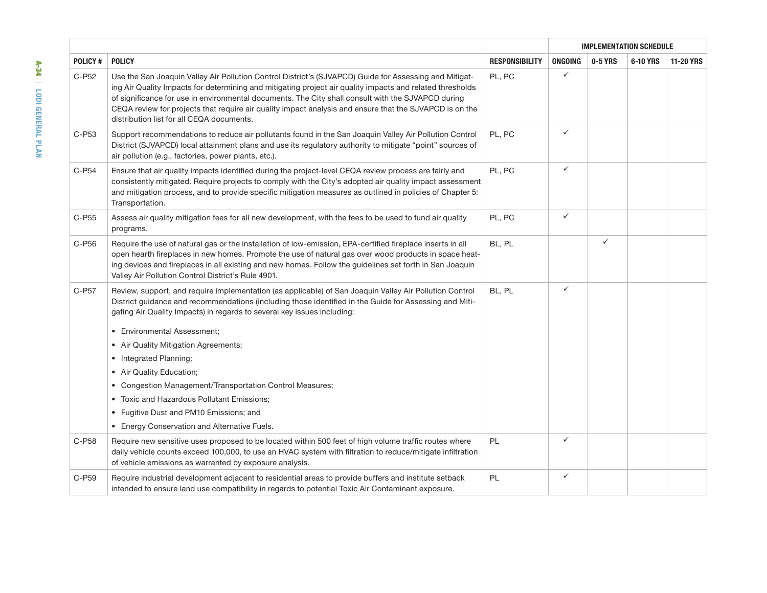| | | | IMPLEMENTATION SCHEDULE | | | |
|---|---|---|---|---|---|---|
| **POLICY #** | **POLICY** | **RESPONSIBILITY** | **ONGOING** | **0-5 YRS** | **6-10 YRS** | **11-20 YRS** |
| C-P52 | Use the San Joaquin Valley Air Pollution Control District's (SJVAPCD) Guide for Assessing and Mitigating Air Quality Impacts for determining and mitigating project air quality impacts and related thresholds of significance for use in environmental documents. The City shall consult with the SJVAPCD during CEQA review for projects that require air quality impact analysis and ensure that the SJVAPCD is on the distribution list for all CEQA documents. | PL, PC | ✓ | | | |
| C-P53 | Support recommendations to reduce air pollutants found in the San Joaquin Valley Air Pollution Control District (SJVAPCD) local attainment plans and use its regulatory authority to mitigate "point" sources of air pollution (e.g., factories, power plants, etc.). | PL, PC | ✓ | | | |
| C-P54 | Ensure that air quality impacts identified during the project-level CEQA review process are fairly and consistently mitigated. Require projects to comply with the City's adopted air quality impact assessment and mitigation process, and to provide specific mitigation measures as outlined in policies of Chapter 5: Transportation. | PL, PC | ✓ | | | |
| C-P55 | Assess air quality mitigation fees for all new development, with the fees to be used to fund air quality programs. | PL, PC | ✓ | | | |
| C-P56 | Require the use of natural gas or the installation of low-emission, EPA-certified fireplace inserts in all open hearth fireplaces in new homes. Promote the use of natural gas over wood products in space heating devices and fireplaces in all existing and new homes. Follow the guidelines set forth in San Joaquin Valley Air Pollution Control District's Rule 4901. | BL, PL | | ✓ | | |
| C-P57 | Review, support, and require implementation (as applicable) of San Joaquin Valley Air Pollution Control District guidance and recommendations (including those identified in the Guide for Assessing and Mitigating Air Quality Impacts) in regards to several key issues including:<br>• Environmental Assessment;<br>• Air Quality Mitigation Agreements;<br>• Integrated Planning;<br>• Air Quality Education;<br>• Congestion Management/Transportation Control Measures;<br>• Toxic and Hazardous Pollutant Emissions;<br>• Fugitive Dust and PM10 Emissions; and<br>• Energy Conservation and Alternative Fuels. | BL, PL | ✓ | | | |
| C-P58 | Require new sensitive uses proposed to be located within 500 feet of high volume traffic routes where daily vehicle counts exceed 100,000, to use an HVAC system with filtration to reduce/mitigate infiltration of vehicle emissions as warranted by exposure analysis. | PL | ✓ | | | |
| C-P59 | Require industrial development adjacent to residential areas to provide buffers and institute setback intended to ensure land use compatibility in regards to potential Toxic Air Contaminant exposure. | PL | ✓ | | | |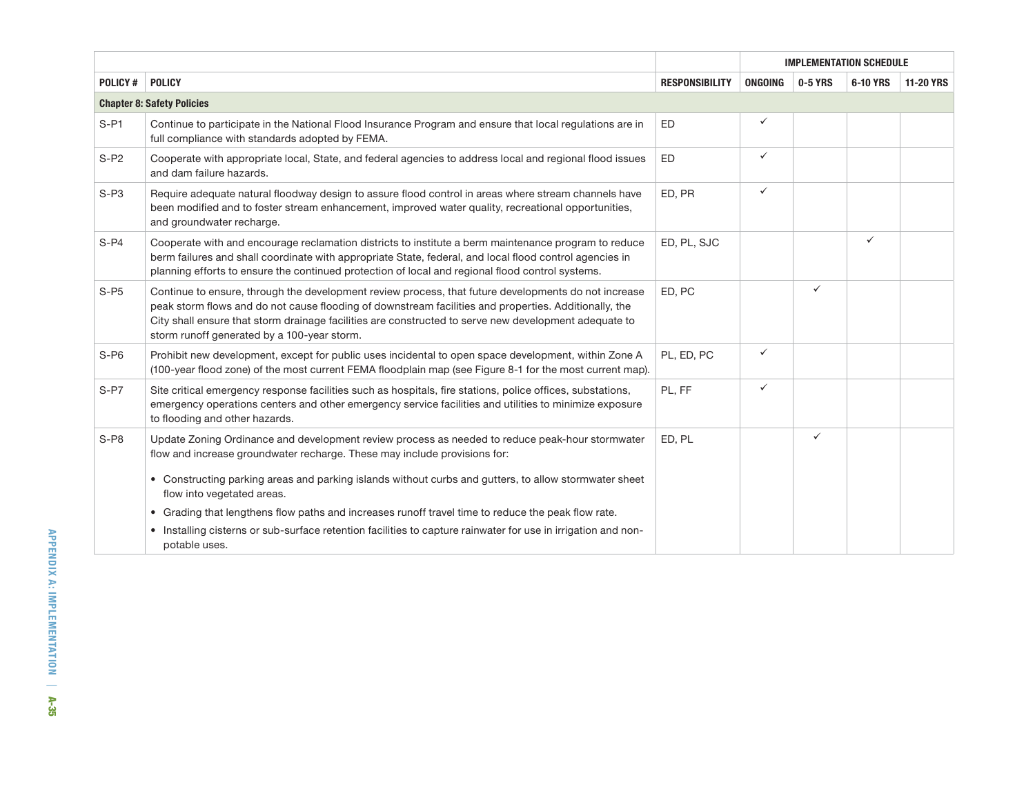| | | | IMPLEMENTATION SCHEDULE | | | |
|---|---|---|---|---|---|---|
| **POLICY #** | **POLICY** | **RESPONSIBILITY** | **ONGOING** | **0-5 YRS** | **6-10 YRS** | **11-20 YRS** |
| **Chapter 8: Safety Policies** | | | | | | |
| S-P1 | Continue to participate in the National Flood Insurance Program and ensure that local regulations are in full compliance with standards adopted by FEMA. | ED | ✓ | | | |
| S-P2 | Cooperate with appropriate local, State, and federal agencies to address local and regional flood issues and dam failure hazards. | ED | ✓ | | | |
| S-P3 | Require adequate natural floodway design to assure flood control in areas where stream channels have been modified and to foster stream enhancement, improved water quality, recreational opportunities, and groundwater recharge. | ED, PR | ✓ | | | |
| S-P4 | Cooperate with and encourage reclamation districts to institute a berm maintenance program to reduce berm failures and shall coordinate with appropriate State, federal, and local flood control agencies in planning efforts to ensure the continued protection of local and regional flood control systems. | ED, PL, SJC | | | ✓ | |
| S-P5 | Continue to ensure, through the development review process, that future developments do not increase peak storm flows and do not cause flooding of downstream facilities and properties. Additionally, the City shall ensure that storm drainage facilities are constructed to serve new development adequate to storm runoff generated by a 100-year storm. | ED, PC | | ✓ | | |
| S-P6 | Prohibit new development, except for public uses incidental to open space development, within Zone A (100-year flood zone) of the most current FEMA floodplain map (see Figure 8-1 for the most current map). | PL, ED, PC | ✓ | | | |
| S-P7 | Site critical emergency response facilities such as hospitals, fire stations, police offices, substations, emergency operations centers and other emergency service facilities and utilities to minimize exposure to flooding and other hazards. | PL, FF | ✓ | | | |
| S-P8 | Update Zoning Ordinance and development review process as needed to reduce peak-hour stormwater flow and increase groundwater recharge. These may include provisions for:<br>• Constructing parking areas and parking islands without curbs and gutters, to allow stormwater sheet flow into vegetated areas.<br>• Grading that lengthens flow paths and increases runoff travel time to reduce the peak flow rate.<br>• Installing cisterns or sub-surface retention facilities to capture rainwater for use in irrigation and non-potable uses. | ED, PL | | ✓ | | |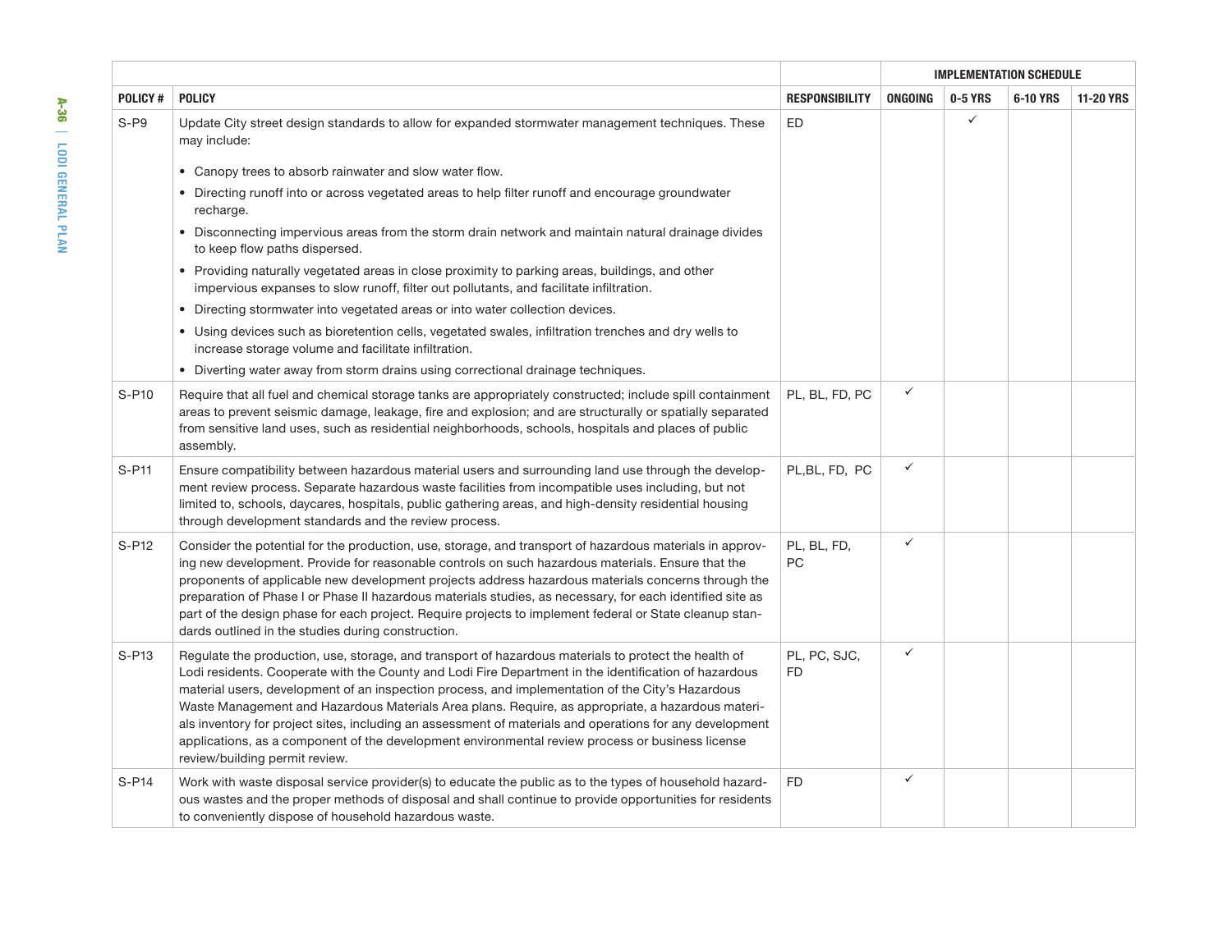| | | | IMPLEMENTATION SCHEDULE | | | |
|---|---|---|---|---|---|---|
| POLICY # | POLICY | RESPONSIBILITY | ONGOING | 0-5 YRS | 6-10 YRS | 11-20 YRS |
| S-P9 | Update City street design standards to allow for expanded stormwater management techniques. These may include:<br>• Canopy trees to absorb rainwater and slow water flow.<br>• Directing runoff into or across vegetated areas to help filter runoff and encourage groundwater recharge.<br>• Disconnecting impervious areas from the storm drain network and maintain natural drainage divides to keep flow paths dispersed.<br>• Providing naturally vegetated areas in close proximity to parking areas, buildings, and other impervious expanses to slow runoff, filter out pollutants, and facilitate infiltration.<br>• Directing stormwater into vegetated areas or into water collection devices.<br>• Using devices such as bioretention cells, vegetated swales, infiltration trenches and dry wells to increase storage volume and facilitate infiltration.<br>• Diverting water away from storm drains using correctional drainage techniques. | ED | | ✓ | | |
| S-P10 | Require that all fuel and chemical storage tanks are appropriately constructed; include spill containment areas to prevent seismic damage, leakage, fire and explosion; and are structurally or spatially separated from sensitive land uses, such as residential neighborhoods, schools, hospitals and places of public assembly. | PL, BL, FD, PC | ✓ | | | |
| S-P11 | Ensure compatibility between hazardous material users and surrounding land use through the development review process. Separate hazardous waste facilities from incompatible uses including, but not limited to, schools, daycares, hospitals, public gathering areas, and high-density residential housing through development standards and the review process. | PL,BL, FD, PC | ✓ | | | |
| S-P12 | Consider the potential for the production, use, storage, and transport of hazardous materials in approving new development. Provide for reasonable controls on such hazardous materials. Ensure that the proponents of applicable new development projects address hazardous materials concerns through the preparation of Phase I or Phase II hazardous materials studies, as necessary, for each identified site as part of the design phase for each project. Require projects to implement federal or State cleanup standards outlined in the studies during construction. | PL, BL, FD, PC | ✓ | | | |
| S-P13 | Regulate the production, use, storage, and transport of hazardous materials to protect the health of Lodi residents. Cooperate with the County and Lodi Fire Department in the identification of hazardous material users, development of an inspection process, and implementation of the City's Hazardous Waste Management and Hazardous Materials Area plans. Require, as appropriate, a hazardous materials inventory for project sites, including an assessment of materials and operations for any development applications, as a component of the development environmental review process or business license review/building permit review. | PL, PC, SJC, FD | ✓ | | | |
| S-P14 | Work with waste disposal service provider(s) to educate the public as to the types of household hazardous wastes and the proper methods of disposal and shall continue to provide opportunities for residents to conveniently dispose of household hazardous waste. | FD | ✓ | | | |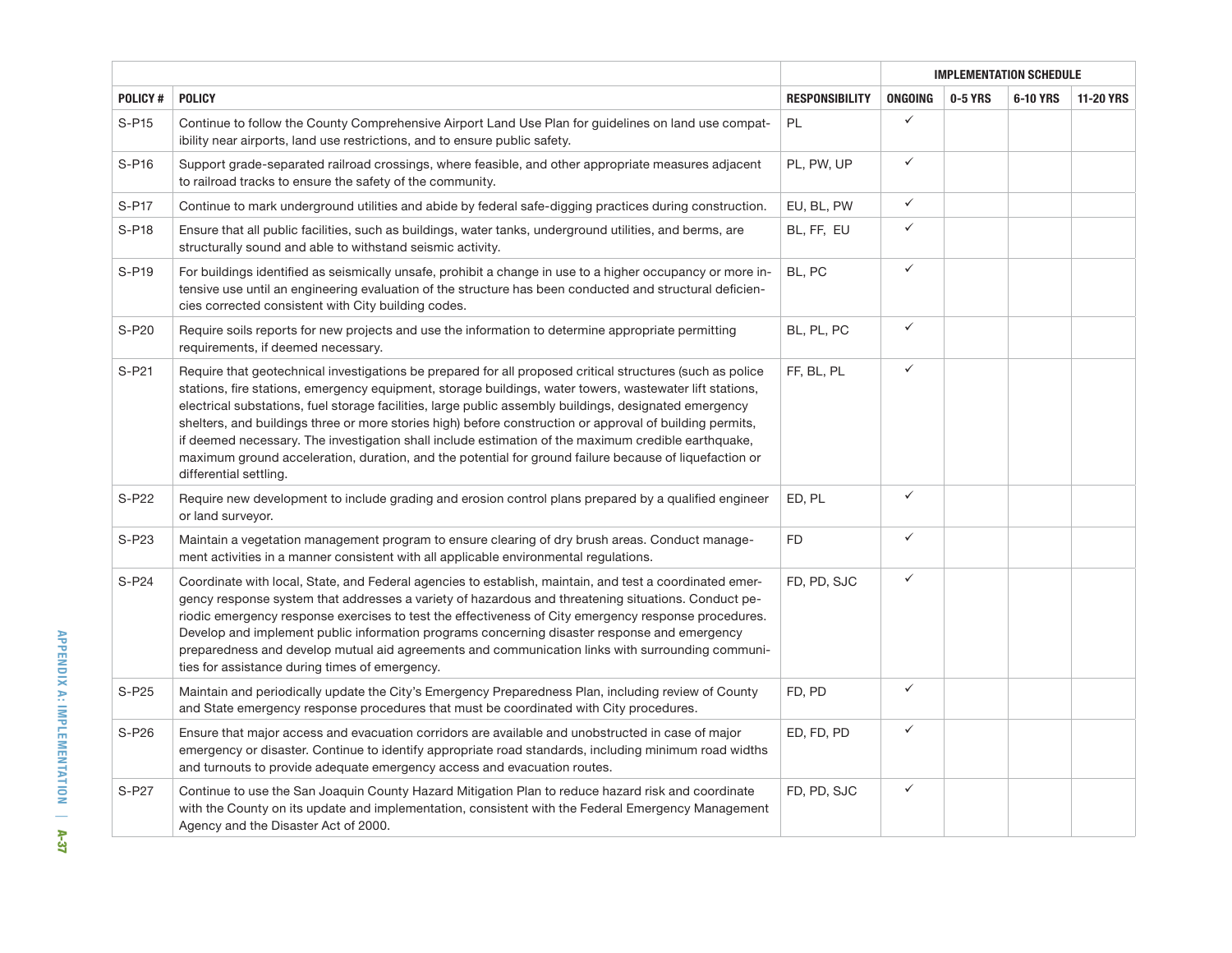| | | | IMPLEMENTATION SCHEDULE | | | |
|---|---|---|---|---|---|---|
| POLICY # | POLICY | RESPONSIBILITY | ONGOING | 0-5 YRS | 6-10 YRS | 11-20 YRS |
| S-P15 | Continue to follow the County Comprehensive Airport Land Use Plan for guidelines on land use compatibility near airports, land use restrictions, and to ensure public safety. | PL | ✓ | | | |
| S-P16 | Support grade-separated railroad crossings, where feasible, and other appropriate measures adjacent to railroad tracks to ensure the safety of the community. | PL, PW, UP | ✓ | | | |
| S-P17 | Continue to mark underground utilities and abide by federal safe-digging practices during construction. | EU, BL, PW | ✓ | | | |
| S-P18 | Ensure that all public facilities, such as buildings, water tanks, underground utilities, and berms, are structurally sound and able to withstand seismic activity. | BL, FF, EU | ✓ | | | |
| S-P19 | For buildings identified as seismically unsafe, prohibit a change in use to a higher occupancy or more intensive use until an engineering evaluation of the structure has been conducted and structural deficiencies corrected consistent with City building codes. | BL, PC | ✓ | | | |
| S-P20 | Require soils reports for new projects and use the information to determine appropriate permitting requirements, if deemed necessary. | BL, PL, PC | ✓ | | | |
| S-P21 | Require that geotechnical investigations be prepared for all proposed critical structures (such as police stations, fire stations, emergency equipment, storage buildings, water towers, wastewater lift stations, electrical substations, fuel storage facilities, large public assembly buildings, designated emergency shelters, and buildings three or more stories high) before construction or approval of building permits, if deemed necessary. The investigation shall include estimation of the maximum credible earthquake, maximum ground acceleration, duration, and the potential for ground failure because of liquefaction or differential settling. | FF, BL, PL | ✓ | | | |
| S-P22 | Require new development to include grading and erosion control plans prepared by a qualified engineer or land surveyor. | ED, PL | ✓ | | | |
| S-P23 | Maintain a vegetation management program to ensure clearing of dry brush areas. Conduct management activities in a manner consistent with all applicable environmental regulations. | FD | ✓ | | | |
| S-P24 | Coordinate with local, State, and Federal agencies to establish, maintain, and test a coordinated emergency response system that addresses a variety of hazardous and threatening situations. Conduct periodic emergency response exercises to test the effectiveness of City emergency response procedures. Develop and implement public information programs concerning disaster response and emergency preparedness and develop mutual aid agreements and communication links with surrounding communities for assistance during times of emergency. | FD, PD, SJC | ✓ | | | |
| S-P25 | Maintain and periodically update the City's Emergency Preparedness Plan, including review of County and State emergency response procedures that must be coordinated with City procedures. | FD, PD | ✓ | | | |
| S-P26 | Ensure that major access and evacuation corridors are available and unobstructed in case of major emergency or disaster. Continue to identify appropriate road standards, including minimum road widths and turnouts to provide adequate emergency access and evacuation routes. | ED, FD, PD | ✓ | | | |
| S-P27 | Continue to use the San Joaquin County Hazard Mitigation Plan to reduce hazard risk and coordinate with the County on its update and implementation, consistent with the Federal Emergency Management Agency and the Disaster Act of 2000. | FD, PD, SJC | ✓ | | | |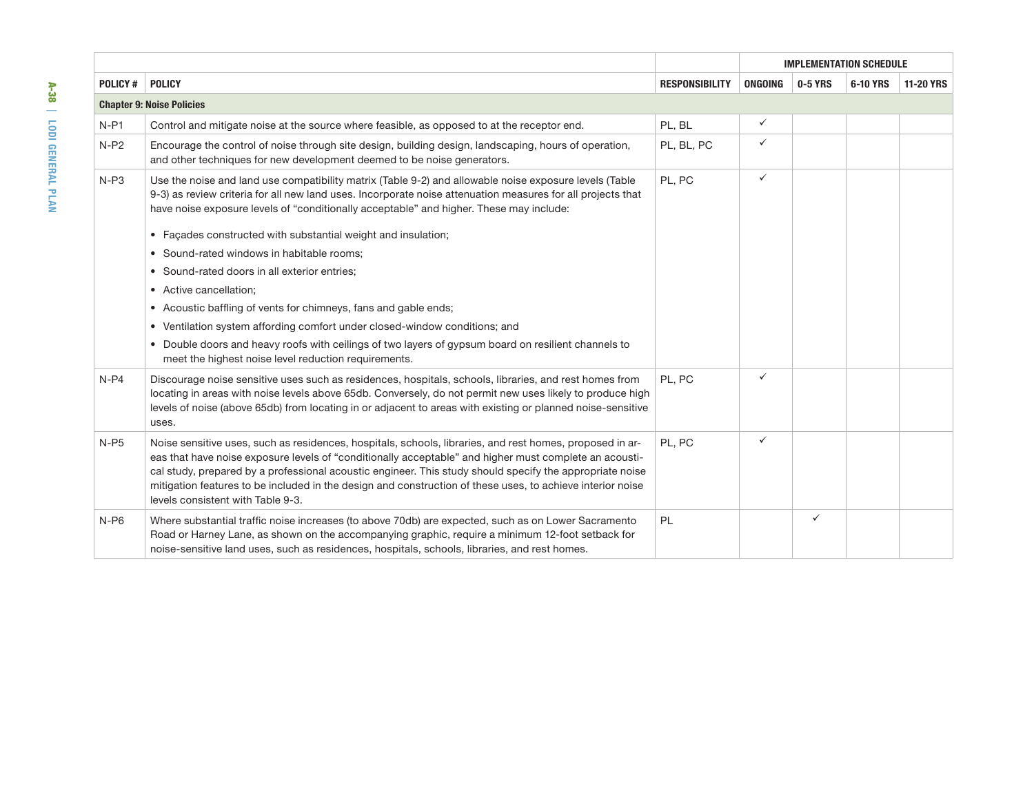| POLICY # | POLICY | RESPONSIBILITY | IMPLEMENTATION SCHEDULE | | | |
|---|---|---|---|---|---|---|
| | | | ONGOING | 0-5 YRS | 6-10 YRS | 11-20 YRS |
| **Chapter 9: Noise Policies** | | | | | | |
| N-P1 | Control and mitigate noise at the source where feasible, as opposed to at the receptor end. | PL, BL | ✓ | | | |
| N-P2 | Encourage the control of noise through site design, building design, landscaping, hours of operation, and other techniques for new development deemed to be noise generators. | PL, BL, PC | ✓ | | | |
| N-P3 | Use the noise and land use compatibility matrix (Table 9-2) and allowable noise exposure levels (Table 9-3) as review criteria for all new land uses. Incorporate noise attenuation measures for all projects that have noise exposure levels of "conditionally acceptable" and higher. These may include:<br>• Façades constructed with substantial weight and insulation;<br>• Sound-rated windows in habitable rooms;<br>• Sound-rated doors in all exterior entries;<br>• Active cancellation;<br>• Acoustic baffling of vents for chimneys, fans and gable ends;<br>• Ventilation system affording comfort under closed-window conditions; and<br>• Double doors and heavy roofs with ceilings of two layers of gypsum board on resilient channels to meet the highest noise level reduction requirements. | PL, PC | ✓ | | | |
| N-P4 | Discourage noise sensitive uses such as residences, hospitals, schools, libraries, and rest homes from locating in areas with noise levels above 65db. Conversely, do not permit new uses likely to produce high levels of noise (above 65db) from locating in or adjacent to areas with existing or planned noise-sensitive uses. | PL, PC | ✓ | | | |
| N-P5 | Noise sensitive uses, such as residences, hospitals, schools, libraries, and rest homes, proposed in areas that have noise exposure levels of "conditionally acceptable" and higher must complete an acoustical study, prepared by a professional acoustic engineer. This study should specify the appropriate noise mitigation features to be included in the design and construction of these uses, to achieve interior noise levels consistent with Table 9-3. | PL, PC | ✓ | | | |
| N-P6 | Where substantial traffic noise increases (to above 70db) are expected, such as on Lower Sacramento Road or Harney Lane, as shown on the accompanying graphic, require a minimum 12-foot setback for noise-sensitive land uses, such as residences, hospitals, schools, libraries, and rest homes. | PL | | ✓ | | |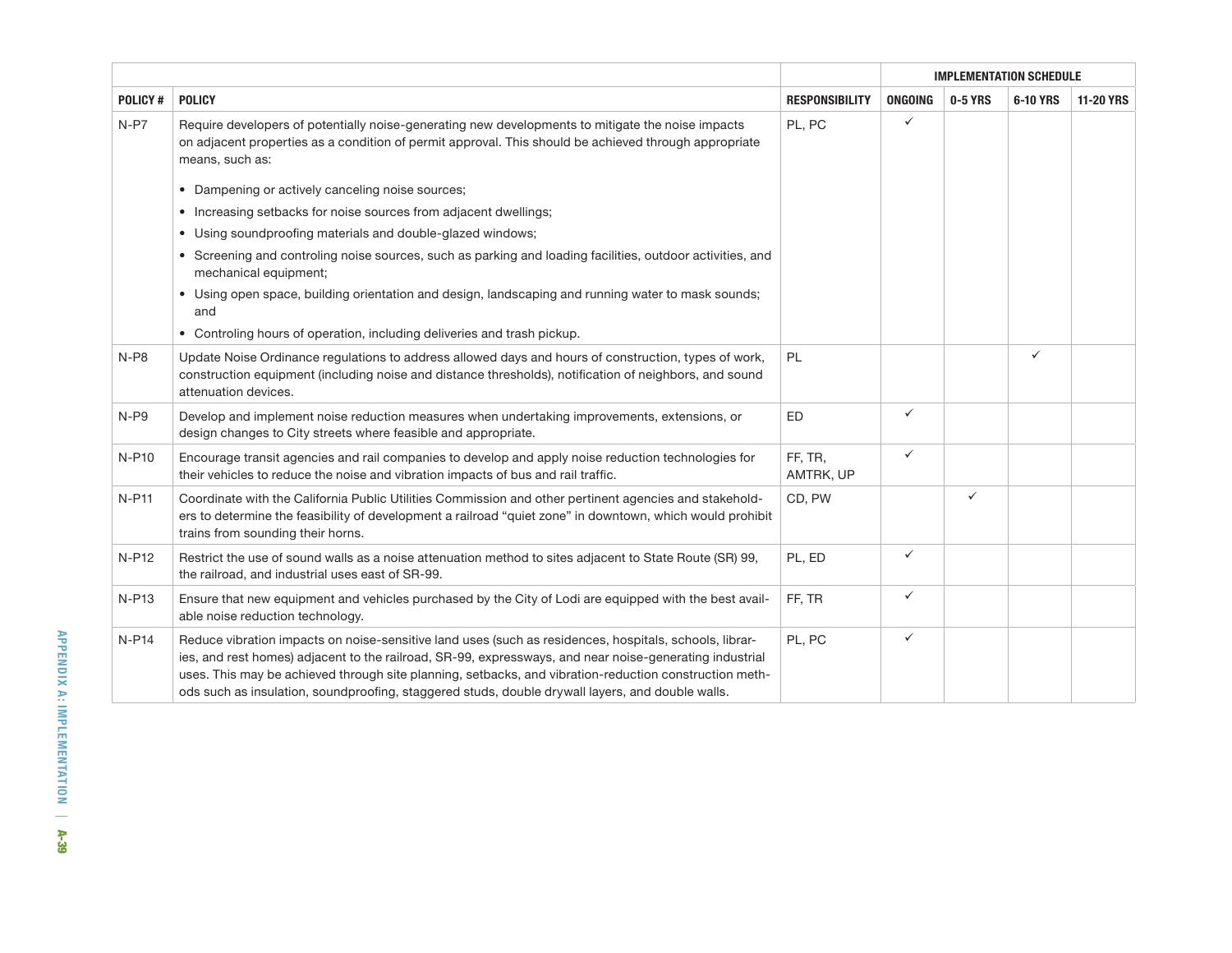| | | | IMPLEMENTATION SCHEDULE | | | |
|---|---|---|---|---|---|---|
| **POLICY #** | **POLICY** | **RESPONSIBILITY** | **ONGOING** | **0-5 YRS** | **6-10 YRS** | **11-20 YRS** |
| N-P7 | Require developers of potentially noise-generating new developments to mitigate the noise impacts on adjacent properties as a condition of permit approval. This should be achieved through appropriate means, such as:<br>• Dampening or actively canceling noise sources;<br>• Increasing setbacks for noise sources from adjacent dwellings;<br>• Using soundproofing materials and double-glazed windows;<br>• Screening and controling noise sources, such as parking and loading facilities, outdoor activities, and mechanical equipment;<br>• Using open space, building orientation and design, landscaping and running water to mask sounds; and<br>• Controling hours of operation, including deliveries and trash pickup. | PL, PC | ✓ | | | |
| N-P8 | Update Noise Ordinance regulations to address allowed days and hours of construction, types of work, construction equipment (including noise and distance thresholds), notification of neighbors, and sound attenuation devices. | PL | | | ✓ | |
| N-P9 | Develop and implement noise reduction measures when undertaking improvements, extensions, or design changes to City streets where feasible and appropriate. | ED | ✓ | | | |
| N-P10 | Encourage transit agencies and rail companies to develop and apply noise reduction technologies for their vehicles to reduce the noise and vibration impacts of bus and rail traffic. | FF, TR, AMTRK, UP | ✓ | | | |
| N-P11 | Coordinate with the California Public Utilities Commission and other pertinent agencies and stakeholders to determine the feasibility of development a railroad "quiet zone" in downtown, which would prohibit trains from sounding their horns. | CD, PW | | ✓ | | |
| N-P12 | Restrict the use of sound walls as a noise attenuation method to sites adjacent to State Route (SR) 99, the railroad, and industrial uses east of SR-99. | PL, ED | ✓ | | | |
| N-P13 | Ensure that new equipment and vehicles purchased by the City of Lodi are equipped with the best available noise reduction technology. | FF, TR | ✓ | | | |
| N-P14 | Reduce vibration impacts on noise-sensitive land uses (such as residences, hospitals, schools, libraries, and rest homes) adjacent to the railroad, SR-99, expressways, and near noise-generating industrial uses. This may be achieved through site planning, setbacks, and vibration-reduction construction methods such as insulation, soundproofing, staggered studs, double drywall layers, and double walls. | PL, PC | ✓ | | | |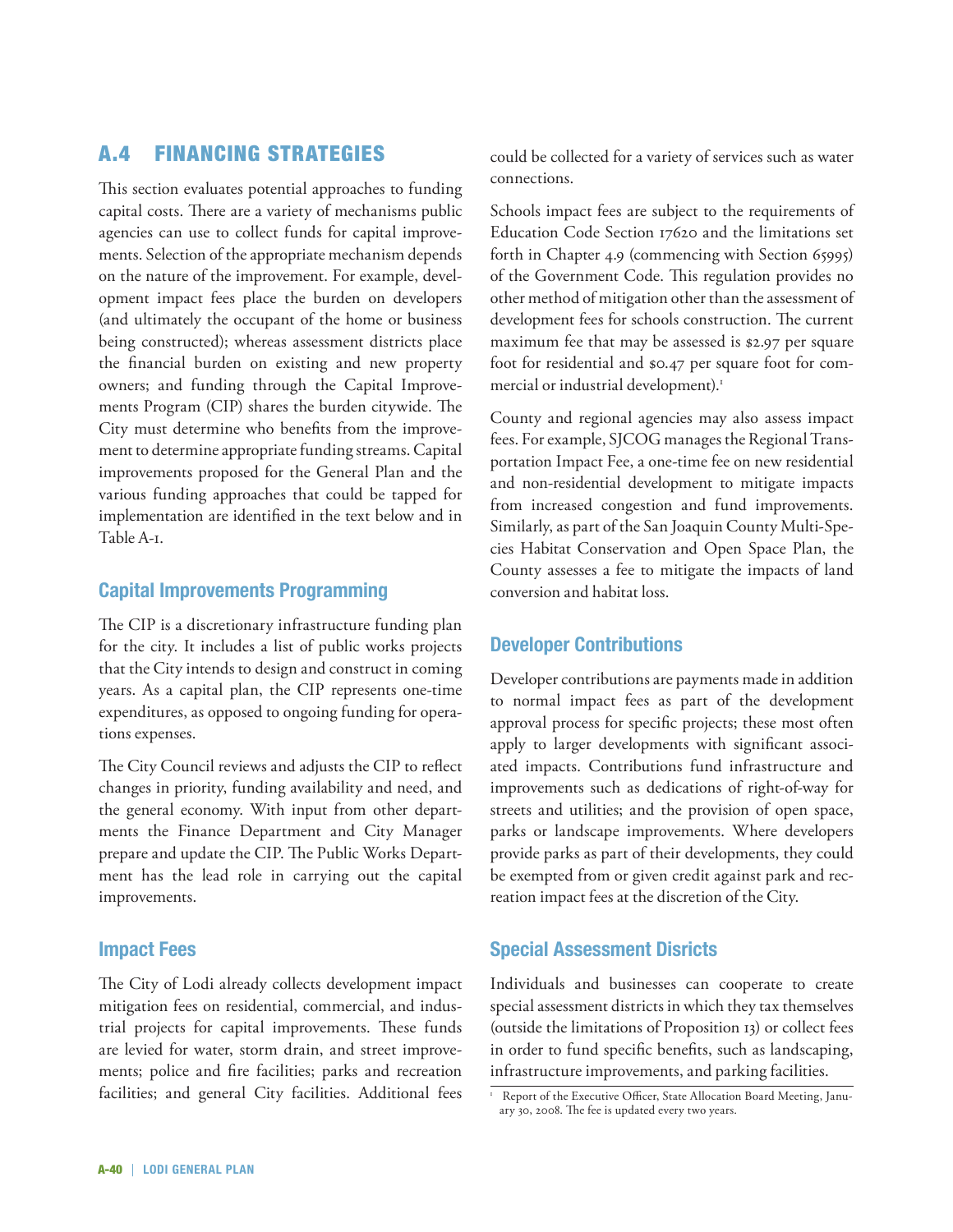## A.4 FINANCING STRATEGIES

This section evaluates potential approaches to funding capital costs. There are a variety of mechanisms public agencies can use to collect funds for capital improvements. Selection of the appropriate mechanism depends on the nature of the improvement. For example, development impact fees place the burden on developers (and ultimately the occupant of the home or business being constructed); whereas assessment districts place the financial burden on existing and new property owners; and funding through the Capital Improvements Program (CIP) shares the burden citywide. The City must determine who benefits from the improvement to determine appropriate funding streams. Capital improvements proposed for the General Plan and the various funding approaches that could be tapped for implementation are identified in the text below and in Table A-1.

### Capital Improvements Programming

The CIP is a discretionary infrastructure funding plan for the city. It includes a list of public works projects that the City intends to design and construct in coming years. As a capital plan, the CIP represents one-time expenditures, as opposed to ongoing funding for operations expenses.

The City Council reviews and adjusts the CIP to reflect changes in priority, funding availability and need, and the general economy. With input from other departments the Finance Department and City Manager prepare and update the CIP. The Public Works Department has the lead role in carrying out the capital improvements.

### Impact Fees

The City of Lodi already collects development impact mitigation fees on residential, commercial, and industrial projects for capital improvements. These funds are levied for water, storm drain, and street improvements; police and fire facilities; parks and recreation facilities; and general City facilities. Additional fees could be collected for a variety of services such as water connections.

Schools impact fees are subject to the requirements of Education Code Section 17620 and the limitations set forth in Chapter 4.9 (commencing with Section 65995) of the Government Code. This regulation provides no other method of mitigation other than the assessment of development fees for schools construction. The current maximum fee that may be assessed is $2.97 per square foot for residential and $0.47 per square foot for commercial or industrial development).[1]

County and regional agencies may also assess impact fees. For example, SJCOG manages the Regional Transportation Impact Fee, a one-time fee on new residential and non-residential development to mitigate impacts from increased congestion and fund improvements. Similarly, as part of the San Joaquin County Multi-Species Habitat Conservation and Open Space Plan, the County assesses a fee to mitigate the impacts of land conversion and habitat loss.

### Developer Contributions

Developer contributions are payments made in addition to normal impact fees as part of the development approval process for specific projects; these most often apply to larger developments with significant associated impacts. Contributions fund infrastructure and improvements such as dedications of right-of-way for streets and utilities; and the provision of open space, parks or landscape improvements. Where developers provide parks as part of their developments, they could be exempted from or given credit against park and recreation impact fees at the discretion of the City.

### Special Assessment Disricts

Individuals and businesses can cooperate to create special assessment districts in which they tax themselves (outside the limitations of Proposition 13) or collect fees in order to fund specific benefits, such as landscaping, infrastructure improvements, and parking facilities.

[1] Report of the Executive Officer, State Allocation Board Meeting, January 30, 2008. The fee is updated every two years.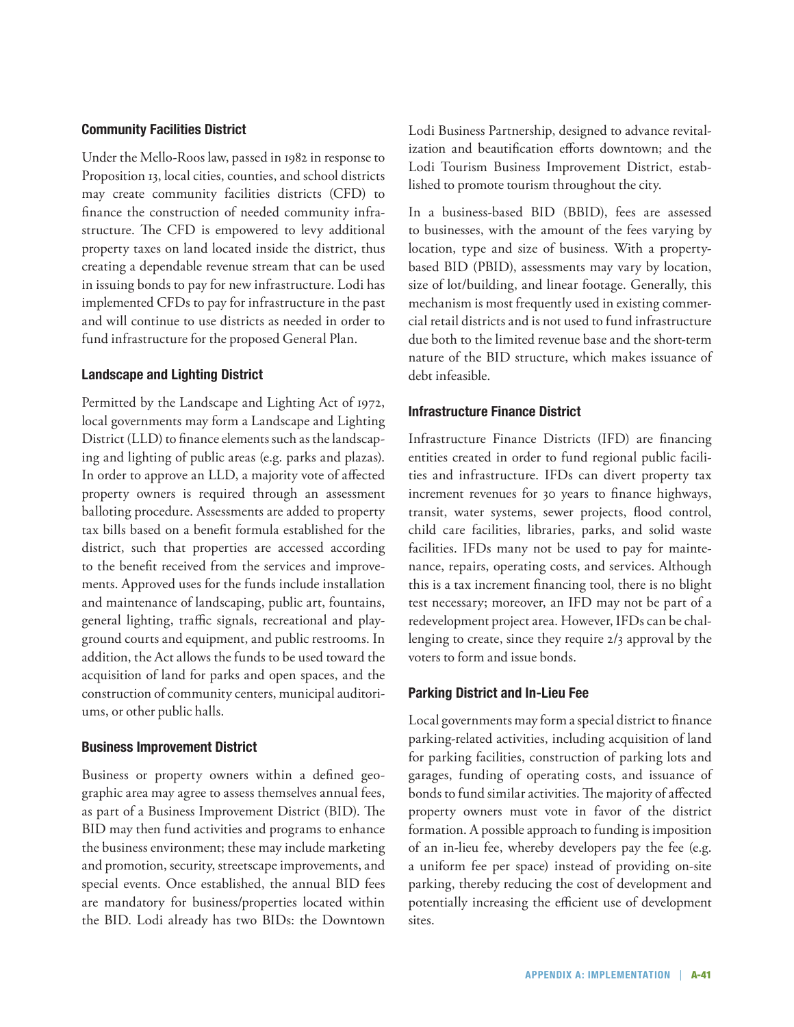### Community Facilities District

Under the Mello-Roos law, passed in 1982 in response to Proposition 13, local cities, counties, and school districts may create community facilities districts (CFD) to finance the construction of needed community infrastructure. The CFD is empowered to levy additional property taxes on land located inside the district, thus creating a dependable revenue stream that can be used in issuing bonds to pay for new infrastructure. Lodi has implemented CFDs to pay for infrastructure in the past and will continue to use districts as needed in order to fund infrastructure for the proposed General Plan.

### Landscape and Lighting District

Permitted by the Landscape and Lighting Act of 1972, local governments may form a Landscape and Lighting District (LLD) to finance elements such as the landscaping and lighting of public areas (e.g. parks and plazas). In order to approve an LLD, a majority vote of affected property owners is required through an assessment balloting procedure. Assessments are added to property tax bills based on a benefit formula established for the district, such that properties are accessed according to the benefit received from the services and improvements. Approved uses for the funds include installation and maintenance of landscaping, public art, fountains, general lighting, traffic signals, recreational and playground courts and equipment, and public restrooms. In addition, the Act allows the funds to be used toward the acquisition of land for parks and open spaces, and the construction of community centers, municipal auditoriums, or other public halls.

### Business Improvement District

Business or property owners within a defined geographic area may agree to assess themselves annual fees, as part of a Business Improvement District (BID). The BID may then fund activities and programs to enhance the business environment; these may include marketing and promotion, security, streetscape improvements, and special events. Once established, the annual BID fees are mandatory for business/properties located within the BID. Lodi already has two BIDs: the Downtown Lodi Business Partnership, designed to advance revitalization and beautification efforts downtown; and the Lodi Tourism Business Improvement District, established to promote tourism throughout the city.

In a business-based BID (BBID), fees are assessed to businesses, with the amount of the fees varying by location, type and size of business. With a property-based BID (PBID), assessments may vary by location, size of lot/building, and linear footage. Generally, this mechanism is most frequently used in existing commercial retail districts and is not used to fund infrastructure due both to the limited revenue base and the short-term nature of the BID structure, which makes issuance of debt infeasible.

### Infrastructure Finance District

Infrastructure Finance Districts (IFD) are financing entities created in order to fund regional public facilities and infrastructure. IFDs can divert property tax increment revenues for 30 years to finance highways, transit, water systems, sewer projects, flood control, child care facilities, libraries, parks, and solid waste facilities. IFDs many not be used to pay for maintenance, repairs, operating costs, and services. Although this is a tax increment financing tool, there is no blight test necessary; moreover, an IFD may not be part of a redevelopment project area. However, IFDs can be challenging to create, since they require 2/3 approval by the voters to form and issue bonds.

### Parking District and In-Lieu Fee

Local governments may form a special district to finance parking-related activities, including acquisition of land for parking facilities, construction of parking lots and garages, funding of operating costs, and issuance of bonds to fund similar activities. The majority of affected property owners must vote in favor of the district formation. A possible approach to funding is imposition of an in-lieu fee, whereby developers pay the fee (e.g. a uniform fee per space) instead of providing on-site parking, thereby reducing the cost of development and potentially increasing the efficient use of development sites.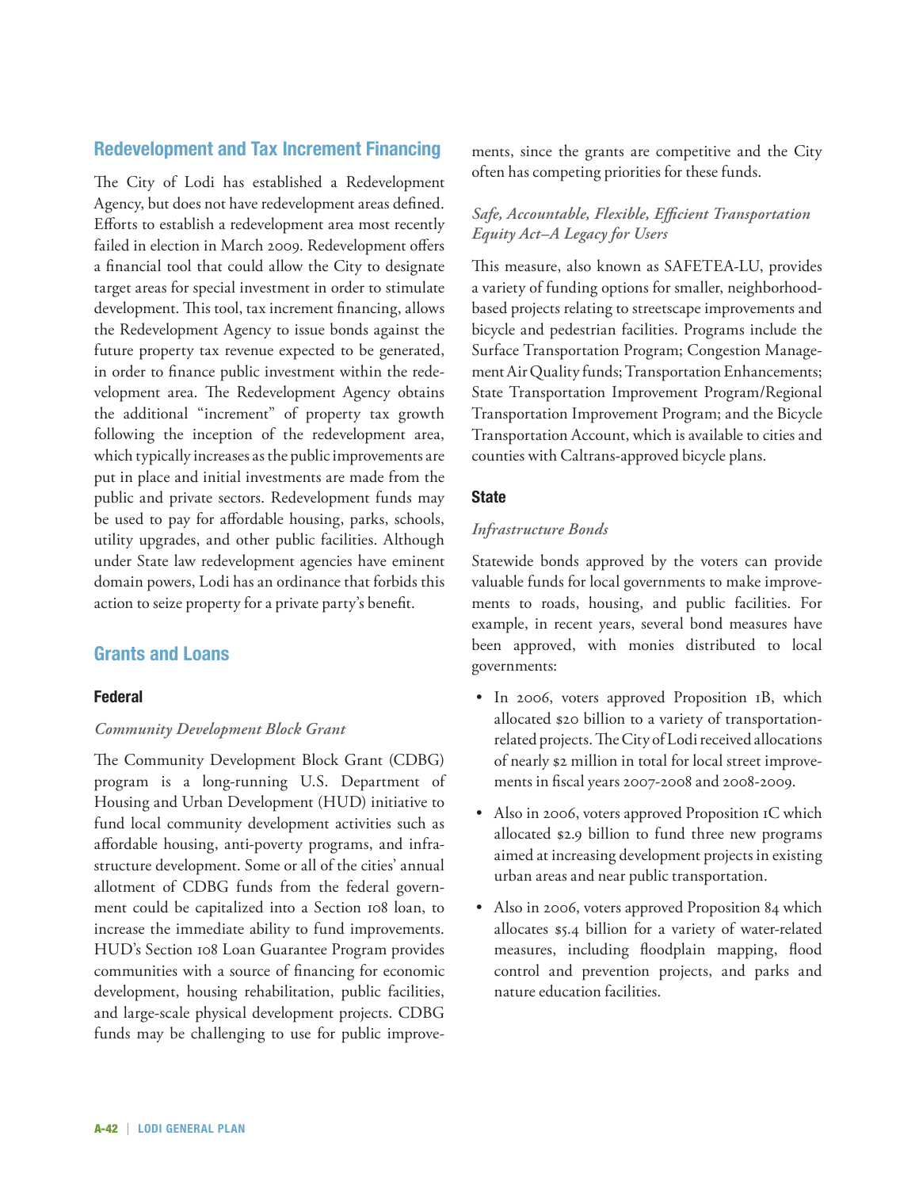## Redevelopment and Tax Increment Financing

The City of Lodi has established a Redevelopment Agency, but does not have redevelopment areas defined. Efforts to establish a redevelopment area most recently failed in election in March 2009. Redevelopment offers a financial tool that could allow the City to designate target areas for special investment in order to stimulate development. This tool, tax increment financing, allows the Redevelopment Agency to issue bonds against the future property tax revenue expected to be generated, in order to finance public investment within the redevelopment area. The Redevelopment Agency obtains the additional "increment" of property tax growth following the inception of the redevelopment area, which typically increases as the public improvements are put in place and initial investments are made from the public and private sectors. Redevelopment funds may be used to pay for affordable housing, parks, schools, utility upgrades, and other public facilities. Although under State law redevelopment agencies have eminent domain powers, Lodi has an ordinance that forbids this action to seize property for a private party's benefit.

## Grants and Loans

### Federal

*Community Development Block Grant*

The Community Development Block Grant (CDBG) program is a long-running U.S. Department of Housing and Urban Development (HUD) initiative to fund local community development activities such as affordable housing, anti-poverty programs, and infrastructure development. Some or all of the cities' annual allotment of CDBG funds from the federal government could be capitalized into a Section 108 loan, to increase the immediate ability to fund improvements. HUD's Section 108 Loan Guarantee Program provides communities with a source of financing for economic development, housing rehabilitation, public facilities, and large-scale physical development projects. CDBG funds may be challenging to use for public improvements, since the grants are competitive and the City often has competing priorities for these funds.

*Safe, Accountable, Flexible, Efficient Transportation Equity Act–A Legacy for Users*

This measure, also known as SAFETEA-LU, provides a variety of funding options for smaller, neighborhood-based projects relating to streetscape improvements and bicycle and pedestrian facilities. Programs include the Surface Transportation Program; Congestion Management Air Quality funds; Transportation Enhancements; State Transportation Improvement Program/Regional Transportation Improvement Program; and the Bicycle Transportation Account, which is available to cities and counties with Caltrans-approved bicycle plans.

### State

*Infrastructure Bonds*

Statewide bonds approved by the voters can provide valuable funds for local governments to make improvements to roads, housing, and public facilities. For example, in recent years, several bond measures have been approved, with monies distributed to local governments:

- In 2006, voters approved Proposition 1B, which allocated $20 billion to a variety of transportation-related projects. The City of Lodi received allocations of nearly $2 million in total for local street improvements in fiscal years 2007-2008 and 2008-2009.
- Also in 2006, voters approved Proposition 1C which allocated $2.9 billion to fund three new programs aimed at increasing development projects in existing urban areas and near public transportation.
- Also in 2006, voters approved Proposition 84 which allocates $5.4 billion for a variety of water-related measures, including floodplain mapping, flood control and prevention projects, and parks and nature education facilities.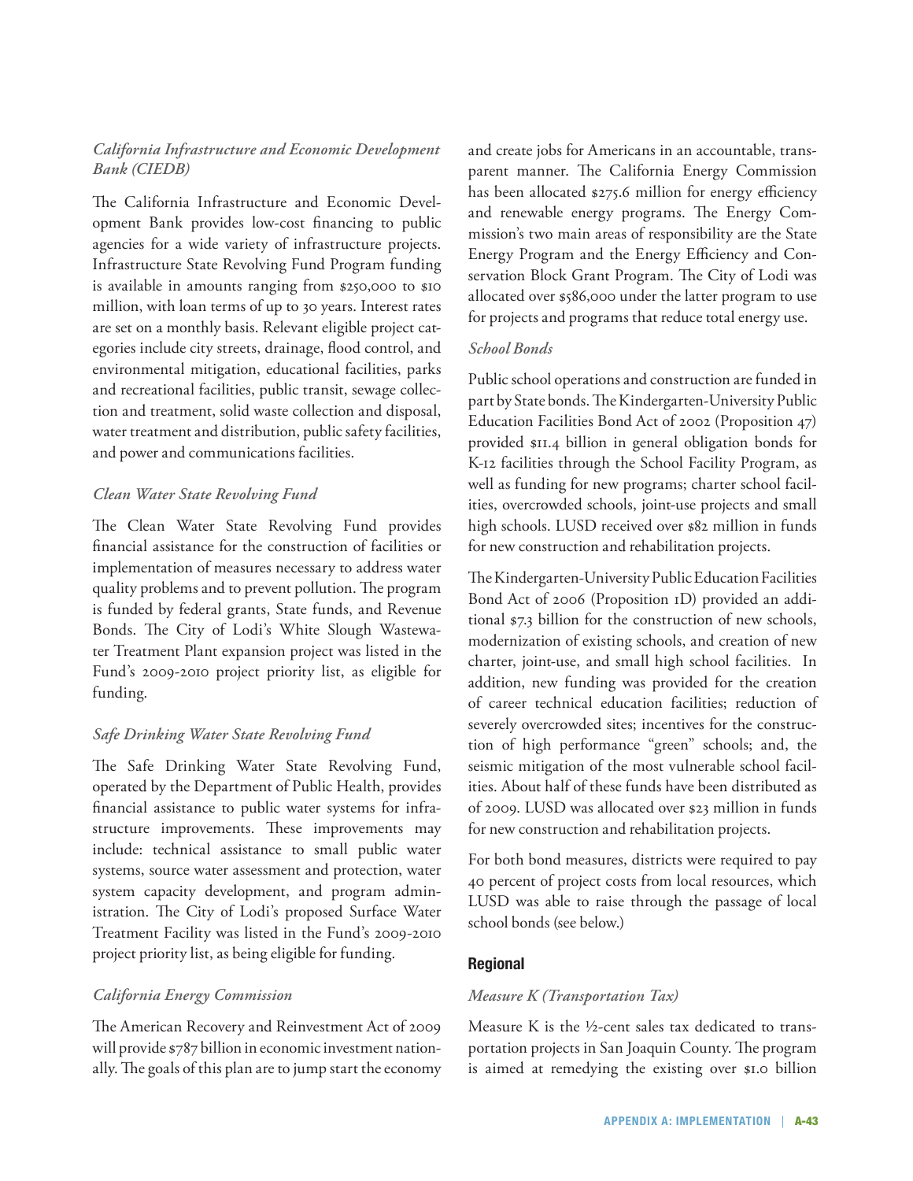*California Infrastructure and Economic Development Bank (CIEDB)*

The California Infrastructure and Economic Development Bank provides low-cost financing to public agencies for a wide variety of infrastructure projects. Infrastructure State Revolving Fund Program funding is available in amounts ranging from $250,000 to $10 million, with loan terms of up to 30 years. Interest rates are set on a monthly basis. Relevant eligible project categories include city streets, drainage, flood control, and environmental mitigation, educational facilities, parks and recreational facilities, public transit, sewage collection and treatment, solid waste collection and disposal, water treatment and distribution, public safety facilities, and power and communications facilities.

*Clean Water State Revolving Fund*

The Clean Water State Revolving Fund provides financial assistance for the construction of facilities or implementation of measures necessary to address water quality problems and to prevent pollution. The program is funded by federal grants, State funds, and Revenue Bonds. The City of Lodi's White Slough Wastewater Treatment Plant expansion project was listed in the Fund's 2009-2010 project priority list, as eligible for funding.

*Safe Drinking Water State Revolving Fund*

The Safe Drinking Water State Revolving Fund, operated by the Department of Public Health, provides financial assistance to public water systems for infrastructure improvements. These improvements may include: technical assistance to small public water systems, source water assessment and protection, water system capacity development, and program administration. The City of Lodi's proposed Surface Water Treatment Facility was listed in the Fund's 2009-2010 project priority list, as being eligible for funding.

*California Energy Commission*

The American Recovery and Reinvestment Act of 2009 will provide $787 billion in economic investment nationally. The goals of this plan are to jump start the economy and create jobs for Americans in an accountable, transparent manner. The California Energy Commission has been allocated $275.6 million for energy efficiency and renewable energy programs. The Energy Commission's two main areas of responsibility are the State Energy Program and the Energy Efficiency and Conservation Block Grant Program. The City of Lodi was allocated over $586,000 under the latter program to use for projects and programs that reduce total energy use.

*School Bonds*

Public school operations and construction are funded in part by State bonds. The Kindergarten-University Public Education Facilities Bond Act of 2002 (Proposition 47) provided $11.4 billion in general obligation bonds for K-12 facilities through the School Facility Program, as well as funding for new programs; charter school facilities, overcrowded schools, joint-use projects and small high schools. LUSD received over $82 million in funds for new construction and rehabilitation projects.

The Kindergarten-University Public Education Facilities Bond Act of 2006 (Proposition 1D) provided an additional $7.3 billion for the construction of new schools, modernization of existing schools, and creation of new charter, joint-use, and small high school facilities. In addition, new funding was provided for the creation of career technical education facilities; reduction of severely overcrowded sites; incentives for the construction of high performance "green" schools; and, the seismic mitigation of the most vulnerable school facilities. About half of these funds have been distributed as of 2009. LUSD was allocated over $23 million in funds for new construction and rehabilitation projects.

For both bond measures, districts were required to pay 40 percent of project costs from local resources, which LUSD was able to raise through the passage of local school bonds (see below.)

### Regional

*Measure K (Transportation Tax)*

Measure K is the ½-cent sales tax dedicated to transportation projects in San Joaquin County. The program is aimed at remedying the existing over $1.0 billion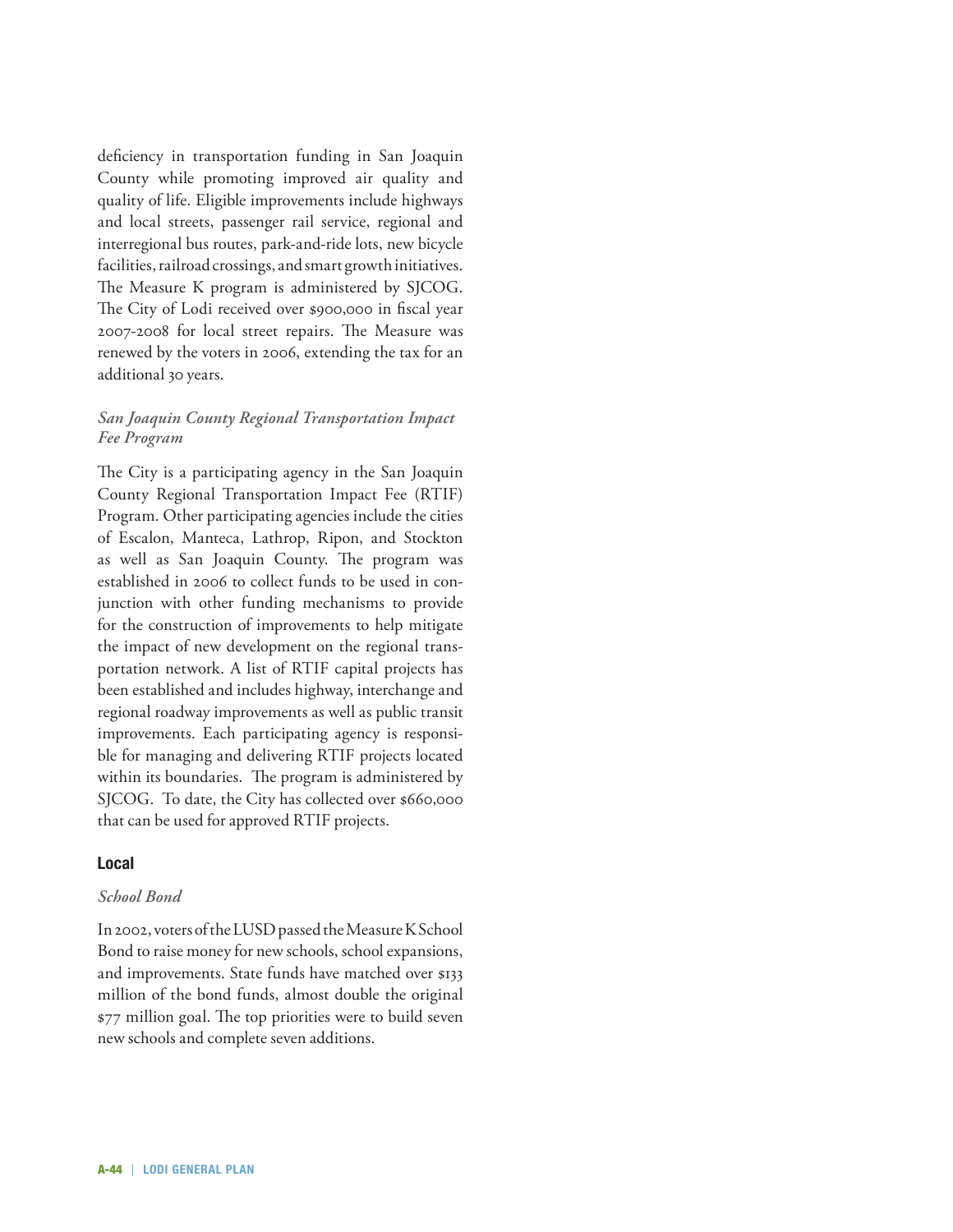deficiency in transportation funding in San Joaquin County while promoting improved air quality and quality of life. Eligible improvements include highways and local streets, passenger rail service, regional and interregional bus routes, park-and-ride lots, new bicycle facilities, railroad crossings, and smart growth initiatives. The Measure K program is administered by SJCOG. The City of Lodi received over $900,000 in fiscal year 2007-2008 for local street repairs. The Measure was renewed by the voters in 2006, extending the tax for an additional 30 years.

*San Joaquin County Regional Transportation Impact Fee Program*

The City is a participating agency in the San Joaquin County Regional Transportation Impact Fee (RTIF) Program. Other participating agencies include the cities of Escalon, Manteca, Lathrop, Ripon, and Stockton as well as San Joaquin County. The program was established in 2006 to collect funds to be used in conjunction with other funding mechanisms to provide for the construction of improvements to help mitigate the impact of new development on the regional transportation network. A list of RTIF capital projects has been established and includes highway, interchange and regional roadway improvements as well as public transit improvements. Each participating agency is responsible for managing and delivering RTIF projects located within its boundaries. The program is administered by SJCOG. To date, the City has collected over $660,000 that can be used for approved RTIF projects.

### Local

*School Bond*

In 2002, voters of the LUSD passed the Measure K School Bond to raise money for new schools, school expansions, and improvements. State funds have matched over $133 million of the bond funds, almost double the original $77 million goal. The top priorities were to build seven new schools and complete seven additions.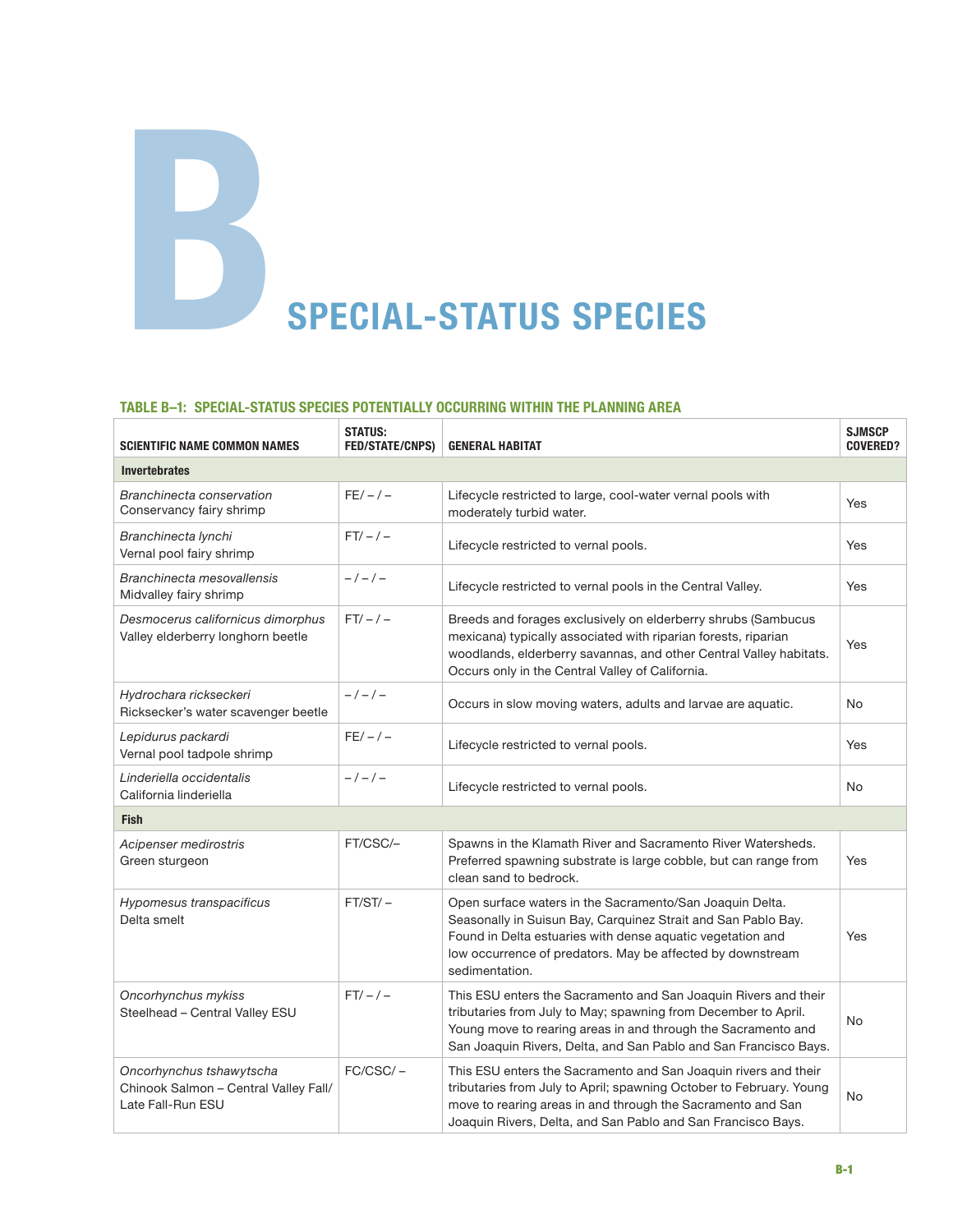# B SPECIAL-STATUS SPECIES

### TABLE B–1: SPECIAL-STATUS SPECIES POTENTIALLY OCCURRING WITHIN THE PLANNING AREA

| SCIENTIFIC NAME COMMON NAMES | STATUS: FED/STATE/CNPS) | GENERAL HABITAT | SJMSCP COVERED? |
|---|---|---|---|
| **Invertebrates** | | | |
| *Branchinecta conservation* Conservancy fairy shrimp | FE/ – / – | Lifecycle restricted to large, cool-water vernal pools with moderately turbid water. | Yes |
| *Branchinecta lynchi* Vernal pool fairy shrimp | FT/ – / – | Lifecycle restricted to vernal pools. | Yes |
| *Branchinecta mesovallensis* Midvalley fairy shrimp | – / – / – | Lifecycle restricted to vernal pools in the Central Valley. | Yes |
| *Desmocerus californicus dimorphus* Valley elderberry longhorn beetle | FT/ – / – | Breeds and forages exclusively on elderberry shrubs (Sambucus mexicana) typically associated with riparian forests, riparian woodlands, elderberry savannas, and other Central Valley habitats. Occurs only in the Central Valley of California. | Yes |
| *Hydrochara rickseckeri* Ricksecker's water scavenger beetle | – / – / – | Occurs in slow moving waters, adults and larvae are aquatic. | No |
| *Lepidurus packardi* Vernal pool tadpole shrimp | FE/ – / – | Lifecycle restricted to vernal pools. | Yes |
| *Linderiella occidentalis* California linderiella | – / – / – | Lifecycle restricted to vernal pools. | No |
| **Fish** | | | |
| *Acipenser medirostris* Green sturgeon | FT/CSC/– | Spawns in the Klamath River and Sacramento River Watersheds. Preferred spawning substrate is large cobble, but can range from clean sand to bedrock. | Yes |
| *Hypomesus transpacificus* Delta smelt | FT/ST/ – | Open surface waters in the Sacramento/San Joaquin Delta. Seasonally in Suisun Bay, Carquinez Strait and San Pablo Bay. Found in Delta estuaries with dense aquatic vegetation and low occurrence of predators. May be affected by downstream sedimentation. | Yes |
| *Oncorhynchus mykiss* Steelhead – Central Valley ESU | FT/ – / – | This ESU enters the Sacramento and San Joaquin Rivers and their tributaries from July to May; spawning from December to April. Young move to rearing areas in and through the Sacramento and San Joaquin Rivers, Delta, and San Pablo and San Francisco Bays. | No |
| *Oncorhynchus tshawytscha* Chinook Salmon – Central Valley Fall/ Late Fall-Run ESU | FC/CSC/ – | This ESU enters the Sacramento and San Joaquin rivers and their tributaries from July to April; spawning October to February. Young move to rearing areas in and through the Sacramento and San Joaquin Rivers, Delta, and San Pablo and San Francisco Bays. | No |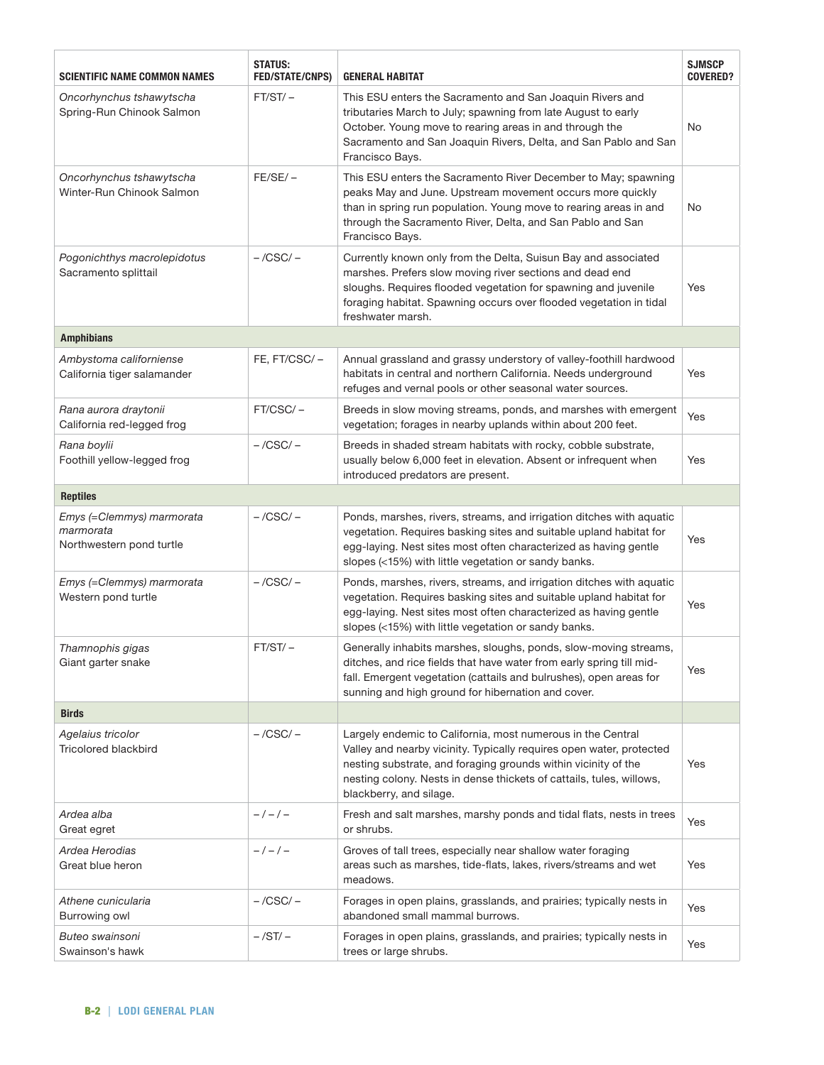| SCIENTIFIC NAME COMMON NAMES | STATUS: FED/STATE/CNPS) | GENERAL HABITAT | SJMSCP COVERED? |
|---|---|---|---|
| *Oncorhynchus tshawytscha* Spring-Run Chinook Salmon | FT/ST/ – | This ESU enters the Sacramento and San Joaquin Rivers and tributaries March to July; spawning from late August to early October. Young move to rearing areas in and through the Sacramento and San Joaquin Rivers, Delta, and San Pablo and San Francisco Bays. | No |
| *Oncorhynchus tshawytscha* Winter-Run Chinook Salmon | FE/SE/ – | This ESU enters the Sacramento River December to May; spawning peaks May and June. Upstream movement occurs more quickly than in spring run population. Young move to rearing areas in and through the Sacramento River, Delta, and San Pablo and San Francisco Bays. | No |
| *Pogonichthys macrolepidotus* Sacramento splittail | – /CSC/ – | Currently known only from the Delta, Suisun Bay and associated marshes. Prefers slow moving river sections and dead end sloughs. Requires flooded vegetation for spawning and juvenile foraging habitat. Spawning occurs over flooded vegetation in tidal freshwater marsh. | Yes |
| **Amphibians** | | | |
| *Ambystoma californiense* California tiger salamander | FE, FT/CSC/ – | Annual grassland and grassy understory of valley-foothill hardwood habitats in central and northern California. Needs underground refuges and vernal pools or other seasonal water sources. | Yes |
| *Rana aurora draytonii* California red-legged frog | FT/CSC/ – | Breeds in slow moving streams, ponds, and marshes with emergent vegetation; forages in nearby uplands within about 200 feet. | Yes |
| *Rana boylii* Foothill yellow-legged frog | – /CSC/ – | Breeds in shaded stream habitats with rocky, cobble substrate, usually below 6,000 feet in elevation. Absent or infrequent when introduced predators are present. | Yes |
| **Reptiles** | | | |
| *Emys (=Clemmys) marmorata marmorata* Northwestern pond turtle | – /CSC/ – | Ponds, marshes, rivers, streams, and irrigation ditches with aquatic vegetation. Requires basking sites and suitable upland habitat for egg-laying. Nest sites most often characterized as having gentle slopes (<15%) with little vegetation or sandy banks. | Yes |
| *Emys (=Clemmys) marmorata* Western pond turtle | – /CSC/ – | Ponds, marshes, rivers, streams, and irrigation ditches with aquatic vegetation. Requires basking sites and suitable upland habitat for egg-laying. Nest sites most often characterized as having gentle slopes (<15%) with little vegetation or sandy banks. | Yes |
| *Thamnophis gigas* Giant garter snake | FT/ST/ – | Generally inhabits marshes, sloughs, ponds, slow-moving streams, ditches, and rice fields that have water from early spring till mid-fall. Emergent vegetation (cattails and bulrushes), open areas for sunning and high ground for hibernation and cover. | Yes |
| **Birds** | | | |
| *Agelaius tricolor* Tricolored blackbird | – /CSC/ – | Largely endemic to California, most numerous in the Central Valley and nearby vicinity. Typically requires open water, protected nesting substrate, and foraging grounds within vicinity of the nesting colony. Nests in dense thickets of cattails, tules, willows, blackberry, and silage. | Yes |
| *Ardea alba* Great egret | – / – / – | Fresh and salt marshes, marshy ponds and tidal flats, nests in trees or shrubs. | Yes |
| *Ardea Herodias* Great blue heron | – / – / – | Groves of tall trees, especially near shallow water foraging areas such as marshes, tide-flats, lakes, rivers/streams and wet meadows. | Yes |
| *Athene cunicularia* Burrowing owl | – /CSC/ – | Forages in open plains, grasslands, and prairies; typically nests in abandoned small mammal burrows. | Yes |
| *Buteo swainsoni* Swainson's hawk | – /ST/ – | Forages in open plains, grasslands, and prairies; typically nests in trees or large shrubs. | Yes |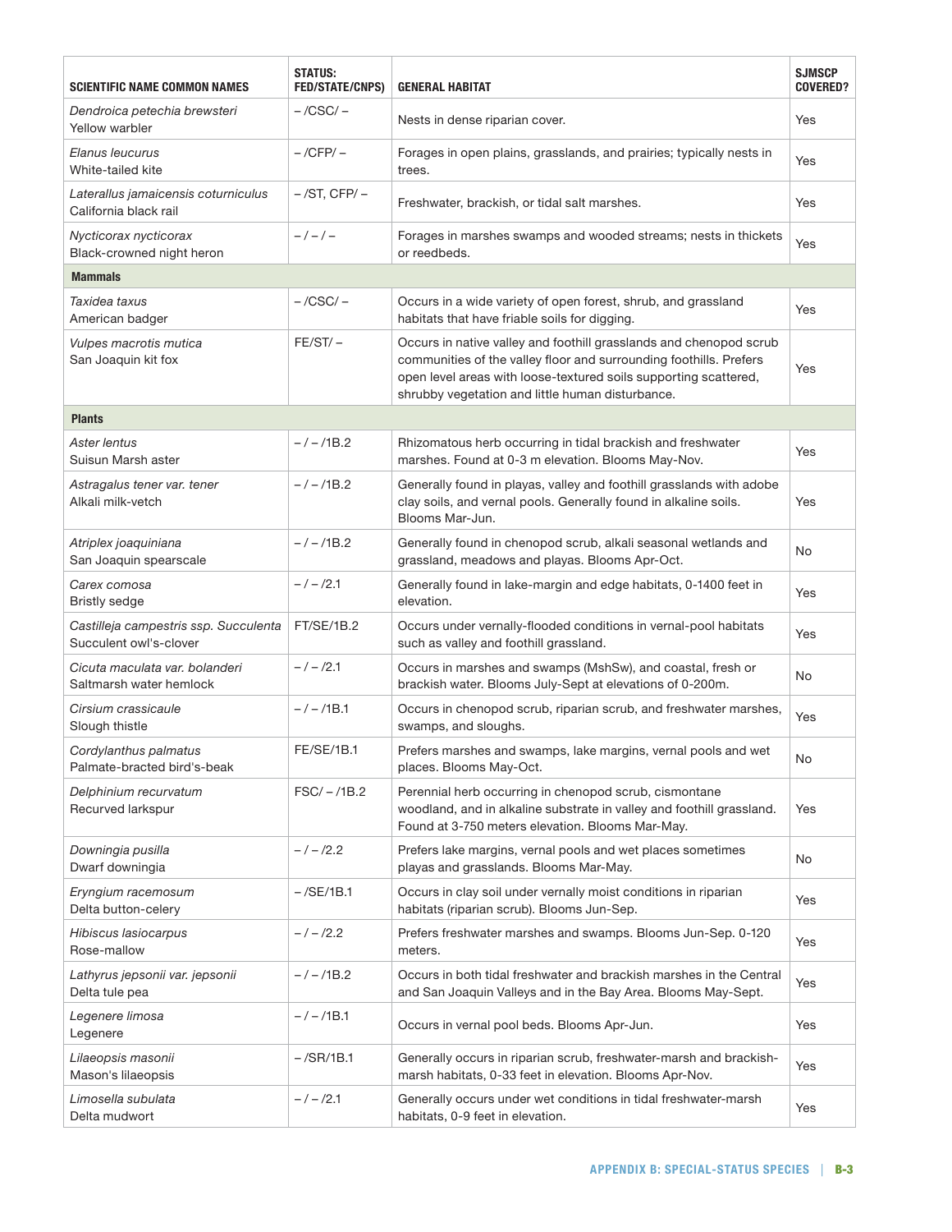| SCIENTIFIC NAME COMMON NAMES | STATUS: FED/STATE/CNPS) | GENERAL HABITAT | SJMSCP COVERED? |
|---|---|---|---|
| *Dendroica petechia brewsteri* Yellow warbler | – /CSC/ – | Nests in dense riparian cover. | Yes |
| *Elanus leucurus* White-tailed kite | – /CFP/ – | Forages in open plains, grasslands, and prairies; typically nests in trees. | Yes |
| *Laterallus jamaicensis coturniculus* California black rail | – /ST, CFP/ – | Freshwater, brackish, or tidal salt marshes. | Yes |
| *Nycticorax nycticorax* Black-crowned night heron | – / – / – | Forages in marshes swamps and wooded streams; nests in thickets or reedbeds. | Yes |
| **Mammals** | | | |
| *Taxidea taxus* American badger | – /CSC/ – | Occurs in a wide variety of open forest, shrub, and grassland habitats that have friable soils for digging. | Yes |
| *Vulpes macrotis mutica* San Joaquin kit fox | FE/ST/ – | Occurs in native valley and foothill grasslands and chenopod scrub communities of the valley floor and surrounding foothills. Prefers open level areas with loose-textured soils supporting scattered, shrubby vegetation and little human disturbance. | Yes |
| **Plants** | | | |
| *Aster lentus* Suisun Marsh aster | – / – /1B.2 | Rhizomatous herb occurring in tidal brackish and freshwater marshes. Found at 0-3 m elevation. Blooms May-Nov. | Yes |
| *Astragalus tener var. tener* Alkali milk-vetch | – / – /1B.2 | Generally found in playas, valley and foothill grasslands with adobe clay soils, and vernal pools. Generally found in alkaline soils. Blooms Mar-Jun. | Yes |
| *Atriplex joaquiniana* San Joaquin spearscale | – / – /1B.2 | Generally found in chenopod scrub, alkali seasonal wetlands and grassland, meadows and playas. Blooms Apr-Oct. | No |
| *Carex comosa* Bristly sedge | – / – /2.1 | Generally found in lake-margin and edge habitats, 0-1400 feet in elevation. | Yes |
| *Castilleja campestris ssp. Succulenta* Succulent owl's-clover | FT/SE/1B.2 | Occurs under vernally-flooded conditions in vernal-pool habitats such as valley and foothill grassland. | Yes |
| *Cicuta maculata var. bolanderi* Saltmarsh water hemlock | – / – /2.1 | Occurs in marshes and swamps (MshSw), and coastal, fresh or brackish water. Blooms July-Sept at elevations of 0-200m. | No |
| *Cirsium crassicaule* Slough thistle | – / – /1B.1 | Occurs in chenopod scrub, riparian scrub, and freshwater marshes, swamps, and sloughs. | Yes |
| *Cordylanthus palmatus* Palmate-bracted bird's-beak | FE/SE/1B.1 | Prefers marshes and swamps, lake margins, vernal pools and wet places. Blooms May-Oct. | No |
| *Delphinium recurvatum* Recurved larkspur | FSC/ – /1B.2 | Perennial herb occurring in chenopod scrub, cismontane woodland, and in alkaline substrate in valley and foothill grassland. Found at 3-750 meters elevation. Blooms Mar-May. | Yes |
| *Downingia pusilla* Dwarf downingia | – / – /2.2 | Prefers lake margins, vernal pools and wet places sometimes playas and grasslands. Blooms Mar-May. | No |
| *Eryngium racemosum* Delta button-celery | – /SE/1B.1 | Occurs in clay soil under vernally moist conditions in riparian habitats (riparian scrub). Blooms Jun-Sep. | Yes |
| *Hibiscus lasiocarpus* Rose-mallow | – / – /2.2 | Prefers freshwater marshes and swamps. Blooms Jun-Sep. 0-120 meters. | Yes |
| *Lathyrus jepsonii var. jepsonii* Delta tule pea | – / – /1B.2 | Occurs in both tidal freshwater and brackish marshes in the Central and San Joaquin Valleys and in the Bay Area. Blooms May-Sept. | Yes |
| *Legenere limosa* Legenere | – / – /1B.1 | Occurs in vernal pool beds. Blooms Apr-Jun. | Yes |
| *Lilaeopsis masonii* Mason's lilaeopsis | – /SR/1B.1 | Generally occurs in riparian scrub, freshwater-marsh and brackish-marsh habitats, 0-33 feet in elevation. Blooms Apr-Nov. | Yes |
| *Limosella subulata* Delta mudwort | – / – /2.1 | Generally occurs under wet conditions in tidal freshwater-marsh habitats, 0-9 feet in elevation. | Yes |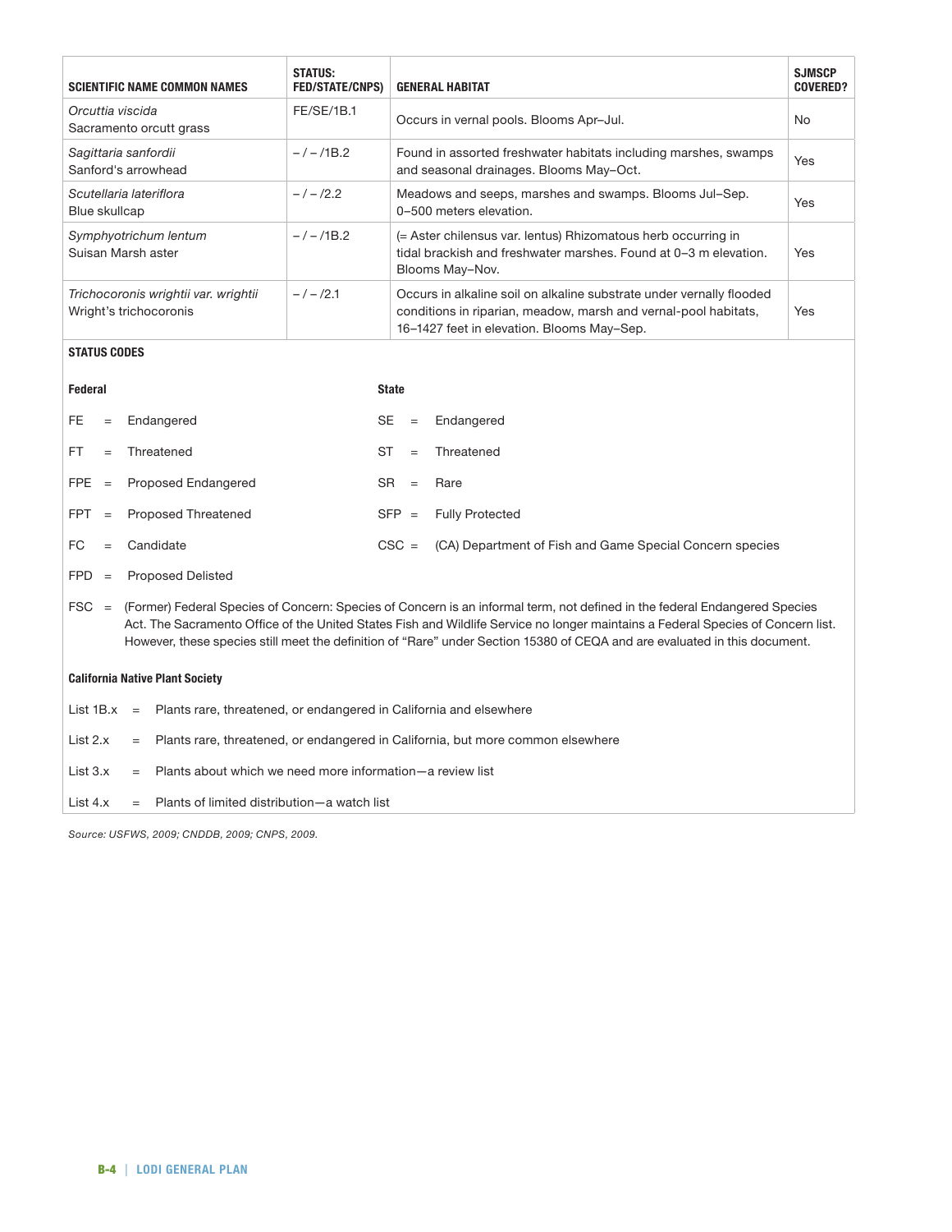| SCIENTIFIC NAME COMMON NAMES | STATUS: FED/STATE/CNPS) | GENERAL HABITAT | SJMSCP COVERED? |
|---|---|---|---|
| *Orcuttia viscida* Sacramento orcutt grass | FE/SE/1B.1 | Occurs in vernal pools. Blooms Apr–Jul. | No |
| *Sagittaria sanfordii* Sanford's arrowhead | – / – /1B.2 | Found in assorted freshwater habitats including marshes, swamps and seasonal drainages. Blooms May–Oct. | Yes |
| *Scutellaria lateriflora* Blue skullcap | – / – /2.2 | Meadows and seeps, marshes and swamps. Blooms Jul–Sep. 0–500 meters elevation. | Yes |
| *Symphyotrichum lentum* Suisan Marsh aster | – / – /1B.2 | (= Aster chilensus var. lentus) Rhizomatous herb occurring in tidal brackish and freshwater marshes. Found at 0–3 m elevation. Blooms May–Nov. | Yes |
| *Trichocoronis wrightii var. wrightii* Wright's trichocoronis | – / – /2.1 | Occurs in alkaline soil on alkaline substrate under vernally flooded conditions in riparian, meadow, marsh and vernal-pool habitats, 16–1427 feet in elevation. Blooms May–Sep. | Yes |

**STATUS CODES**

**Federal**

FE = Endangered

FT = Threatened

FPE = Proposed Endangered

FPT = Proposed Threatened

FC = Candidate

FPD = Proposed Delisted

FSC = (Former) Federal Species of Concern: Species of Concern is an informal term, not defined in the federal Endangered Species Act. The Sacramento Office of the United States Fish and Wildlife Service no longer maintains a Federal Species of Concern list. However, these species still meet the definition of "Rare" under Section 15380 of CEQA and are evaluated in this document.

**State**

SE = Endangered

ST = Threatened

SR = Rare

SFP = Fully Protected

CSC = (CA) Department of Fish and Game Special Concern species

**California Native Plant Society**

List 1B.x = Plants rare, threatened, or endangered in California and elsewhere

List 2.x = Plants rare, threatened, or endangered in California, but more common elsewhere

List 3.x = Plants about which we need more information—a review list

List 4.x = Plants of limited distribution—a watch list

*Source: USFWS, 2009; CNDDB, 2009; CNPS, 2009.*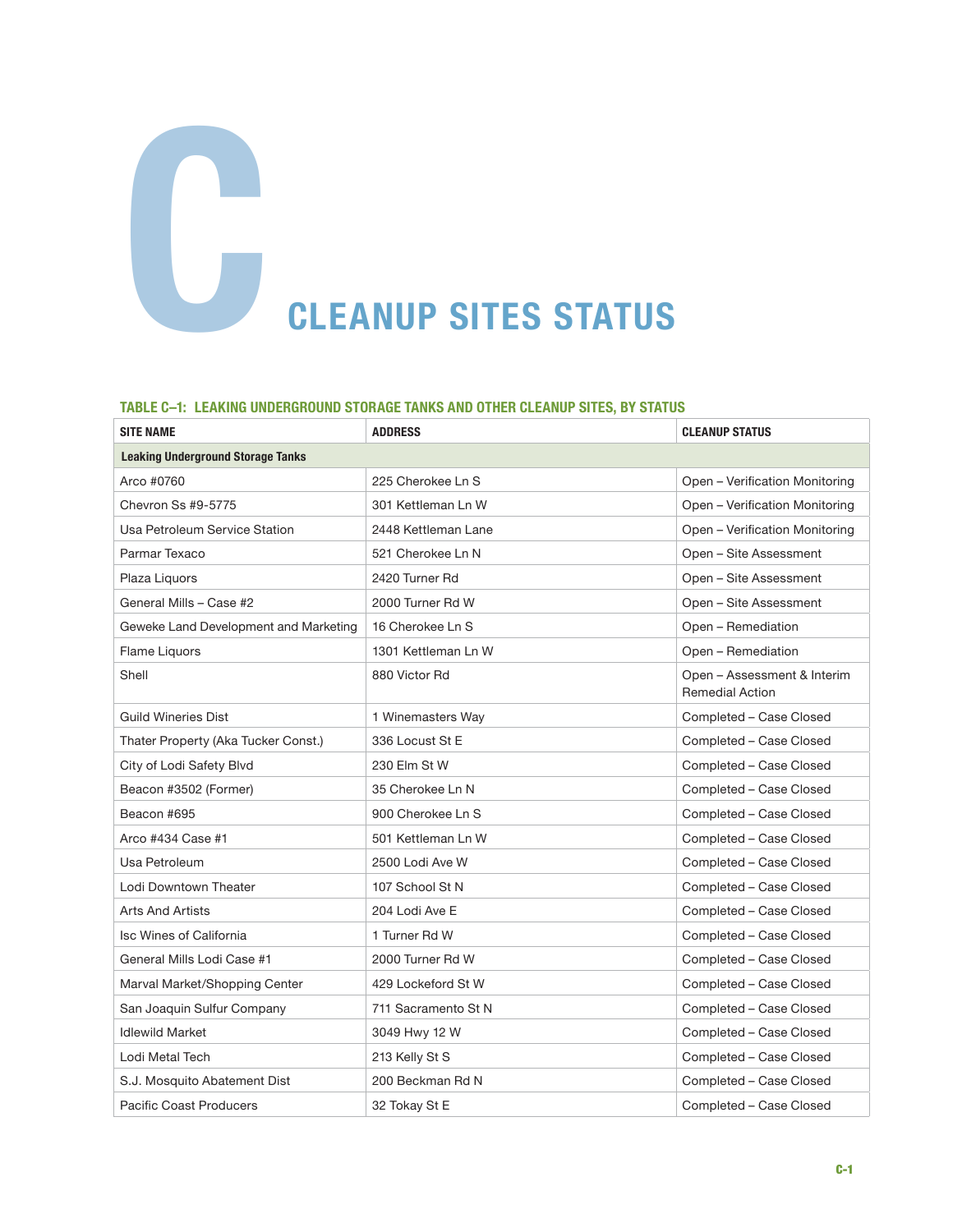# C CLEANUP SITES STATUS

**TABLE C–1: LEAKING UNDERGROUND STORAGE TANKS AND OTHER CLEANUP SITES, BY STATUS**

| SITE NAME | ADDRESS | CLEANUP STATUS |
|---|---|---|
| **Leaking Underground Storage Tanks** | | |
| Arco #0760 | 225 Cherokee Ln S | Open – Verification Monitoring |
| Chevron Ss #9-5775 | 301 Kettleman Ln W | Open – Verification Monitoring |
| Usa Petroleum Service Station | 2448 Kettleman Lane | Open – Verification Monitoring |
| Parmar Texaco | 521 Cherokee Ln N | Open – Site Assessment |
| Plaza Liquors | 2420 Turner Rd | Open – Site Assessment |
| General Mills – Case #2 | 2000 Turner Rd W | Open – Site Assessment |
| Geweke Land Development and Marketing | 16 Cherokee Ln S | Open – Remediation |
| Flame Liquors | 1301 Kettleman Ln W | Open – Remediation |
| Shell | 880 Victor Rd | Open – Assessment & Interim Remedial Action |
| Guild Wineries Dist | 1 Winemasters Way | Completed – Case Closed |
| Thater Property (Aka Tucker Const.) | 336 Locust St E | Completed – Case Closed |
| City of Lodi Safety Blvd | 230 Elm St W | Completed – Case Closed |
| Beacon #3502 (Former) | 35 Cherokee Ln N | Completed – Case Closed |
| Beacon #695 | 900 Cherokee Ln S | Completed – Case Closed |
| Arco #434 Case #1 | 501 Kettleman Ln W | Completed – Case Closed |
| Usa Petroleum | 2500 Lodi Ave W | Completed – Case Closed |
| Lodi Downtown Theater | 107 School St N | Completed – Case Closed |
| Arts And Artists | 204 Lodi Ave E | Completed – Case Closed |
| Isc Wines of California | 1 Turner Rd W | Completed – Case Closed |
| General Mills Lodi Case #1 | 2000 Turner Rd W | Completed – Case Closed |
| Marval Market/Shopping Center | 429 Lockeford St W | Completed – Case Closed |
| San Joaquin Sulfur Company | 711 Sacramento St N | Completed – Case Closed |
| Idlewild Market | 3049 Hwy 12 W | Completed – Case Closed |
| Lodi Metal Tech | 213 Kelly St S | Completed – Case Closed |
| S.J. Mosquito Abatement Dist | 200 Beckman Rd N | Completed – Case Closed |
| Pacific Coast Producers | 32 Tokay St E | Completed – Case Closed |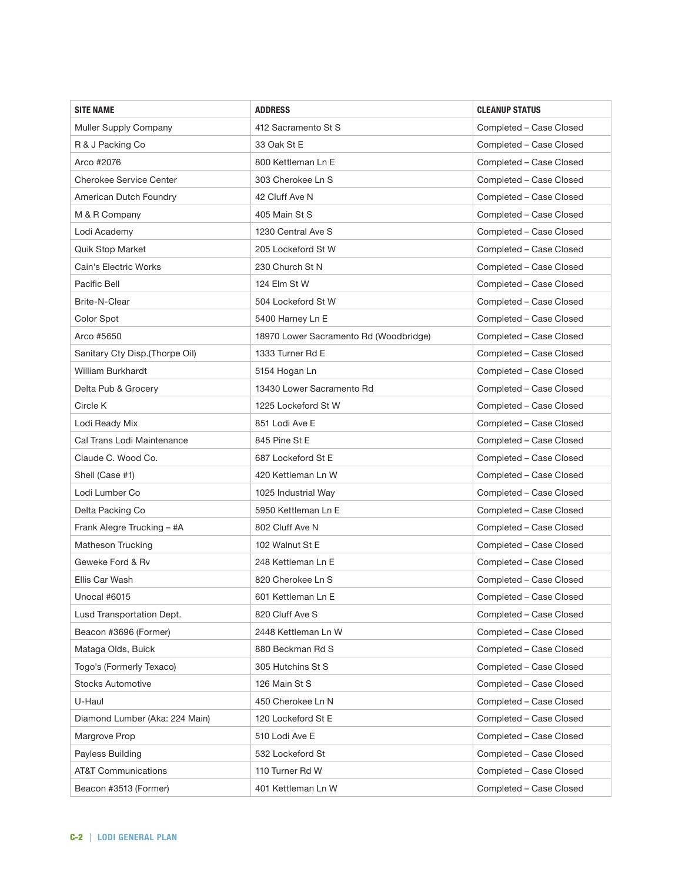| SITE NAME | ADDRESS | CLEANUP STATUS |
|---|---|---|
| Muller Supply Company | 412 Sacramento St S | Completed – Case Closed |
| R & J Packing Co | 33 Oak St E | Completed – Case Closed |
| Arco #2076 | 800 Kettleman Ln E | Completed – Case Closed |
| Cherokee Service Center | 303 Cherokee Ln S | Completed – Case Closed |
| American Dutch Foundry | 42 Cluff Ave N | Completed – Case Closed |
| M & R Company | 405 Main St S | Completed – Case Closed |
| Lodi Academy | 1230 Central Ave S | Completed – Case Closed |
| Quik Stop Market | 205 Lockeford St W | Completed – Case Closed |
| Cain's Electric Works | 230 Church St N | Completed – Case Closed |
| Pacific Bell | 124 Elm St W | Completed – Case Closed |
| Brite-N-Clear | 504 Lockeford St W | Completed – Case Closed |
| Color Spot | 5400 Harney Ln E | Completed – Case Closed |
| Arco #5650 | 18970 Lower Sacramento Rd (Woodbridge) | Completed – Case Closed |
| Sanitary Cty Disp.(Thorpe Oil) | 1333 Turner Rd E | Completed – Case Closed |
| William Burkhardt | 5154 Hogan Ln | Completed – Case Closed |
| Delta Pub & Grocery | 13430 Lower Sacramento Rd | Completed – Case Closed |
| Circle K | 1225 Lockeford St W | Completed – Case Closed |
| Lodi Ready Mix | 851 Lodi Ave E | Completed – Case Closed |
| Cal Trans Lodi Maintenance | 845 Pine St E | Completed – Case Closed |
| Claude C. Wood Co. | 687 Lockeford St E | Completed – Case Closed |
| Shell (Case #1) | 420 Kettleman Ln W | Completed – Case Closed |
| Lodi Lumber Co | 1025 Industrial Way | Completed – Case Closed |
| Delta Packing Co | 5950 Kettleman Ln E | Completed – Case Closed |
| Frank Alegre Trucking – #A | 802 Cluff Ave N | Completed – Case Closed |
| Matheson Trucking | 102 Walnut St E | Completed – Case Closed |
| Geweke Ford & Rv | 248 Kettleman Ln E | Completed – Case Closed |
| Ellis Car Wash | 820 Cherokee Ln S | Completed – Case Closed |
| Unocal #6015 | 601 Kettleman Ln E | Completed – Case Closed |
| Lusd Transportation Dept. | 820 Cluff Ave S | Completed – Case Closed |
| Beacon #3696 (Former) | 2448 Kettleman Ln W | Completed – Case Closed |
| Mataga Olds, Buick | 880 Beckman Rd S | Completed – Case Closed |
| Togo's (Formerly Texaco) | 305 Hutchins St S | Completed – Case Closed |
| Stocks Automotive | 126 Main St S | Completed – Case Closed |
| U-Haul | 450 Cherokee Ln N | Completed – Case Closed |
| Diamond Lumber (Aka: 224 Main) | 120 Lockeford St E | Completed – Case Closed |
| Margrove Prop | 510 Lodi Ave E | Completed – Case Closed |
| Payless Building | 532 Lockeford St | Completed – Case Closed |
| AT&T Communications | 110 Turner Rd W | Completed – Case Closed |
| Beacon #3513 (Former) | 401 Kettleman Ln W | Completed – Case Closed |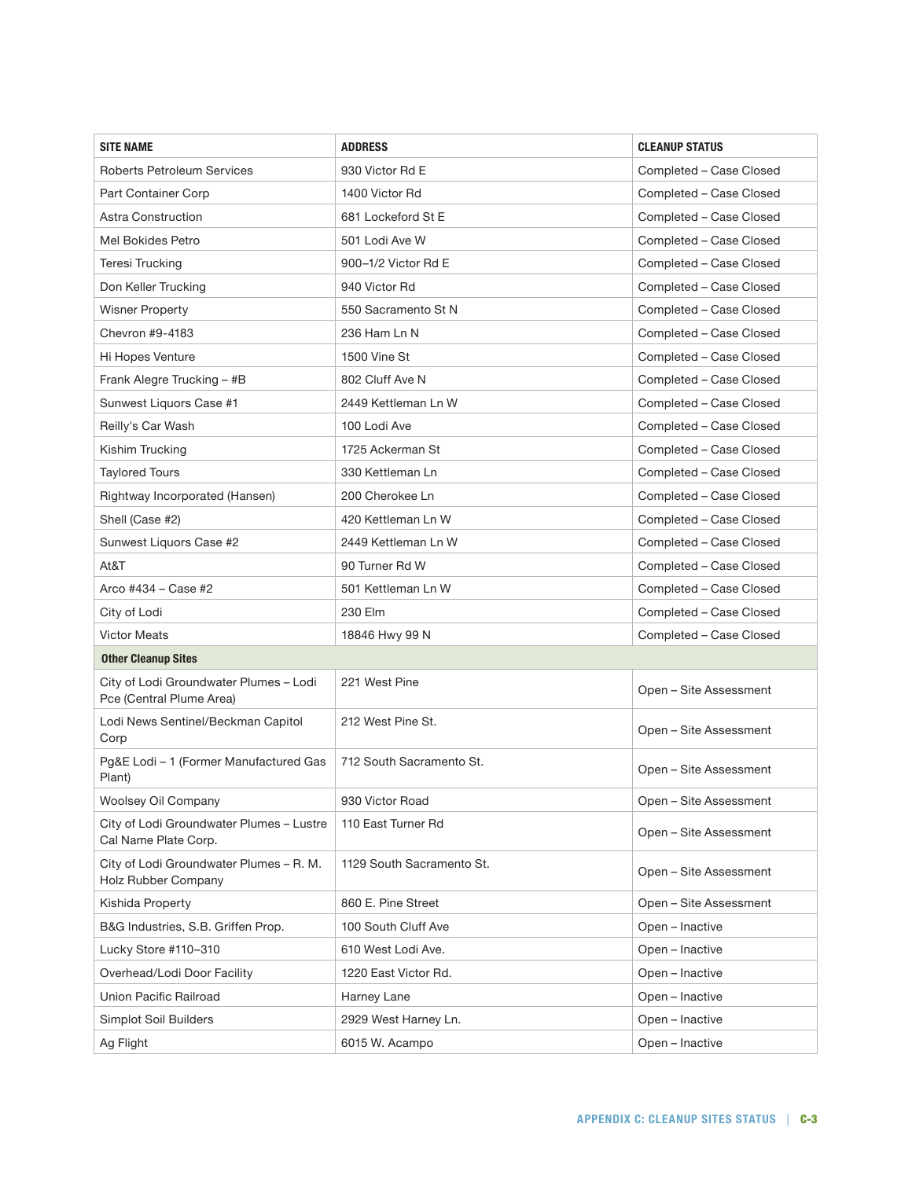| SITE NAME | ADDRESS | CLEANUP STATUS |
|---|---|---|
| Roberts Petroleum Services | 930 Victor Rd E | Completed – Case Closed |
| Part Container Corp | 1400 Victor Rd | Completed – Case Closed |
| Astra Construction | 681 Lockeford St E | Completed – Case Closed |
| Mel Bokides Petro | 501 Lodi Ave W | Completed – Case Closed |
| Teresi Trucking | 900–1/2 Victor Rd E | Completed – Case Closed |
| Don Keller Trucking | 940 Victor Rd | Completed – Case Closed |
| Wisner Property | 550 Sacramento St N | Completed – Case Closed |
| Chevron #9-4183 | 236 Ham Ln N | Completed – Case Closed |
| Hi Hopes Venture | 1500 Vine St | Completed – Case Closed |
| Frank Alegre Trucking – #B | 802 Cluff Ave N | Completed – Case Closed |
| Sunwest Liquors Case #1 | 2449 Kettleman Ln W | Completed – Case Closed |
| Reilly's Car Wash | 100 Lodi Ave | Completed – Case Closed |
| Kishim Trucking | 1725 Ackerman St | Completed – Case Closed |
| Taylored Tours | 330 Kettleman Ln | Completed – Case Closed |
| Rightway Incorporated (Hansen) | 200 Cherokee Ln | Completed – Case Closed |
| Shell (Case #2) | 420 Kettleman Ln W | Completed – Case Closed |
| Sunwest Liquors Case #2 | 2449 Kettleman Ln W | Completed – Case Closed |
| At&T | 90 Turner Rd W | Completed – Case Closed |
| Arco #434 – Case #2 | 501 Kettleman Ln W | Completed – Case Closed |
| City of Lodi | 230 Elm | Completed – Case Closed |
| Victor Meats | 18846 Hwy 99 N | Completed – Case Closed |
| **Other Cleanup Sites** | | |
| City of Lodi Groundwater Plumes – Lodi Pce (Central Plume Area) | 221 West Pine | Open – Site Assessment |
| Lodi News Sentinel/Beckman Capitol Corp | 212 West Pine St. | Open – Site Assessment |
| Pg&E Lodi – 1 (Former Manufactured Gas Plant) | 712 South Sacramento St. | Open – Site Assessment |
| Woolsey Oil Company | 930 Victor Road | Open – Site Assessment |
| City of Lodi Groundwater Plumes – Lustre Cal Name Plate Corp. | 110 East Turner Rd | Open – Site Assessment |
| City of Lodi Groundwater Plumes – R. M. Holz Rubber Company | 1129 South Sacramento St. | Open – Site Assessment |
| Kishida Property | 860 E. Pine Street | Open – Site Assessment |
| B&G Industries, S.B. Griffen Prop. | 100 South Cluff Ave | Open – Inactive |
| Lucky Store #110–310 | 610 West Lodi Ave. | Open – Inactive |
| Overhead/Lodi Door Facility | 1220 East Victor Rd. | Open – Inactive |
| Union Pacific Railroad | Harney Lane | Open – Inactive |
| Simplot Soil Builders | 2929 West Harney Ln. | Open – Inactive |
| Ag Flight | 6015 W. Acampo | Open – Inactive |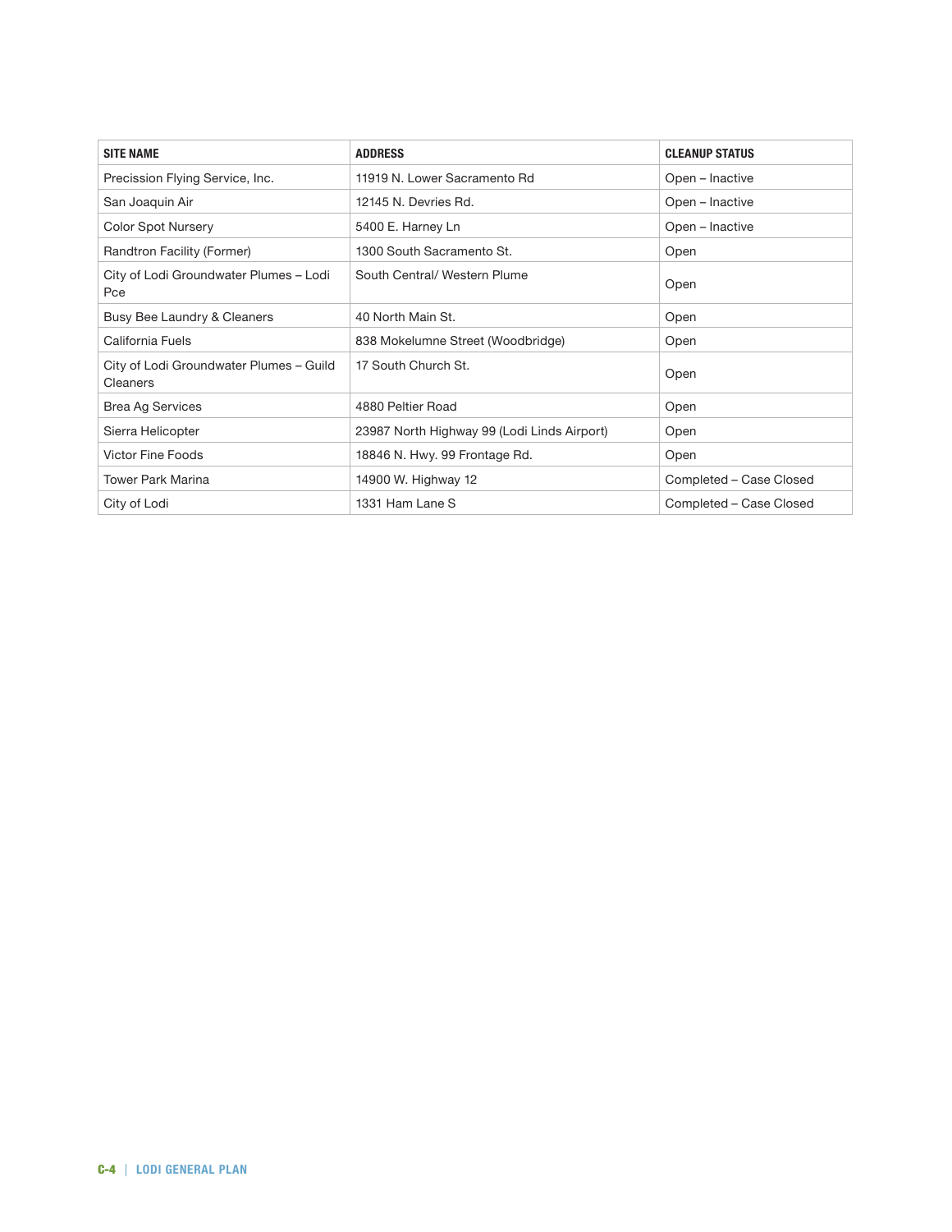| SITE NAME | ADDRESS | CLEANUP STATUS |
|---|---|---|
| Precission Flying Service, Inc. | 11919 N. Lower Sacramento Rd | Open – Inactive |
| San Joaquin Air | 12145 N. Devries Rd. | Open – Inactive |
| Color Spot Nursery | 5400 E. Harney Ln | Open – Inactive |
| Randtron Facility (Former) | 1300 South Sacramento St. | Open |
| City of Lodi Groundwater Plumes – Lodi Pce | South Central/ Western Plume | Open |
| Busy Bee Laundry & Cleaners | 40 North Main St. | Open |
| California Fuels | 838 Mokelumne Street (Woodbridge) | Open |
| City of Lodi Groundwater Plumes – Guild Cleaners | 17 South Church St. | Open |
| Brea Ag Services | 4880 Peltier Road | Open |
| Sierra Helicopter | 23987 North Highway 99 (Lodi Linds Airport) | Open |
| Victor Fine Foods | 18846 N. Hwy. 99 Frontage Rd. | Open |
| Tower Park Marina | 14900 W. Highway 12 | Completed – Case Closed |
| City of Lodi | 1331 Ham Lane S | Completed – Case Closed |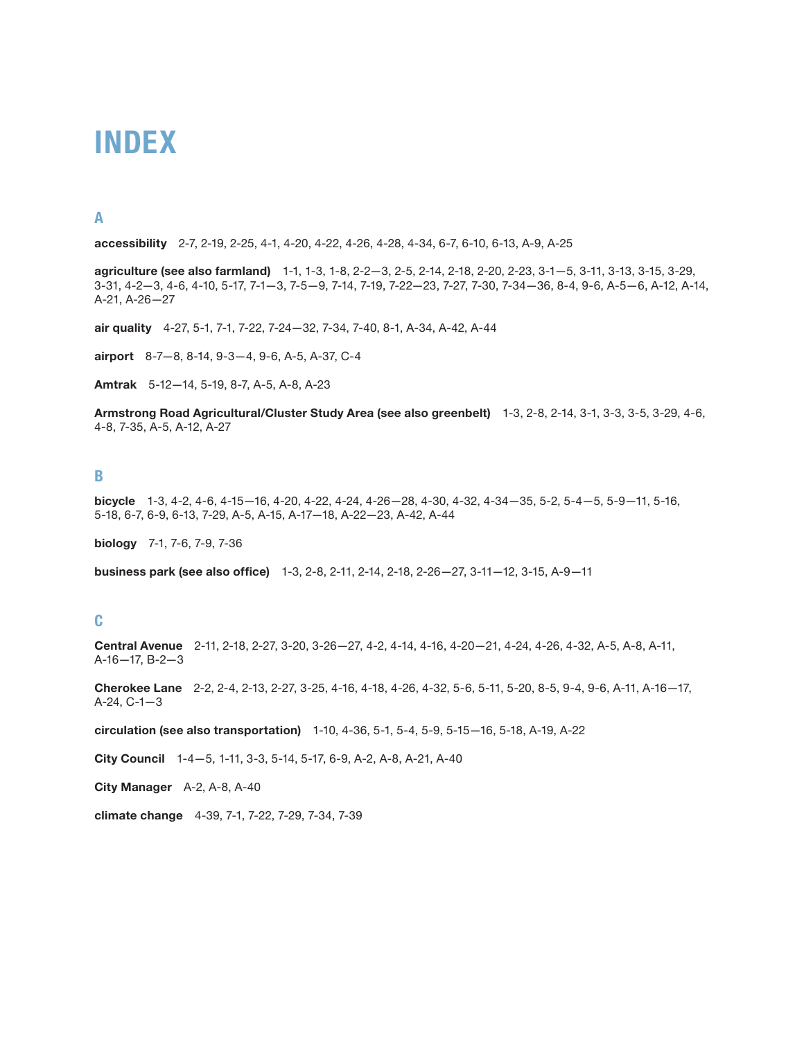# INDEX

## A

**accessibility** 2-7, 2-19, 2-25, 4-1, 4-20, 4-22, 4-26, 4-28, 4-34, 6-7, 6-10, 6-13, A-9, A-25

**agriculture (see also farmland)** 1-1, 1-3, 1-8, 2-2—3, 2-5, 2-14, 2-18, 2-20, 2-23, 3-1—5, 3-11, 3-13, 3-15, 3-29, 3-31, 4-2—3, 4-6, 4-10, 5-17, 7-1—3, 7-5—9, 7-14, 7-19, 7-22—23, 7-27, 7-30, 7-34—36, 8-4, 9-6, A-5—6, A-12, A-14, A-21, A-26—27

**air quality** 4-27, 5-1, 7-1, 7-22, 7-24—32, 7-34, 7-40, 8-1, A-34, A-42, A-44

**airport** 8-7—8, 8-14, 9-3—4, 9-6, A-5, A-37, C-4

**Amtrak** 5-12—14, 5-19, 8-7, A-5, A-8, A-23

**Armstrong Road Agricultural/Cluster Study Area (see also greenbelt)** 1-3, 2-8, 2-14, 3-1, 3-3, 3-5, 3-29, 4-6, 4-8, 7-35, A-5, A-12, A-27

## B

**bicycle** 1-3, 4-2, 4-6, 4-15—16, 4-20, 4-22, 4-24, 4-26—28, 4-30, 4-32, 4-34—35, 5-2, 5-4—5, 5-9—11, 5-16, 5-18, 6-7, 6-9, 6-13, 7-29, A-5, A-15, A-17—18, A-22—23, A-42, A-44

**biology** 7-1, 7-6, 7-9, 7-36

**business park (see also office)** 1-3, 2-8, 2-11, 2-14, 2-18, 2-26—27, 3-11—12, 3-15, A-9—11

## C

**Central Avenue** 2-11, 2-18, 2-27, 3-20, 3-26—27, 4-2, 4-14, 4-16, 4-20—21, 4-24, 4-26, 4-32, A-5, A-8, A-11, A-16—17, B-2—3

**Cherokee Lane** 2-2, 2-4, 2-13, 2-27, 3-25, 4-16, 4-18, 4-26, 4-32, 5-6, 5-11, 5-20, 8-5, 9-4, 9-6, A-11, A-16—17, A-24, C-1—3

**circulation (see also transportation)** 1-10, 4-36, 5-1, 5-4, 5-9, 5-15—16, 5-18, A-19, A-22

**City Council** 1-4—5, 1-11, 3-3, 5-14, 5-17, 6-9, A-2, A-8, A-21, A-40

**City Manager** A-2, A-8, A-40

**climate change** 4-39, 7-1, 7-22, 7-29, 7-34, 7-39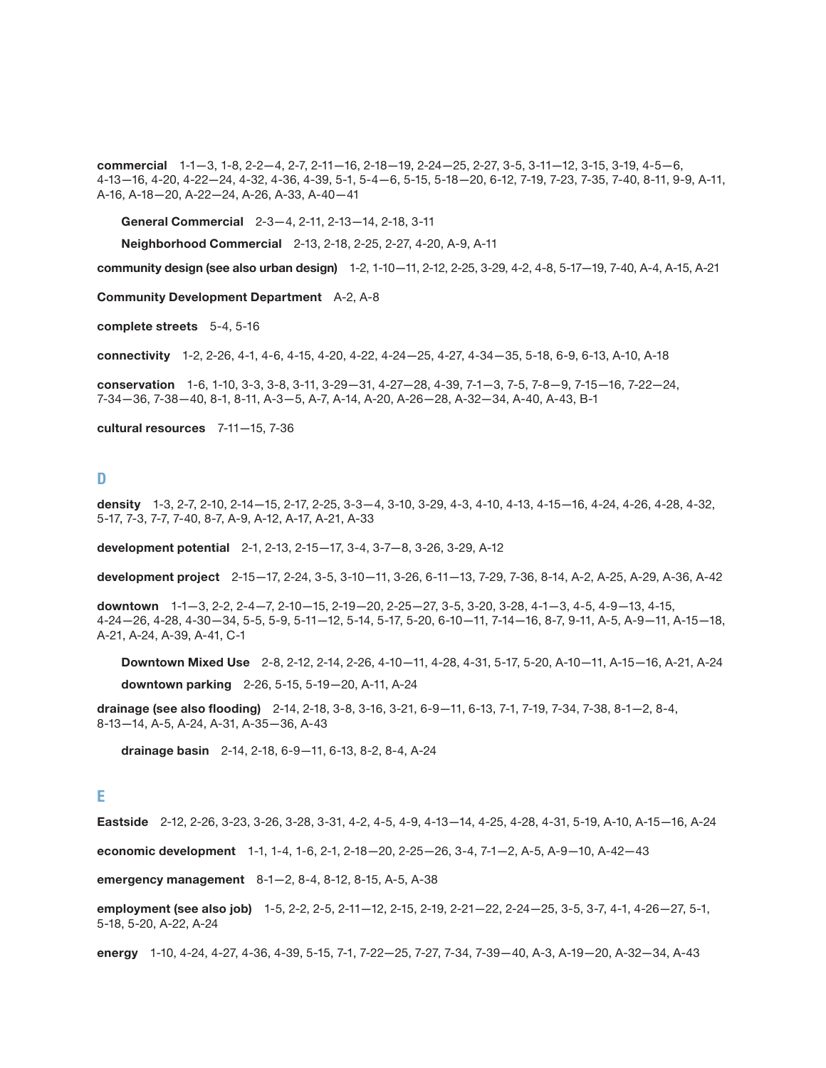**commercial** 1-1—3, 1-8, 2-2—4, 2-7, 2-11—16, 2-18—19, 2-24—25, 2-27, 3-5, 3-11—12, 3-15, 3-19, 4-5—6, 4-13—16, 4-20, 4-22—24, 4-32, 4-36, 4-39, 5-1, 5-4—6, 5-15, 5-18—20, 6-12, 7-19, 7-23, 7-35, 7-40, 8-11, 9-9, A-11, A-16, A-18—20, A-22—24, A-26, A-33, A-40—41

- **General Commercial** 2-3—4, 2-11, 2-13—14, 2-18, 3-11
- **Neighborhood Commercial** 2-13, 2-18, 2-25, 2-27, 4-20, A-9, A-11

**community design (see also urban design)** 1-2, 1-10—11, 2-12, 2-25, 3-29, 4-2, 4-8, 5-17—19, 7-40, A-4, A-15, A-21

**Community Development Department** A-2, A-8

**complete streets** 5-4, 5-16

**connectivity** 1-2, 2-26, 4-1, 4-6, 4-15, 4-20, 4-22, 4-24—25, 4-27, 4-34—35, 5-18, 6-9, 6-13, A-10, A-18

**conservation** 1-6, 1-10, 3-3, 3-8, 3-11, 3-29—31, 4-27—28, 4-39, 7-1—3, 7-5, 7-8—9, 7-15—16, 7-22—24, 7-34—36, 7-38—40, 8-1, 8-11, A-3—5, A-7, A-14, A-20, A-26—28, A-32—34, A-40, A-43, B-1

**cultural resources** 7-11—15, 7-36

## D

**density** 1-3, 2-7, 2-10, 2-14—15, 2-17, 2-25, 3-3—4, 3-10, 3-29, 4-3, 4-10, 4-13, 4-15—16, 4-24, 4-26, 4-28, 4-32, 5-17, 7-3, 7-7, 7-40, 8-7, A-9, A-12, A-17, A-21, A-33

**development potential** 2-1, 2-13, 2-15—17, 3-4, 3-7—8, 3-26, 3-29, A-12

**development project** 2-15—17, 2-24, 3-5, 3-10—11, 3-26, 6-11—13, 7-29, 7-36, 8-14, A-2, A-25, A-29, A-36, A-42

**downtown** 1-1—3, 2-2, 2-4—7, 2-10—15, 2-19—20, 2-25—27, 3-5, 3-20, 3-28, 4-1—3, 4-5, 4-9—13, 4-15, 4-24—26, 4-28, 4-30—34, 5-5, 5-9, 5-11—12, 5-14, 5-17, 5-20, 6-10—11, 7-14—16, 8-7, 9-11, A-5, A-9—11, A-15—18, A-21, A-24, A-39, A-41, C-1

- **Downtown Mixed Use** 2-8, 2-12, 2-14, 2-26, 4-10—11, 4-28, 4-31, 5-17, 5-20, A-10—11, A-15—16, A-21, A-24
- **downtown parking** 2-26, 5-15, 5-19—20, A-11, A-24

**drainage (see also flooding)** 2-14, 2-18, 3-8, 3-16, 3-21, 6-9—11, 6-13, 7-1, 7-19, 7-34, 7-38, 8-1—2, 8-4, 8-13—14, A-5, A-24, A-31, A-35—36, A-43

- **drainage basin** 2-14, 2-18, 6-9—11, 6-13, 8-2, 8-4, A-24

## E

**Eastside** 2-12, 2-26, 3-23, 3-26, 3-28, 3-31, 4-2, 4-5, 4-9, 4-13—14, 4-25, 4-28, 4-31, 5-19, A-10, A-15—16, A-24

**economic development** 1-1, 1-4, 1-6, 2-1, 2-18—20, 2-25—26, 3-4, 7-1—2, A-5, A-9—10, A-42—43

**emergency management** 8-1—2, 8-4, 8-12, 8-15, A-5, A-38

**employment (see also job)** 1-5, 2-2, 2-5, 2-11—12, 2-15, 2-19, 2-21—22, 2-24—25, 3-5, 3-7, 4-1, 4-26—27, 5-1, 5-18, 5-20, A-22, A-24

**energy** 1-10, 4-24, 4-27, 4-36, 4-39, 5-15, 7-1, 7-22—25, 7-27, 7-34, 7-39—40, A-3, A-19—20, A-32—34, A-43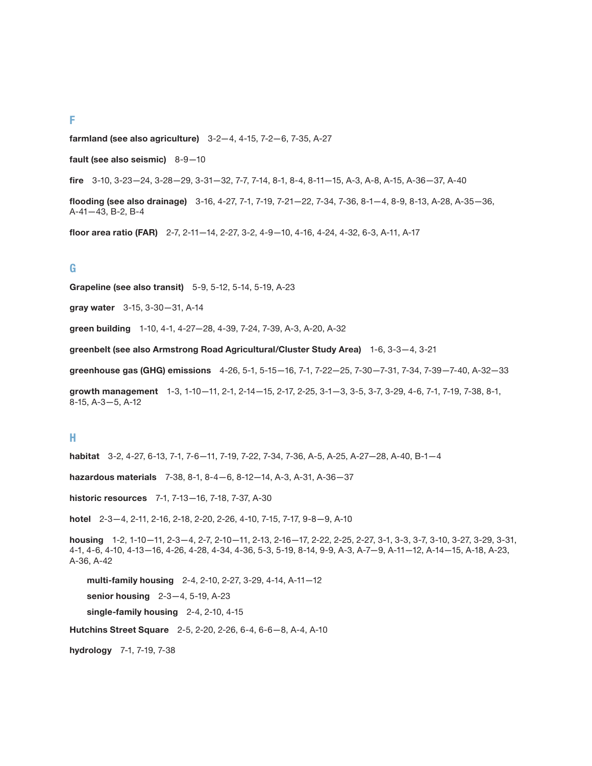## F

**farmland (see also agriculture)** 3-2—4, 4-15, 7-2—6, 7-35, A-27

**fault (see also seismic)** 8-9—10

**fire** 3-10, 3-23—24, 3-28—29, 3-31—32, 7-7, 7-14, 8-1, 8-4, 8-11—15, A-3, A-8, A-15, A-36—37, A-40

**flooding (see also drainage)** 3-16, 4-27, 7-1, 7-19, 7-21—22, 7-34, 7-36, 8-1—4, 8-9, 8-13, A-28, A-35—36, A-41—43, B-2, B-4

**floor area ratio (FAR)** 2-7, 2-11—14, 2-27, 3-2, 4-9—10, 4-16, 4-24, 4-32, 6-3, A-11, A-17

## G

**Grapeline (see also transit)** 5-9, 5-12, 5-14, 5-19, A-23

**gray water** 3-15, 3-30—31, A-14

**green building** 1-10, 4-1, 4-27—28, 4-39, 7-24, 7-39, A-3, A-20, A-32

**greenbelt (see also Armstrong Road Agricultural/Cluster Study Area)** 1-6, 3-3—4, 3-21

**greenhouse gas (GHG) emissions** 4-26, 5-1, 5-15—16, 7-1, 7-22—25, 7-30—7-31, 7-34, 7-39—7-40, A-32—33

**growth management** 1-3, 1-10—11, 2-1, 2-14—15, 2-17, 2-25, 3-1—3, 3-5, 3-7, 3-29, 4-6, 7-1, 7-19, 7-38, 8-1, 8-15, A-3—5, A-12

## H

**habitat** 3-2, 4-27, 6-13, 7-1, 7-6—11, 7-19, 7-22, 7-34, 7-36, A-5, A-25, A-27—28, A-40, B-1—4

**hazardous materials** 7-38, 8-1, 8-4—6, 8-12—14, A-3, A-31, A-36—37

**historic resources** 7-1, 7-13—16, 7-18, 7-37, A-30

**hotel** 2-3—4, 2-11, 2-16, 2-18, 2-20, 2-26, 4-10, 7-15, 7-17, 9-8—9, A-10

**housing** 1-2, 1-10—11, 2-3—4, 2-7, 2-10—11, 2-13, 2-16—17, 2-22, 2-25, 2-27, 3-1, 3-3, 3-7, 3-10, 3-27, 3-29, 3-31, 4-1, 4-6, 4-10, 4-13—16, 4-26, 4-28, 4-34, 4-36, 5-3, 5-19, 8-14, 9-9, A-3, A-7—9, A-11—12, A-14—15, A-18, A-23, A-36, A-42

- **multi-family housing** 2-4, 2-10, 2-27, 3-29, 4-14, A-11—12
- **senior housing** 2-3—4, 5-19, A-23
- **single-family housing** 2-4, 2-10, 4-15

**Hutchins Street Square** 2-5, 2-20, 2-26, 6-4, 6-6—8, A-4, A-10

**hydrology** 7-1, 7-19, 7-38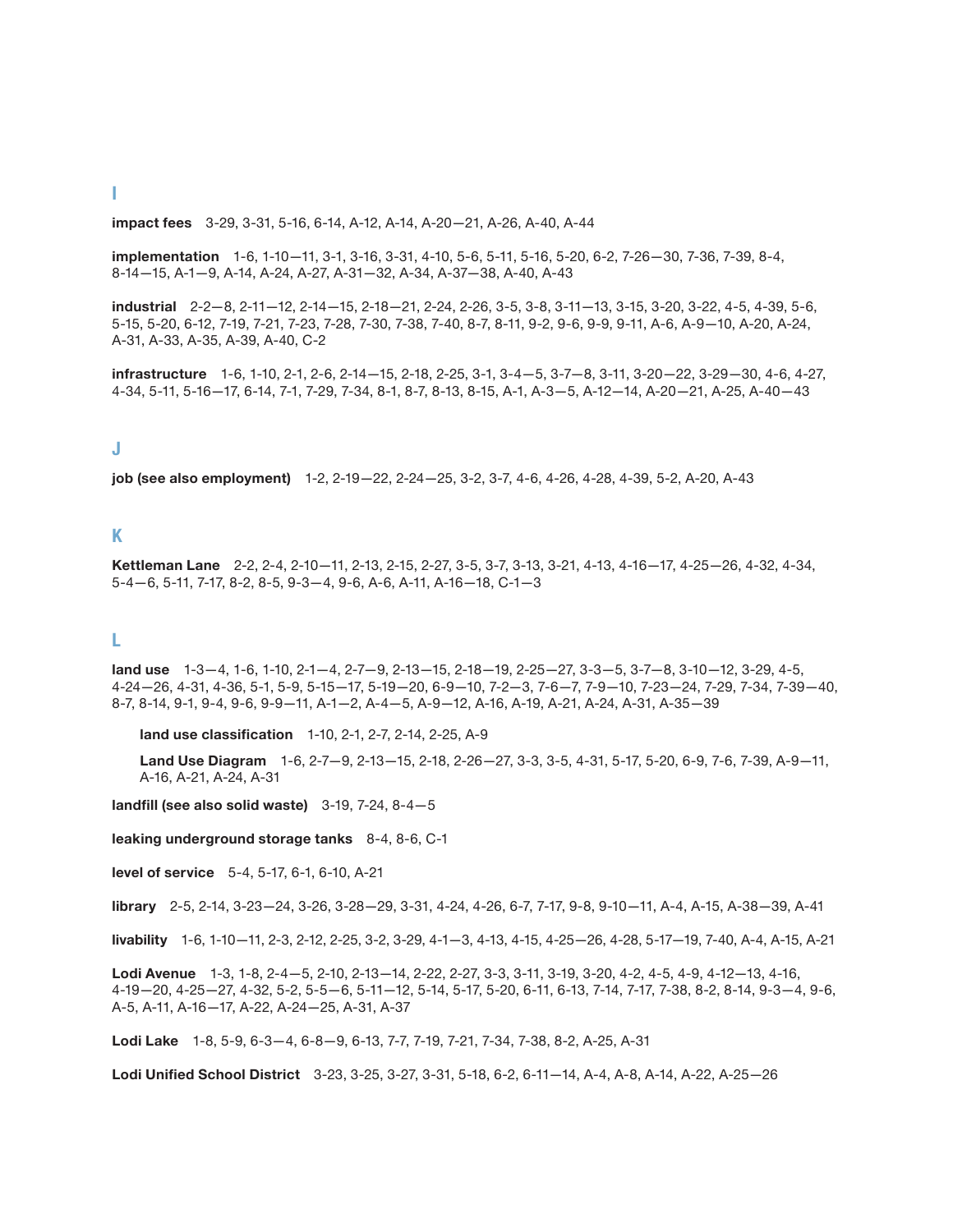## I

**impact fees** 3-29, 3-31, 5-16, 6-14, A-12, A-14, A-20—21, A-26, A-40, A-44

**implementation** 1-6, 1-10—11, 3-1, 3-16, 3-31, 4-10, 5-6, 5-11, 5-16, 5-20, 6-2, 7-26—30, 7-36, 7-39, 8-4, 8-14—15, A-1—9, A-14, A-24, A-27, A-31—32, A-34, A-37—38, A-40, A-43

**industrial** 2-2—8, 2-11—12, 2-14—15, 2-18—21, 2-24, 2-26, 3-5, 3-8, 3-11—13, 3-15, 3-20, 3-22, 4-5, 4-39, 5-6, 5-15, 5-20, 6-12, 7-19, 7-21, 7-23, 7-28, 7-30, 7-38, 7-40, 8-7, 8-11, 9-2, 9-6, 9-9, 9-11, A-6, A-9—10, A-20, A-24, A-31, A-33, A-35, A-39, A-40, C-2

**infrastructure** 1-6, 1-10, 2-1, 2-6, 2-14—15, 2-18, 2-25, 3-1, 3-4—5, 3-7—8, 3-11, 3-20—22, 3-29—30, 4-6, 4-27, 4-34, 5-11, 5-16—17, 6-14, 7-1, 7-29, 7-34, 8-1, 8-7, 8-13, 8-15, A-1, A-3—5, A-12—14, A-20—21, A-25, A-40—43

## J

**job (see also employment)** 1-2, 2-19—22, 2-24—25, 3-2, 3-7, 4-6, 4-26, 4-28, 4-39, 5-2, A-20, A-43

## K

**Kettleman Lane** 2-2, 2-4, 2-10—11, 2-13, 2-15, 2-27, 3-5, 3-7, 3-13, 3-21, 4-13, 4-16—17, 4-25—26, 4-32, 4-34, 5-4—6, 5-11, 7-17, 8-2, 8-5, 9-3—4, 9-6, A-6, A-11, A-16—18, C-1—3

## L

**land use** 1-3—4, 1-6, 1-10, 2-1—4, 2-7—9, 2-13—15, 2-18—19, 2-25—27, 3-3—5, 3-7—8, 3-10—12, 3-29, 4-5, 4-24—26, 4-31, 4-36, 5-1, 5-9, 5-15—17, 5-19—20, 6-9—10, 7-2—3, 7-6—7, 7-9—10, 7-23—24, 7-29, 7-34, 7-39—40, 8-7, 8-14, 9-1, 9-4, 9-6, 9-9—11, A-1—2, A-4—5, A-9—12, A-16, A-19, A-21, A-24, A-31, A-35—39

- **land use classification** 1-10, 2-1, 2-7, 2-14, 2-25, A-9
- **Land Use Diagram** 1-6, 2-7—9, 2-13—15, 2-18, 2-26—27, 3-3, 3-5, 4-31, 5-17, 5-20, 6-9, 7-6, 7-39, A-9—11, A-16, A-21, A-24, A-31

**landfill (see also solid waste)** 3-19, 7-24, 8-4—5

**leaking underground storage tanks** 8-4, 8-6, C-1

**level of service** 5-4, 5-17, 6-1, 6-10, A-21

**library** 2-5, 2-14, 3-23—24, 3-26, 3-28—29, 3-31, 4-24, 4-26, 6-7, 7-17, 9-8, 9-10—11, A-4, A-15, A-38—39, A-41

**livability** 1-6, 1-10—11, 2-3, 2-12, 2-25, 3-2, 3-29, 4-1—3, 4-13, 4-15, 4-25—26, 4-28, 5-17—19, 7-40, A-4, A-15, A-21

**Lodi Avenue** 1-3, 1-8, 2-4—5, 2-10, 2-13—14, 2-22, 2-27, 3-3, 3-11, 3-19, 3-20, 4-2, 4-5, 4-9, 4-12—13, 4-16, 4-19—20, 4-25—27, 4-32, 5-2, 5-5—6, 5-11—12, 5-14, 5-17, 5-20, 6-11, 6-13, 7-14, 7-17, 7-38, 8-2, 8-14, 9-3—4, 9-6, A-5, A-11, A-16—17, A-22, A-24—25, A-31, A-37

**Lodi Lake** 1-8, 5-9, 6-3—4, 6-8—9, 6-13, 7-7, 7-19, 7-21, 7-34, 7-38, 8-2, A-25, A-31

**Lodi Unified School District** 3-23, 3-25, 3-27, 3-31, 5-18, 6-2, 6-11—14, A-4, A-8, A-14, A-22, A-25—26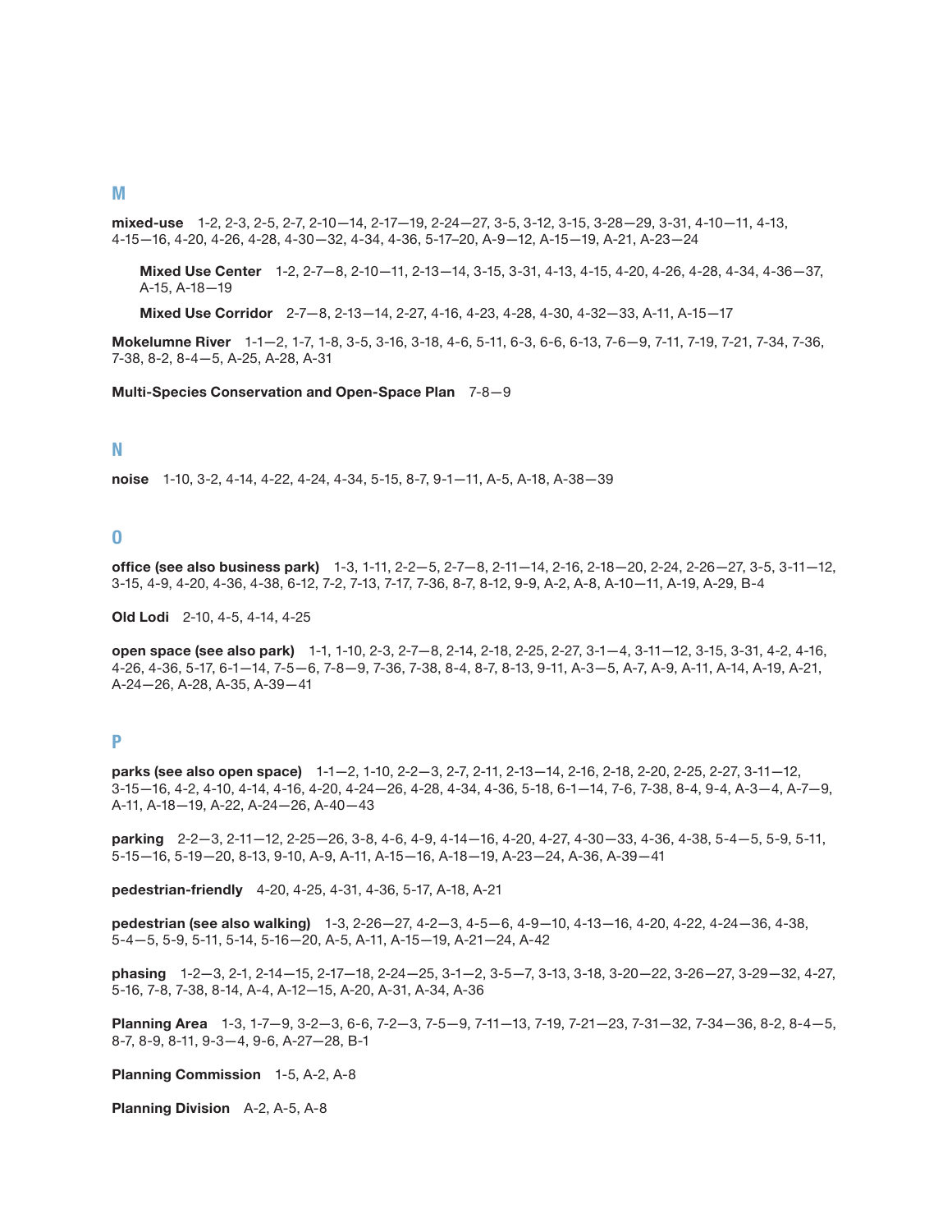## M

**mixed-use** 1-2, 2-3, 2-5, 2-7, 2-10—14, 2-17—19, 2-24—27, 3-5, 3-12, 3-15, 3-28—29, 3-31, 4-10—11, 4-13, 4-15—16, 4-20, 4-26, 4-28, 4-30—32, 4-34, 4-36, 5-17–20, A-9—12, A-15—19, A-21, A-23—24

- **Mixed Use Center** 1-2, 2-7—8, 2-10—11, 2-13—14, 3-15, 3-31, 4-13, 4-15, 4-20, 4-26, 4-28, 4-34, 4-36—37, A-15, A-18—19
- **Mixed Use Corridor** 2-7—8, 2-13—14, 2-27, 4-16, 4-23, 4-28, 4-30, 4-32—33, A-11, A-15—17

**Mokelumne River** 1-1—2, 1-7, 1-8, 3-5, 3-16, 3-18, 4-6, 5-11, 6-3, 6-6, 6-13, 7-6—9, 7-11, 7-19, 7-21, 7-34, 7-36, 7-38, 8-2, 8-4—5, A-25, A-28, A-31

**Multi-Species Conservation and Open-Space Plan** 7-8—9

## N

**noise** 1-10, 3-2, 4-14, 4-22, 4-24, 4-34, 5-15, 8-7, 9-1—11, A-5, A-18, A-38—39

## O

**office (see also business park)** 1-3, 1-11, 2-2—5, 2-7—8, 2-11—14, 2-16, 2-18—20, 2-24, 2-26—27, 3-5, 3-11—12, 3-15, 4-9, 4-20, 4-36, 4-38, 6-12, 7-2, 7-13, 7-17, 7-36, 8-7, 8-12, 9-9, A-2, A-8, A-10—11, A-19, A-29, B-4

**Old Lodi** 2-10, 4-5, 4-14, 4-25

**open space (see also park)** 1-1, 1-10, 2-3, 2-7—8, 2-14, 2-18, 2-25, 2-27, 3-1—4, 3-11—12, 3-15, 3-31, 4-2, 4-16, 4-26, 4-36, 5-17, 6-1—14, 7-5—6, 7-8—9, 7-36, 7-38, 8-4, 8-7, 8-13, 9-11, A-3—5, A-7, A-9, A-11, A-14, A-19, A-21, A-24—26, A-28, A-35, A-39—41

## P

**parks (see also open space)** 1-1—2, 1-10, 2-2—3, 2-7, 2-11, 2-13—14, 2-16, 2-18, 2-20, 2-25, 2-27, 3-11—12, 3-15—16, 4-2, 4-10, 4-14, 4-16, 4-20, 4-24—26, 4-28, 4-34, 4-36, 5-18, 6-1—14, 7-6, 7-38, 8-4, 9-4, A-3—4, A-7—9, A-11, A-18—19, A-22, A-24—26, A-40—43

**parking** 2-2—3, 2-11—12, 2-25—26, 3-8, 4-6, 4-9, 4-14—16, 4-20, 4-27, 4-30—33, 4-36, 4-38, 5-4—5, 5-9, 5-11, 5-15—16, 5-19—20, 8-13, 9-10, A-9, A-11, A-15—16, A-18—19, A-23—24, A-36, A-39—41

**pedestrian-friendly** 4-20, 4-25, 4-31, 4-36, 5-17, A-18, A-21

**pedestrian (see also walking)** 1-3, 2-26—27, 4-2—3, 4-5—6, 4-9—10, 4-13—16, 4-20, 4-22, 4-24—36, 4-38, 5-4—5, 5-9, 5-11, 5-14, 5-16—20, A-5, A-11, A-15—19, A-21—24, A-42

**phasing** 1-2—3, 2-1, 2-14—15, 2-17—18, 2-24—25, 3-1—2, 3-5—7, 3-13, 3-18, 3-20—22, 3-26—27, 3-29—32, 4-27, 5-16, 7-8, 7-38, 8-14, A-4, A-12—15, A-20, A-31, A-34, A-36

**Planning Area** 1-3, 1-7—9, 3-2—3, 6-6, 7-2—3, 7-5—9, 7-11—13, 7-19, 7-21—23, 7-31—32, 7-34—36, 8-2, 8-4—5, 8-7, 8-9, 8-11, 9-3—4, 9-6, A-27—28, B-1

**Planning Commission** 1-5, A-2, A-8

**Planning Division** A-2, A-5, A-8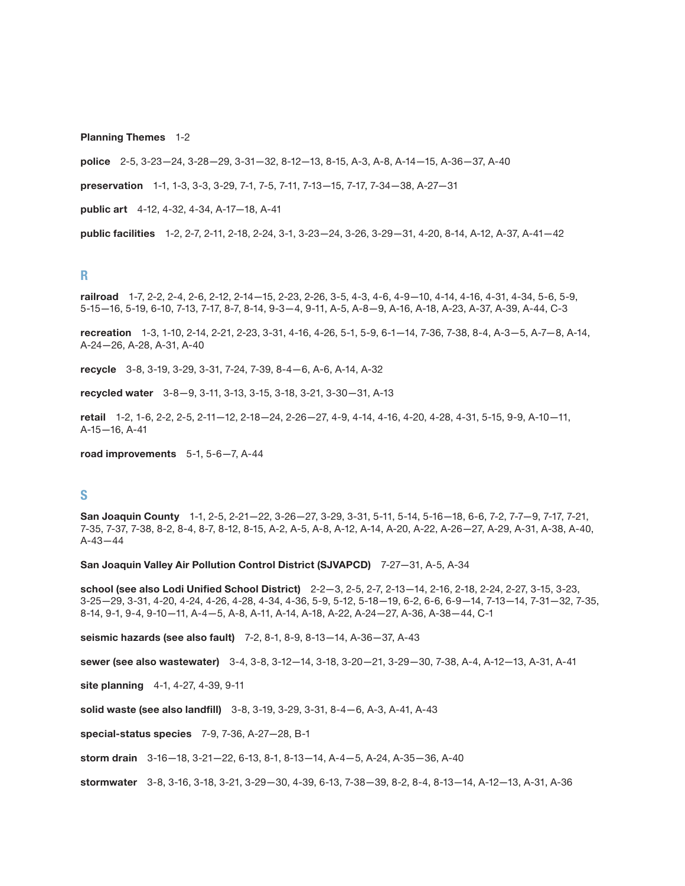**Planning Themes** 1-2

**police** 2-5, 3-23—24, 3-28—29, 3-31—32, 8-12—13, 8-15, A-3, A-8, A-14—15, A-36—37, A-40

**preservation** 1-1, 1-3, 3-3, 3-29, 7-1, 7-5, 7-11, 7-13—15, 7-17, 7-34—38, A-27—31

**public art** 4-12, 4-32, 4-34, A-17—18, A-41

**public facilities** 1-2, 2-7, 2-11, 2-18, 2-24, 3-1, 3-23—24, 3-26, 3-29—31, 4-20, 8-14, A-12, A-37, A-41—42

## R

**railroad** 1-7, 2-2, 2-4, 2-6, 2-12, 2-14—15, 2-23, 2-26, 3-5, 4-3, 4-6, 4-9—10, 4-14, 4-16, 4-31, 4-34, 5-6, 5-9, 5-15—16, 5-19, 6-10, 7-13, 7-17, 8-7, 8-14, 9-3—4, 9-11, A-5, A-8—9, A-16, A-18, A-23, A-37, A-39, A-44, C-3

**recreation** 1-3, 1-10, 2-14, 2-21, 2-23, 3-31, 4-16, 4-26, 5-1, 5-9, 6-1—14, 7-36, 7-38, 8-4, A-3—5, A-7—8, A-14, A-24—26, A-28, A-31, A-40

**recycle** 3-8, 3-19, 3-29, 3-31, 7-24, 7-39, 8-4—6, A-6, A-14, A-32

**recycled water** 3-8—9, 3-11, 3-13, 3-15, 3-18, 3-21, 3-30—31, A-13

**retail** 1-2, 1-6, 2-2, 2-5, 2-11—12, 2-18—24, 2-26—27, 4-9, 4-14, 4-16, 4-20, 4-28, 4-31, 5-15, 9-9, A-10—11, A-15—16, A-41

**road improvements** 5-1, 5-6—7, A-44

## S

**San Joaquin County** 1-1, 2-5, 2-21—22, 3-26—27, 3-29, 3-31, 5-11, 5-14, 5-16—18, 6-6, 7-2, 7-7—9, 7-17, 7-21, 7-35, 7-37, 7-38, 8-2, 8-4, 8-7, 8-12, 8-15, A-2, A-5, A-8, A-12, A-14, A-20, A-22, A-26—27, A-29, A-31, A-38, A-40, A-43—44

**San Joaquin Valley Air Pollution Control District (SJVAPCD)** 7-27—31, A-5, A-34

**school (see also Lodi Unified School District)** 2-2—3, 2-5, 2-7, 2-13—14, 2-16, 2-18, 2-24, 2-27, 3-15, 3-23, 3-25—29, 3-31, 4-20, 4-24, 4-26, 4-28, 4-34, 4-36, 5-9, 5-12, 5-18—19, 6-2, 6-6, 6-9—14, 7-13—14, 7-31—32, 7-35, 8-14, 9-1, 9-4, 9-10—11, A-4—5, A-8, A-11, A-14, A-18, A-22, A-24—27, A-36, A-38—44, C-1

**seismic hazards (see also fault)** 7-2, 8-1, 8-9, 8-13—14, A-36—37, A-43

**sewer (see also wastewater)** 3-4, 3-8, 3-12—14, 3-18, 3-20—21, 3-29—30, 7-38, A-4, A-12—13, A-31, A-41

**site planning** 4-1, 4-27, 4-39, 9-11

**solid waste (see also landfill)** 3-8, 3-19, 3-29, 3-31, 8-4—6, A-3, A-41, A-43

**special-status species** 7-9, 7-36, A-27—28, B-1

**storm drain** 3-16—18, 3-21—22, 6-13, 8-1, 8-13—14, A-4—5, A-24, A-35—36, A-40

**stormwater** 3-8, 3-16, 3-18, 3-21, 3-29—30, 4-39, 6-13, 7-38—39, 8-2, 8-4, 8-13—14, A-12—13, A-31, A-36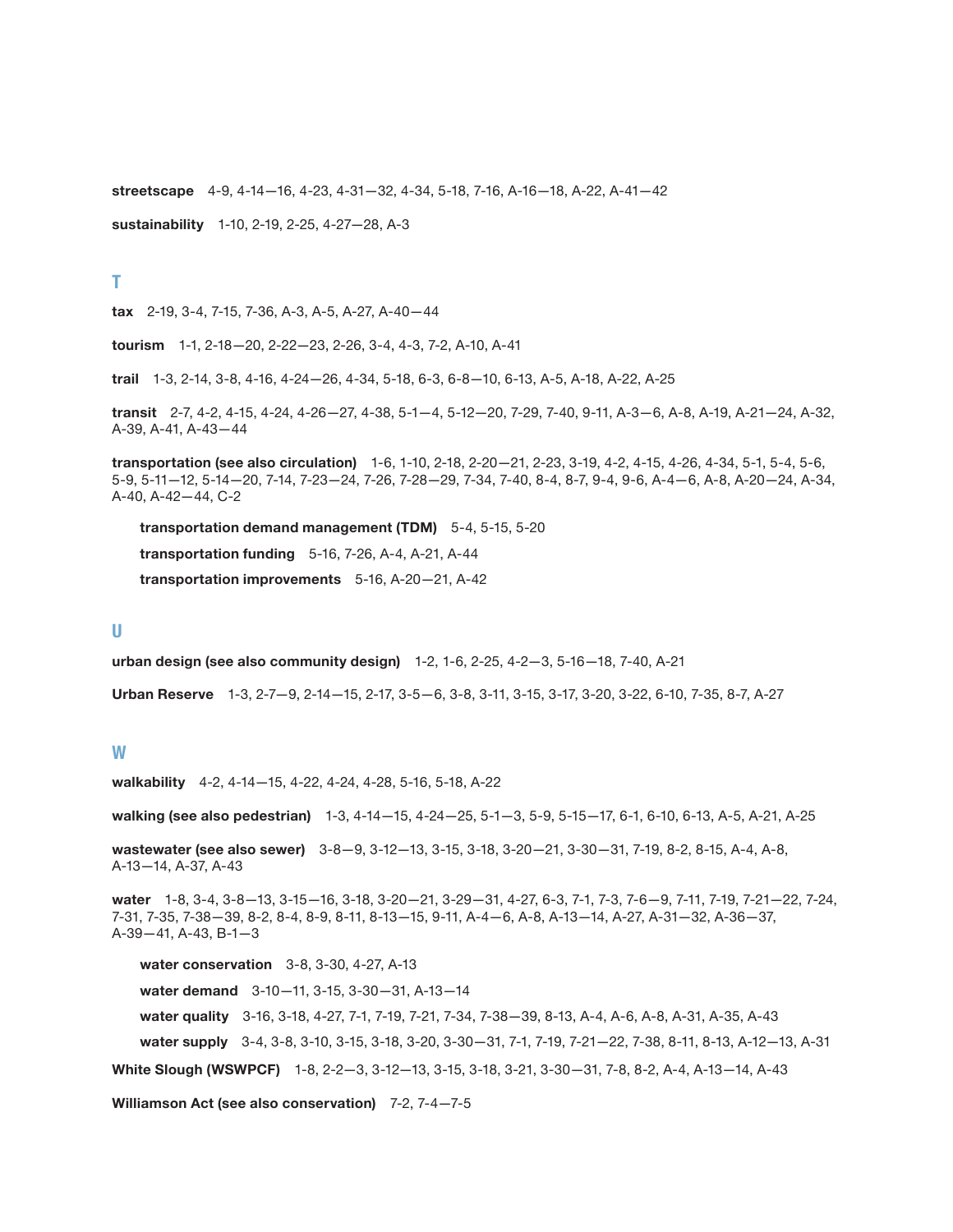**streetscape** 4-9, 4-14—16, 4-23, 4-31—32, 4-34, 5-18, 7-16, A-16—18, A-22, A-41—42

**sustainability** 1-10, 2-19, 2-25, 4-27—28, A-3

## T

**tax** 2-19, 3-4, 7-15, 7-36, A-3, A-5, A-27, A-40—44

**tourism** 1-1, 2-18—20, 2-22—23, 2-26, 3-4, 4-3, 7-2, A-10, A-41

**trail** 1-3, 2-14, 3-8, 4-16, 4-24—26, 4-34, 5-18, 6-3, 6-8—10, 6-13, A-5, A-18, A-22, A-25

**transit** 2-7, 4-2, 4-15, 4-24, 4-26—27, 4-38, 5-1—4, 5-12—20, 7-29, 7-40, 9-11, A-3—6, A-8, A-19, A-21—24, A-32, A-39, A-41, A-43—44

**transportation (see also circulation)** 1-6, 1-10, 2-18, 2-20—21, 2-23, 3-19, 4-2, 4-15, 4-26, 4-34, 5-1, 5-4, 5-6, 5-9, 5-11—12, 5-14—20, 7-14, 7-23—24, 7-26, 7-28—29, 7-34, 7-40, 8-4, 8-7, 9-4, 9-6, A-4—6, A-8, A-20—24, A-34, A-40, A-42—44, C-2

- **transportation demand management (TDM)** 5-4, 5-15, 5-20
- **transportation funding** 5-16, 7-26, A-4, A-21, A-44
- **transportation improvements** 5-16, A-20—21, A-42

## U

**urban design (see also community design)** 1-2, 1-6, 2-25, 4-2—3, 5-16—18, 7-40, A-21

**Urban Reserve** 1-3, 2-7—9, 2-14—15, 2-17, 3-5—6, 3-8, 3-11, 3-15, 3-17, 3-20, 3-22, 6-10, 7-35, 8-7, A-27

## W

**walkability** 4-2, 4-14—15, 4-22, 4-24, 4-28, 5-16, 5-18, A-22

**walking (see also pedestrian)** 1-3, 4-14—15, 4-24—25, 5-1—3, 5-9, 5-15—17, 6-1, 6-10, 6-13, A-5, A-21, A-25

**wastewater (see also sewer)** 3-8—9, 3-12—13, 3-15, 3-18, 3-20—21, 3-30—31, 7-19, 8-2, 8-15, A-4, A-8, A-13—14, A-37, A-43

**water** 1-8, 3-4, 3-8—13, 3-15—16, 3-18, 3-20—21, 3-29—31, 4-27, 6-3, 7-1, 7-3, 7-6—9, 7-11, 7-19, 7-21—22, 7-24, 7-31, 7-35, 7-38—39, 8-2, 8-4, 8-9, 8-11, 8-13—15, 9-11, A-4—6, A-8, A-13—14, A-27, A-31—32, A-36—37, A-39—41, A-43, B-1—3

- **water conservation** 3-8, 3-30, 4-27, A-13
- **water demand** 3-10—11, 3-15, 3-30—31, A-13—14
- **water quality** 3-16, 3-18, 4-27, 7-1, 7-19, 7-21, 7-34, 7-38—39, 8-13, A-4, A-6, A-8, A-31, A-35, A-43
- **water supply** 3-4, 3-8, 3-10, 3-15, 3-18, 3-20, 3-30—31, 7-1, 7-19, 7-21—22, 7-38, 8-11, 8-13, A-12—13, A-31

**White Slough (WSWPCF)** 1-8, 2-2—3, 3-12—13, 3-15, 3-18, 3-21, 3-30—31, 7-8, 8-2, A-4, A-13—14, A-43

**Williamson Act (see also conservation)** 7-2, 7-4—7-5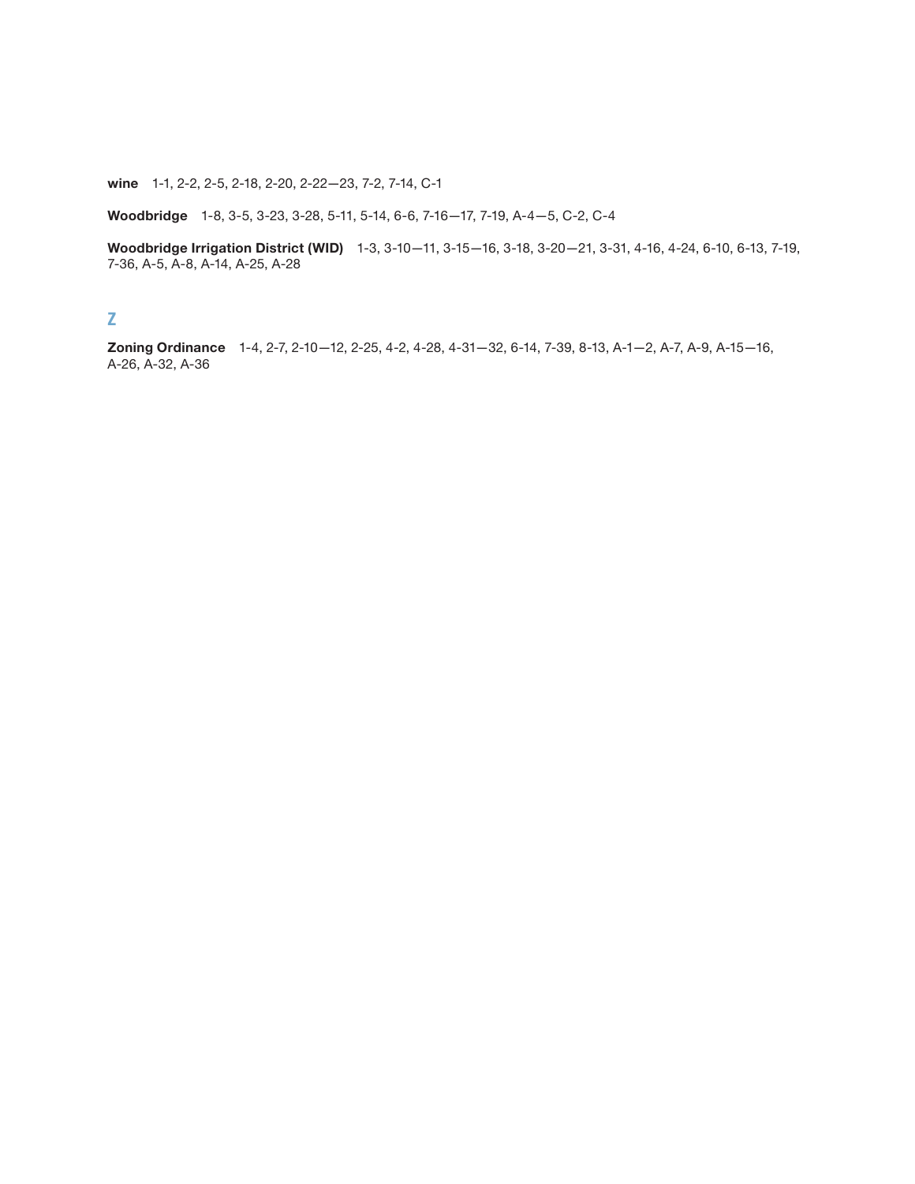**wine** 1-1, 2-2, 2-5, 2-18, 2-20, 2-22—23, 7-2, 7-14, C-1

**Woodbridge** 1-8, 3-5, 3-23, 3-28, 5-11, 5-14, 6-6, 7-16—17, 7-19, A-4—5, C-2, C-4

**Woodbridge Irrigation District (WID)** 1-3, 3-10—11, 3-15—16, 3-18, 3-20—21, 3-31, 4-16, 4-24, 6-10, 6-13, 7-19, 7-36, A-5, A-8, A-14, A-25, A-28

## Z

**Zoning Ordinance** 1-4, 2-7, 2-10—12, 2-25, 4-2, 4-28, 4-31—32, 6-14, 7-39, 8-13, A-1—2, A-7, A-9, A-15—16, A-26, A-32, A-36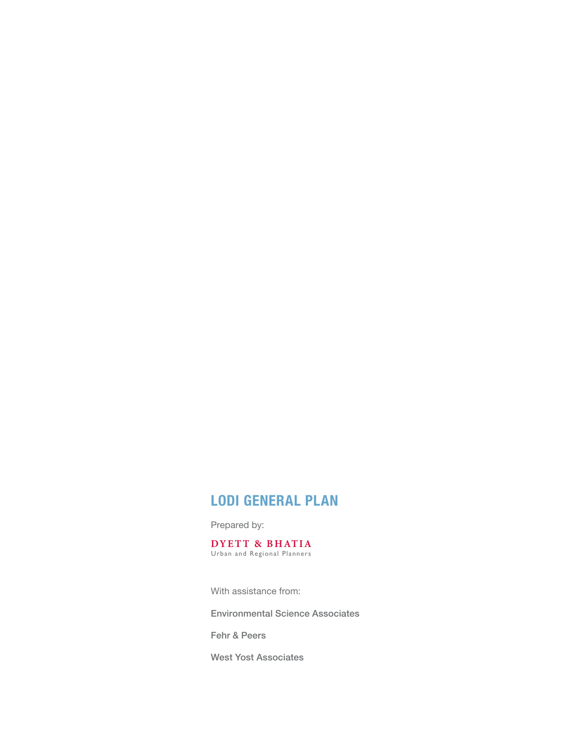## LODI GENERAL PLAN

Prepared by:

**DYETT & BHATIA**
Urban and Regional Planners

With assistance from:

Environmental Science Associates

Fehr & Peers

West Yost Associates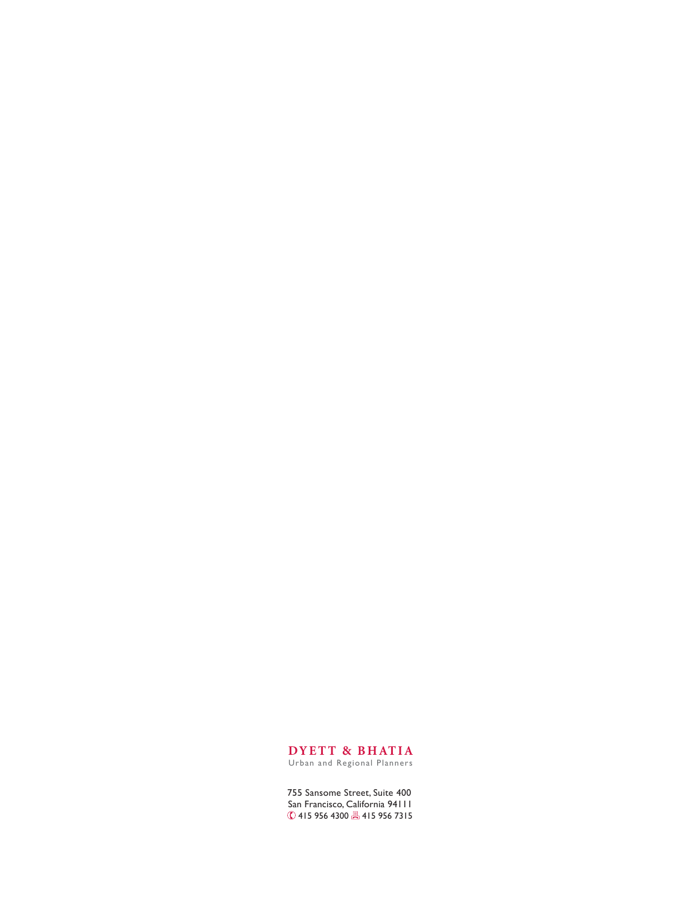**DYETT & BHATIA**
Urban and Regional Planners

755 Sansome Street, Suite 400
San Francisco, California 94111
415 956 4300 415 956 7315